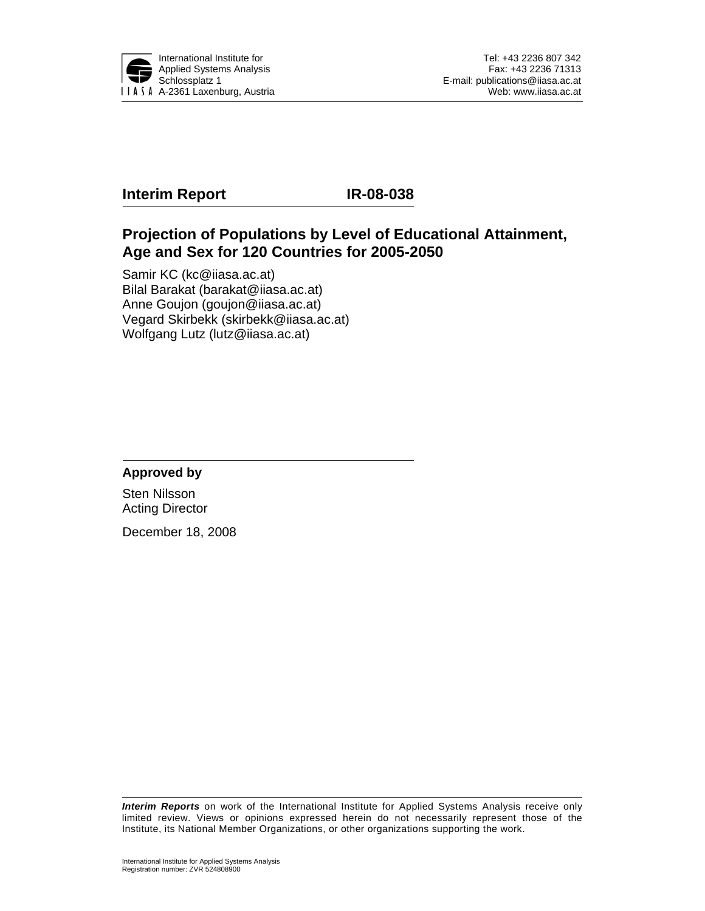International Institute for Applied Systems Analysis
Schlossplatz 1
A-2361 Laxenburg, Austria

Tel: +43 2236 807 342
Fax: +43 2236 71313
E-mail: publications@iiasa.ac.at
Web: www.iiasa.ac.at

**Interim Report** **IR-08-038**

# Projection of Populations by Level of Educational Attainment, Age and Sex for 120 Countries for 2005-2050

Samir KC (kc@iiasa.ac.at)
Bilal Barakat (barakat@iiasa.ac.at)
Anne Goujon (goujon@iiasa.ac.at)
Vegard Skirbekk (skirbekk@iiasa.ac.at)
Wolfgang Lutz (lutz@iiasa.ac.at)

**Approved by**

Sten Nilsson
Acting Director

December 18, 2008

***Interim Reports*** on work of the International Institute for Applied Systems Analysis receive only limited review. Views or opinions expressed herein do not necessarily represent those of the Institute, its National Member Organizations, or other organizations supporting the work.

International Institute for Applied Systems Analysis
Registration number: ZVR 524808900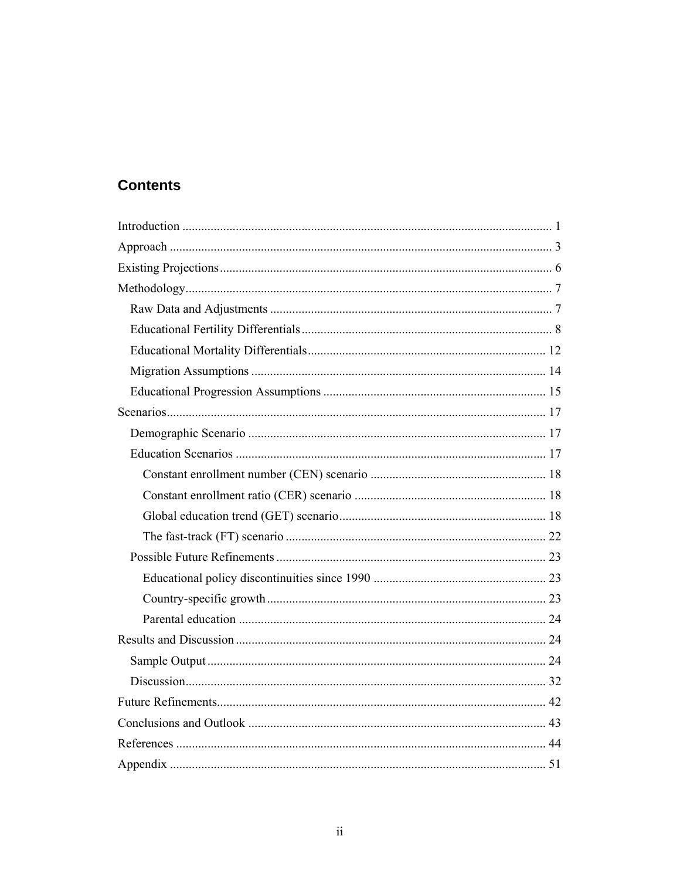## Contents

- Introduction ..................................................................................................................... 1
- Approach ......................................................................................................................... 3
- Existing Projections ......................................................................................................... 6
- Methodology .................................................................................................................... 7
  - Raw Data and Adjustments ......................................................................................... 7
  - Educational Fertility Differentials ............................................................................... 8
  - Educational Mortality Differentials ........................................................................... 12
  - Migration Assumptions ............................................................................................. 14
  - Educational Progression Assumptions ...................................................................... 15
- Scenarios ........................................................................................................................ 17
  - Demographic Scenario .............................................................................................. 17
  - Education Scenarios .................................................................................................. 17
    - Constant enrollment number (CEN) scenario ....................................................... 18
    - Constant enrollment ratio (CER) scenario ............................................................ 18
    - Global education trend (GET) scenario ................................................................ 18
    - The fast-track (FT) scenario .................................................................................. 22
  - Possible Future Refinements ..................................................................................... 23
    - Educational policy discontinuities since 1990 ...................................................... 23
    - Country-specific growth ........................................................................................ 23
    - Parental education ................................................................................................. 24
- Results and Discussion .................................................................................................. 24
  - Sample Output ........................................................................................................... 24
  - Discussion .................................................................................................................. 32
- Future Refinements ........................................................................................................ 42
- Conclusions and Outlook ............................................................................................... 43
- References ...................................................................................................................... 44
- Appendix ....................................................................................................................... 51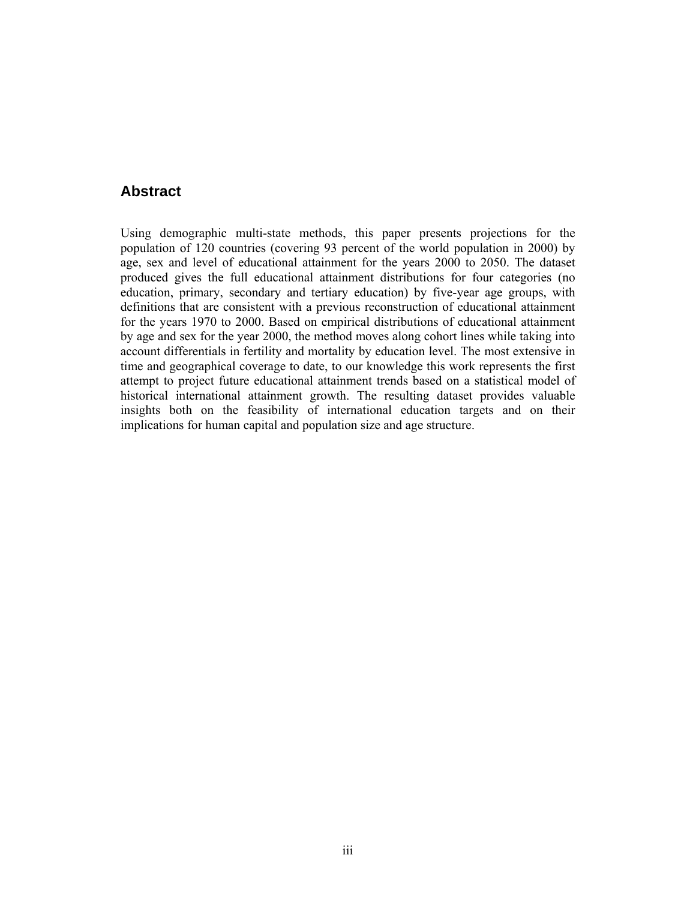## Abstract

Using demographic multi-state methods, this paper presents projections for the population of 120 countries (covering 93 percent of the world population in 2000) by age, sex and level of educational attainment for the years 2000 to 2050. The dataset produced gives the full educational attainment distributions for four categories (no education, primary, secondary and tertiary education) by five-year age groups, with definitions that are consistent with a previous reconstruction of educational attainment for the years 1970 to 2000. Based on empirical distributions of educational attainment by age and sex for the year 2000, the method moves along cohort lines while taking into account differentials in fertility and mortality by education level. The most extensive in time and geographical coverage to date, to our knowledge this work represents the first attempt to project future educational attainment trends based on a statistical model of historical international attainment growth. The resulting dataset provides valuable insights both on the feasibility of international education targets and on their implications for human capital and population size and age structure.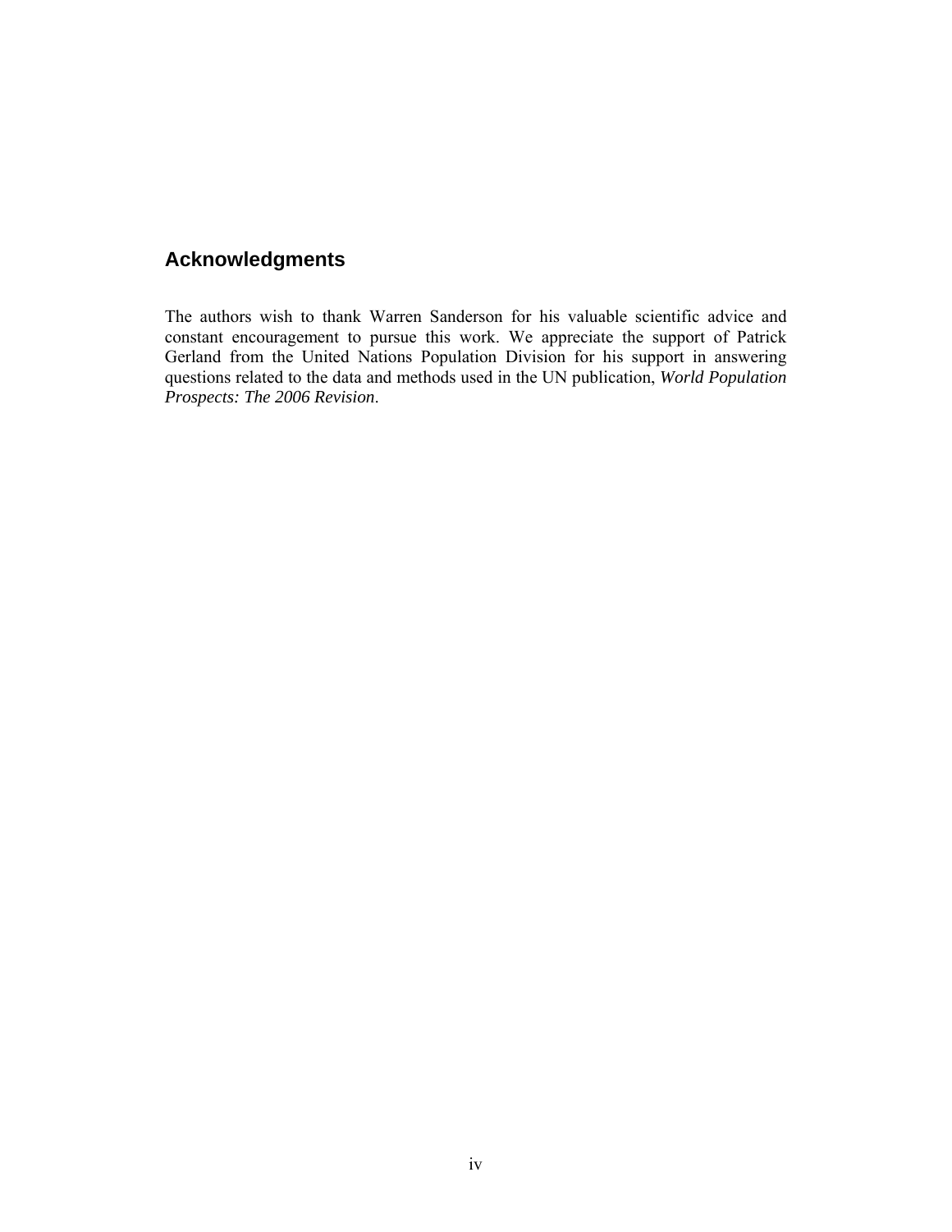## Acknowledgments

The authors wish to thank Warren Sanderson for his valuable scientific advice and constant encouragement to pursue this work. We appreciate the support of Patrick Gerland from the United Nations Population Division for his support in answering questions related to the data and methods used in the UN publication, *World Population Prospects: The 2006 Revision*.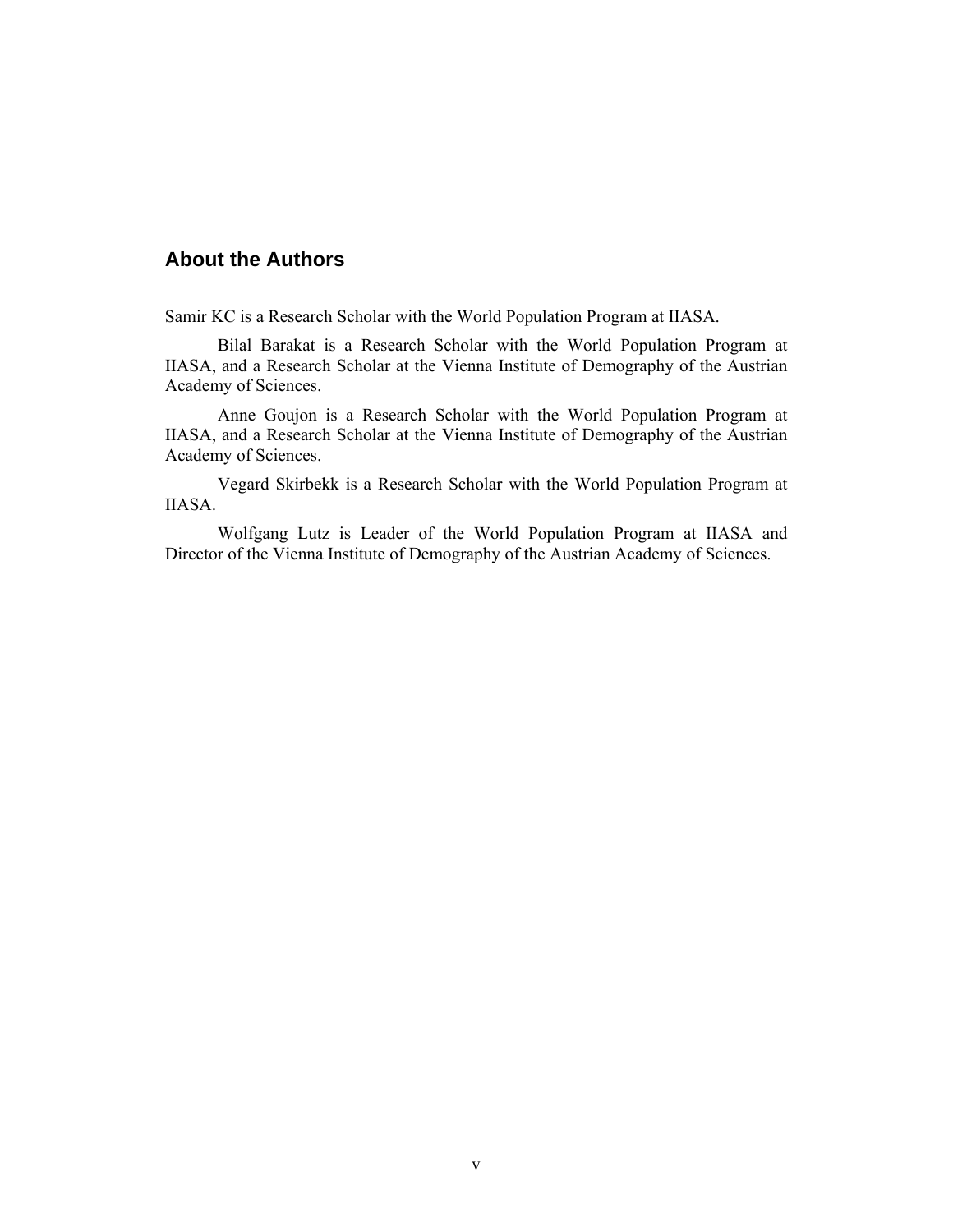## About the Authors

Samir KC is a Research Scholar with the World Population Program at IIASA.

Bilal Barakat is a Research Scholar with the World Population Program at IIASA, and a Research Scholar at the Vienna Institute of Demography of the Austrian Academy of Sciences.

Anne Goujon is a Research Scholar with the World Population Program at IIASA, and a Research Scholar at the Vienna Institute of Demography of the Austrian Academy of Sciences.

Vegard Skirbekk is a Research Scholar with the World Population Program at IIASA.

Wolfgang Lutz is Leader of the World Population Program at IIASA and Director of the Vienna Institute of Demography of the Austrian Academy of Sciences.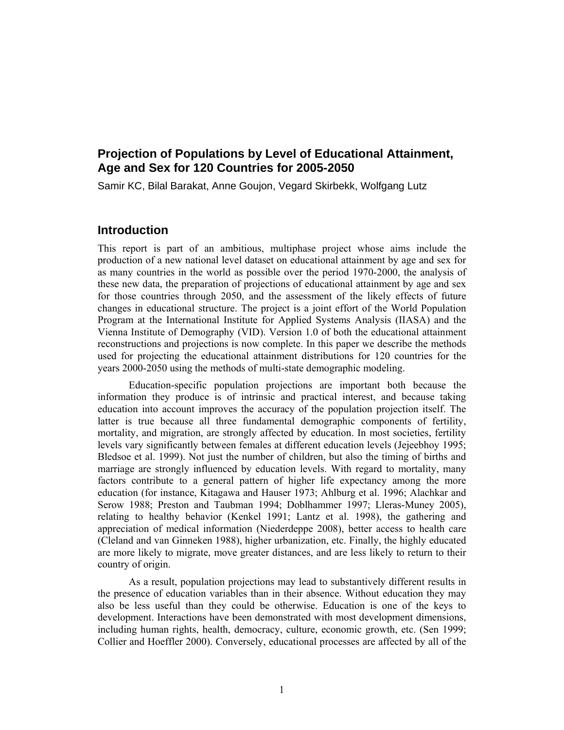# Projection of Populations by Level of Educational Attainment, Age and Sex for 120 Countries for 2005-2050

Samir KC, Bilal Barakat, Anne Goujon, Vegard Skirbekk, Wolfgang Lutz

## Introduction

This report is part of an ambitious, multiphase project whose aims include the production of a new national level dataset on educational attainment by age and sex for as many countries in the world as possible over the period 1970-2000, the analysis of these new data, the preparation of projections of educational attainment by age and sex for those countries through 2050, and the assessment of the likely effects of future changes in educational structure. The project is a joint effort of the World Population Program at the International Institute for Applied Systems Analysis (IIASA) and the Vienna Institute of Demography (VID). Version 1.0 of both the educational attainment reconstructions and projections is now complete. In this paper we describe the methods used for projecting the educational attainment distributions for 120 countries for the years 2000-2050 using the methods of multi-state demographic modeling.

Education-specific population projections are important both because the information they produce is of intrinsic and practical interest, and because taking education into account improves the accuracy of the population projection itself. The latter is true because all three fundamental demographic components of fertility, mortality, and migration, are strongly affected by education. In most societies, fertility levels vary significantly between females at different education levels (Jejeebhoy 1995; Bledsoe et al. 1999). Not just the number of children, but also the timing of births and marriage are strongly influenced by education levels. With regard to mortality, many factors contribute to a general pattern of higher life expectancy among the more education (for instance, Kitagawa and Hauser 1973; Ahlburg et al. 1996; Alachkar and Serow 1988; Preston and Taubman 1994; Doblhammer 1997; Lleras-Muney 2005), relating to healthy behavior (Kenkel 1991; Lantz et al. 1998), the gathering and appreciation of medical information (Niederdeppe 2008), better access to health care (Cleland and van Ginneken 1988), higher urbanization, etc. Finally, the highly educated are more likely to migrate, move greater distances, and are less likely to return to their country of origin.

As a result, population projections may lead to substantively different results in the presence of education variables than in their absence. Without education they may also be less useful than they could be otherwise. Education is one of the keys to development. Interactions have been demonstrated with most development dimensions, including human rights, health, democracy, culture, economic growth, etc. (Sen 1999; Collier and Hoeffler 2000). Conversely, educational processes are affected by all of the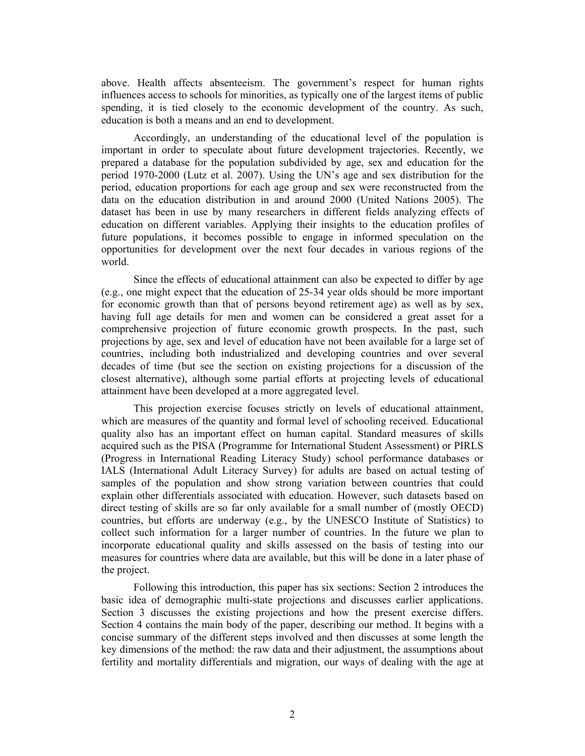above. Health affects absenteeism. The government's respect for human rights influences access to schools for minorities, as typically one of the largest items of public spending, it is tied closely to the economic development of the country. As such, education is both a means and an end to development.

Accordingly, an understanding of the educational level of the population is important in order to speculate about future development trajectories. Recently, we prepared a database for the population subdivided by age, sex and education for the period 1970-2000 (Lutz et al. 2007). Using the UN's age and sex distribution for the period, education proportions for each age group and sex were reconstructed from the data on the education distribution in and around 2000 (United Nations 2005). The dataset has been in use by many researchers in different fields analyzing effects of education on different variables. Applying their insights to the education profiles of future populations, it becomes possible to engage in informed speculation on the opportunities for development over the next four decades in various regions of the world.

Since the effects of educational attainment can also be expected to differ by age (e.g., one might expect that the education of 25-34 year olds should be more important for economic growth than that of persons beyond retirement age) as well as by sex, having full age details for men and women can be considered a great asset for a comprehensive projection of future economic growth prospects. In the past, such projections by age, sex and level of education have not been available for a large set of countries, including both industrialized and developing countries and over several decades of time (but see the section on existing projections for a discussion of the closest alternative), although some partial efforts at projecting levels of educational attainment have been developed at a more aggregated level.

This projection exercise focuses strictly on levels of educational attainment, which are measures of the quantity and formal level of schooling received. Educational quality also has an important effect on human capital. Standard measures of skills acquired such as the PISA (Programme for International Student Assessment) or PIRLS (Progress in International Reading Literacy Study) school performance databases or IALS (International Adult Literacy Survey) for adults are based on actual testing of samples of the population and show strong variation between countries that could explain other differentials associated with education. However, such datasets based on direct testing of skills are so far only available for a small number of (mostly OECD) countries, but efforts are underway (e.g., by the UNESCO Institute of Statistics) to collect such information for a larger number of countries. In the future we plan to incorporate educational quality and skills assessed on the basis of testing into our measures for countries where data are available, but this will be done in a later phase of the project.

Following this introduction, this paper has six sections: Section 2 introduces the basic idea of demographic multi-state projections and discusses earlier applications. Section 3 discusses the existing projections and how the present exercise differs. Section 4 contains the main body of the paper, describing our method. It begins with a concise summary of the different steps involved and then discusses at some length the key dimensions of the method: the raw data and their adjustment, the assumptions about fertility and mortality differentials and migration, our ways of dealing with the age at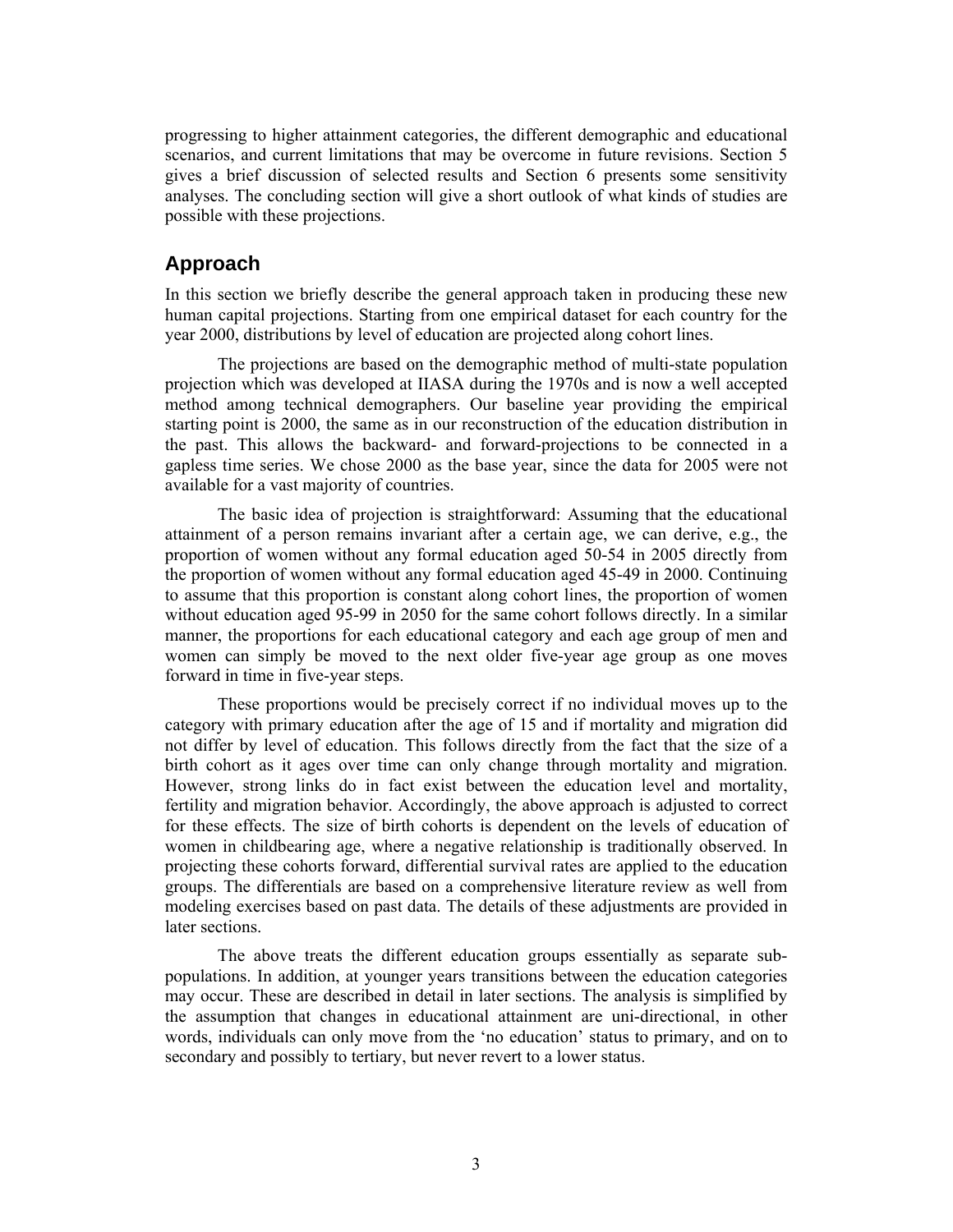progressing to higher attainment categories, the different demographic and educational scenarios, and current limitations that may be overcome in future revisions. Section 5 gives a brief discussion of selected results and Section 6 presents some sensitivity analyses. The concluding section will give a short outlook of what kinds of studies are possible with these projections.

## Approach

In this section we briefly describe the general approach taken in producing these new human capital projections. Starting from one empirical dataset for each country for the year 2000, distributions by level of education are projected along cohort lines.

The projections are based on the demographic method of multi-state population projection which was developed at IIASA during the 1970s and is now a well accepted method among technical demographers. Our baseline year providing the empirical starting point is 2000, the same as in our reconstruction of the education distribution in the past. This allows the backward- and forward-projections to be connected in a gapless time series. We chose 2000 as the base year, since the data for 2005 were not available for a vast majority of countries.

The basic idea of projection is straightforward: Assuming that the educational attainment of a person remains invariant after a certain age, we can derive, e.g., the proportion of women without any formal education aged 50-54 in 2005 directly from the proportion of women without any formal education aged 45-49 in 2000. Continuing to assume that this proportion is constant along cohort lines, the proportion of women without education aged 95-99 in 2050 for the same cohort follows directly. In a similar manner, the proportions for each educational category and each age group of men and women can simply be moved to the next older five-year age group as one moves forward in time in five-year steps.

These proportions would be precisely correct if no individual moves up to the category with primary education after the age of 15 and if mortality and migration did not differ by level of education. This follows directly from the fact that the size of a birth cohort as it ages over time can only change through mortality and migration. However, strong links do in fact exist between the education level and mortality, fertility and migration behavior. Accordingly, the above approach is adjusted to correct for these effects. The size of birth cohorts is dependent on the levels of education of women in childbearing age, where a negative relationship is traditionally observed. In projecting these cohorts forward, differential survival rates are applied to the education groups. The differentials are based on a comprehensive literature review as well from modeling exercises based on past data. The details of these adjustments are provided in later sections.

The above treats the different education groups essentially as separate sub-populations. In addition, at younger years transitions between the education categories may occur. These are described in detail in later sections. The analysis is simplified by the assumption that changes in educational attainment are uni-directional, in other words, individuals can only move from the 'no education' status to primary, and on to secondary and possibly to tertiary, but never revert to a lower status.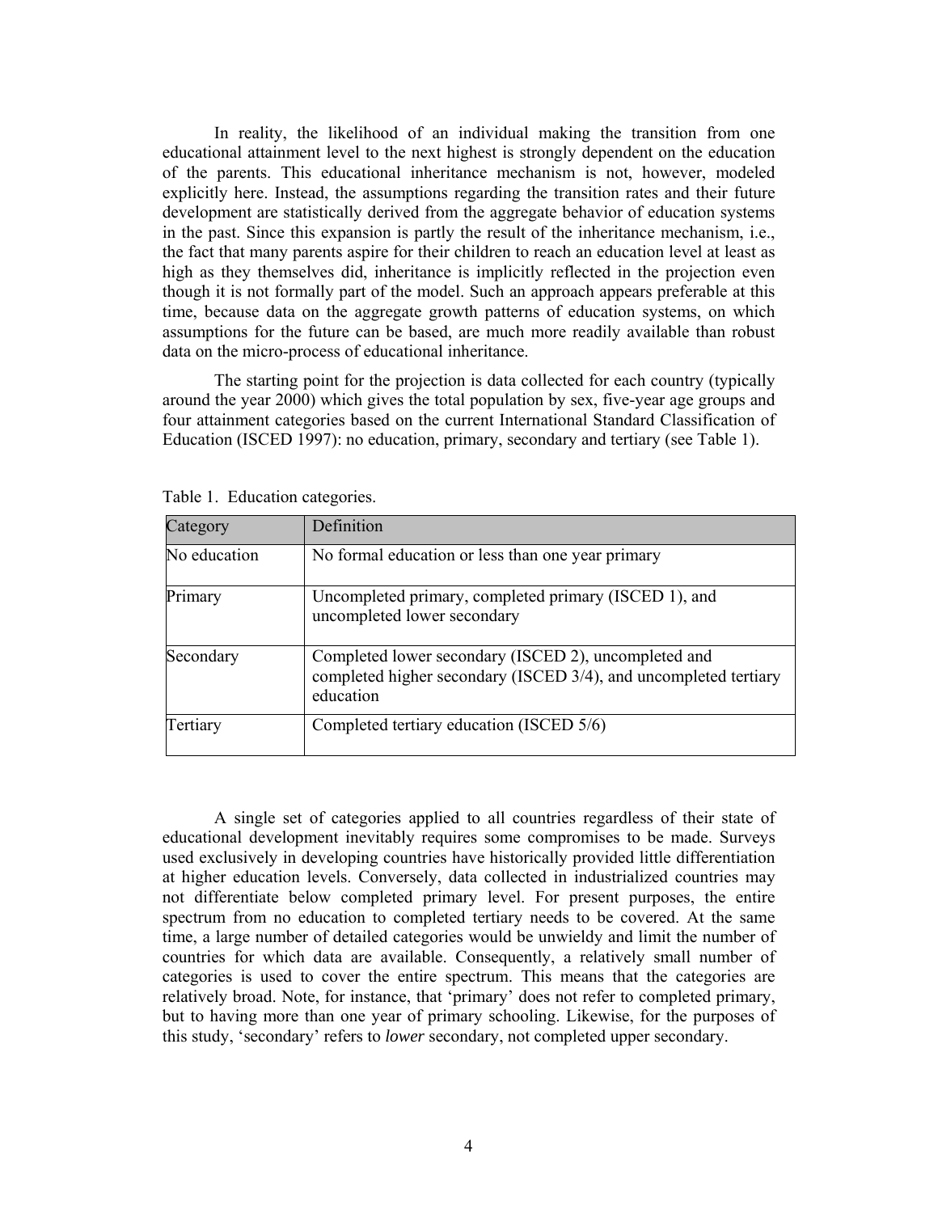In reality, the likelihood of an individual making the transition from one educational attainment level to the next highest is strongly dependent on the education of the parents. This educational inheritance mechanism is not, however, modeled explicitly here. Instead, the assumptions regarding the transition rates and their future development are statistically derived from the aggregate behavior of education systems in the past. Since this expansion is partly the result of the inheritance mechanism, i.e., the fact that many parents aspire for their children to reach an education level at least as high as they themselves did, inheritance is implicitly reflected in the projection even though it is not formally part of the model. Such an approach appears preferable at this time, because data on the aggregate growth patterns of education systems, on which assumptions for the future can be based, are much more readily available than robust data on the micro-process of educational inheritance.

The starting point for the projection is data collected for each country (typically around the year 2000) which gives the total population by sex, five-year age groups and four attainment categories based on the current International Standard Classification of Education (ISCED 1997): no education, primary, secondary and tertiary (see Table 1).

Table 1. Education categories.

| Category | Definition |
|---|---|
| No education | No formal education or less than one year primary |
| Primary | Uncompleted primary, completed primary (ISCED 1), and uncompleted lower secondary |
| Secondary | Completed lower secondary (ISCED 2), uncompleted and completed higher secondary (ISCED 3/4), and uncompleted tertiary education |
| Tertiary | Completed tertiary education (ISCED 5/6) |

A single set of categories applied to all countries regardless of their state of educational development inevitably requires some compromises to be made. Surveys used exclusively in developing countries have historically provided little differentiation at higher education levels. Conversely, data collected in industrialized countries may not differentiate below completed primary level. For present purposes, the entire spectrum from no education to completed tertiary needs to be covered. At the same time, a large number of detailed categories would be unwieldy and limit the number of countries for which data are available. Consequently, a relatively small number of categories is used to cover the entire spectrum. This means that the categories are relatively broad. Note, for instance, that 'primary' does not refer to completed primary, but to having more than one year of primary schooling. Likewise, for the purposes of this study, 'secondary' refers to *lower* secondary, not completed upper secondary.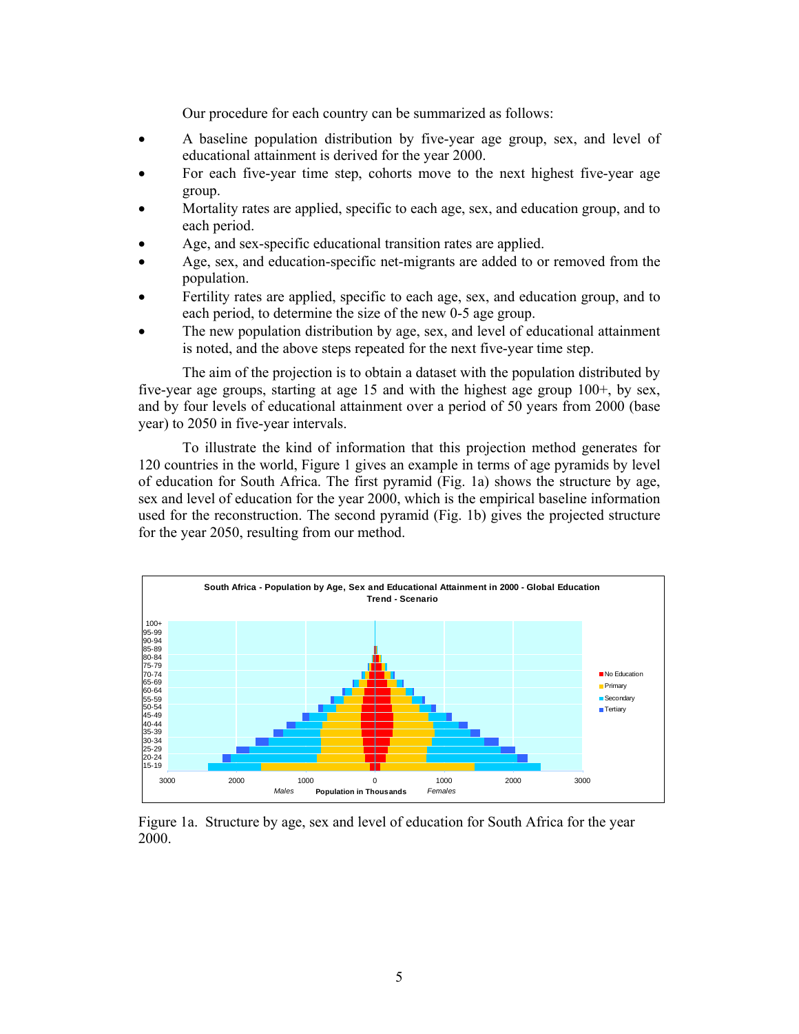Our procedure for each country can be summarized as follows:

- A baseline population distribution by five-year age group, sex, and level of educational attainment is derived for the year 2000.
- For each five-year time step, cohorts move to the next highest five-year age group.
- Mortality rates are applied, specific to each age, sex, and education group, and to each period.
- Age, and sex-specific educational transition rates are applied.
- Age, sex, and education-specific net-migrants are added to or removed from the population.
- Fertility rates are applied, specific to each age, sex, and education group, and to each period, to determine the size of the new 0-5 age group.
- The new population distribution by age, sex, and level of educational attainment is noted, and the above steps repeated for the next five-year time step.

The aim of the projection is to obtain a dataset with the population distributed by five-year age groups, starting at age 15 and with the highest age group 100+, by sex, and by four levels of educational attainment over a period of 50 years from 2000 (base year) to 2050 in five-year intervals.

To illustrate the kind of information that this projection method generates for 120 countries in the world, Figure 1 gives an example in terms of age pyramids by level of education for South Africa. The first pyramid (Fig. 1a) shows the structure by age, sex and level of education for the year 2000, which is the empirical baseline information used for the reconstruction. The second pyramid (Fig. 1b) gives the projected structure for the year 2050, resulting from our method.

Figure 1a. Structure by age, sex and level of education for South Africa for the year 2000.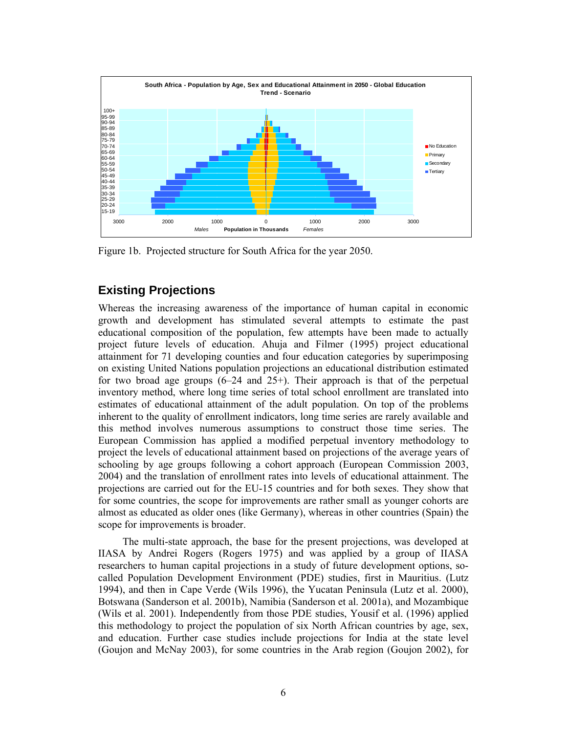Figure 1b. Projected structure for South Africa for the year 2050.

## Existing Projections

Whereas the increasing awareness of the importance of human capital in economic growth and development has stimulated several attempts to estimate the past educational composition of the population, few attempts have been made to actually project future levels of education. Ahuja and Filmer (1995) project educational attainment for 71 developing counties and four education categories by superimposing on existing United Nations population projections an educational distribution estimated for two broad age groups (6–24 and 25+). Their approach is that of the perpetual inventory method, where long time series of total school enrollment are translated into estimates of educational attainment of the adult population. On top of the problems inherent to the quality of enrollment indicators, long time series are rarely available and this method involves numerous assumptions to construct those time series. The European Commission has applied a modified perpetual inventory methodology to project the levels of educational attainment based on projections of the average years of schooling by age groups following a cohort approach (European Commission 2003, 2004) and the translation of enrollment rates into levels of educational attainment. The projections are carried out for the EU-15 countries and for both sexes. They show that for some countries, the scope for improvements are rather small as younger cohorts are almost as educated as older ones (like Germany), whereas in other countries (Spain) the scope for improvements is broader.

The multi-state approach, the base for the present projections, was developed at IIASA by Andrei Rogers (Rogers 1975) and was applied by a group of IIASA researchers to human capital projections in a study of future development options, so-called Population Development Environment (PDE) studies, first in Mauritius. (Lutz 1994), and then in Cape Verde (Wils 1996), the Yucatan Peninsula (Lutz et al. 2000), Botswana (Sanderson et al. 2001b), Namibia (Sanderson et al. 2001a), and Mozambique (Wils et al. 2001). Independently from those PDE studies, Yousif et al. (1996) applied this methodology to project the population of six North African countries by age, sex, and education. Further case studies include projections for India at the state level (Goujon and McNay 2003), for some countries in the Arab region (Goujon 2002), for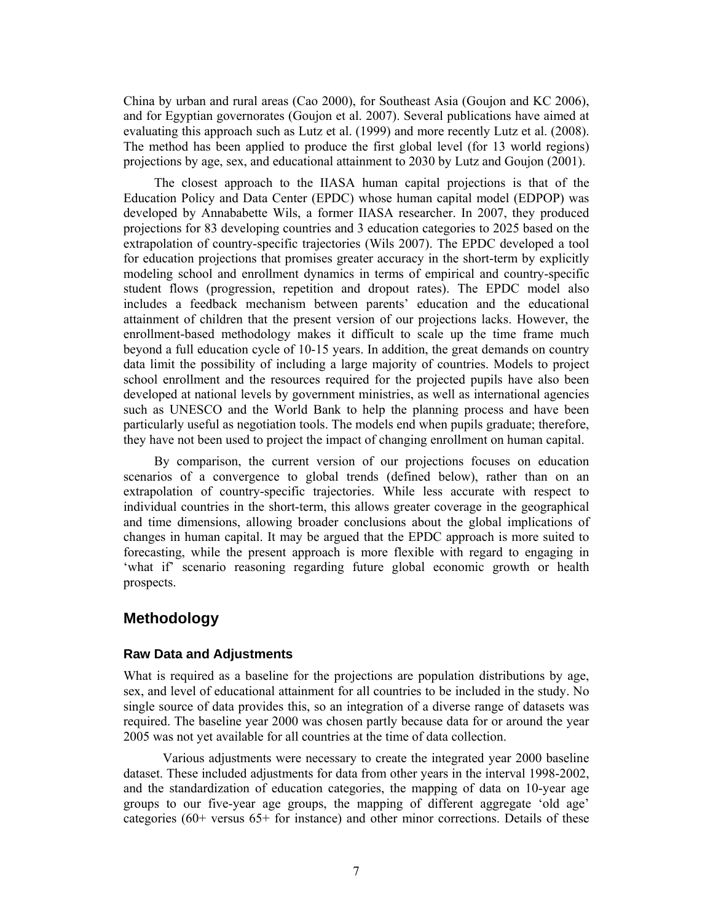China by urban and rural areas (Cao 2000), for Southeast Asia (Goujon and KC 2006), and for Egyptian governorates (Goujon et al. 2007). Several publications have aimed at evaluating this approach such as Lutz et al. (1999) and more recently Lutz et al. (2008). The method has been applied to produce the first global level (for 13 world regions) projections by age, sex, and educational attainment to 2030 by Lutz and Goujon (2001).

The closest approach to the IIASA human capital projections is that of the Education Policy and Data Center (EPDC) whose human capital model (EDPOP) was developed by Annababette Wils, a former IIASA researcher. In 2007, they produced projections for 83 developing countries and 3 education categories to 2025 based on the extrapolation of country-specific trajectories (Wils 2007). The EPDC developed a tool for education projections that promises greater accuracy in the short-term by explicitly modeling school and enrollment dynamics in terms of empirical and country-specific student flows (progression, repetition and dropout rates). The EPDC model also includes a feedback mechanism between parents' education and the educational attainment of children that the present version of our projections lacks. However, the enrollment-based methodology makes it difficult to scale up the time frame much beyond a full education cycle of 10-15 years. In addition, the great demands on country data limit the possibility of including a large majority of countries. Models to project school enrollment and the resources required for the projected pupils have also been developed at national levels by government ministries, as well as international agencies such as UNESCO and the World Bank to help the planning process and have been particularly useful as negotiation tools. The models end when pupils graduate; therefore, they have not been used to project the impact of changing enrollment on human capital.

By comparison, the current version of our projections focuses on education scenarios of a convergence to global trends (defined below), rather than on an extrapolation of country-specific trajectories. While less accurate with respect to individual countries in the short-term, this allows greater coverage in the geographical and time dimensions, allowing broader conclusions about the global implications of changes in human capital. It may be argued that the EPDC approach is more suited to forecasting, while the present approach is more flexible with regard to engaging in 'what if' scenario reasoning regarding future global economic growth or health prospects.

## Methodology

### Raw Data and Adjustments

What is required as a baseline for the projections are population distributions by age, sex, and level of educational attainment for all countries to be included in the study. No single source of data provides this, so an integration of a diverse range of datasets was required. The baseline year 2000 was chosen partly because data for or around the year 2005 was not yet available for all countries at the time of data collection.

Various adjustments were necessary to create the integrated year 2000 baseline dataset. These included adjustments for data from other years in the interval 1998-2002, and the standardization of education categories, the mapping of data on 10-year age groups to our five-year age groups, the mapping of different aggregate 'old age' categories (60+ versus 65+ for instance) and other minor corrections. Details of these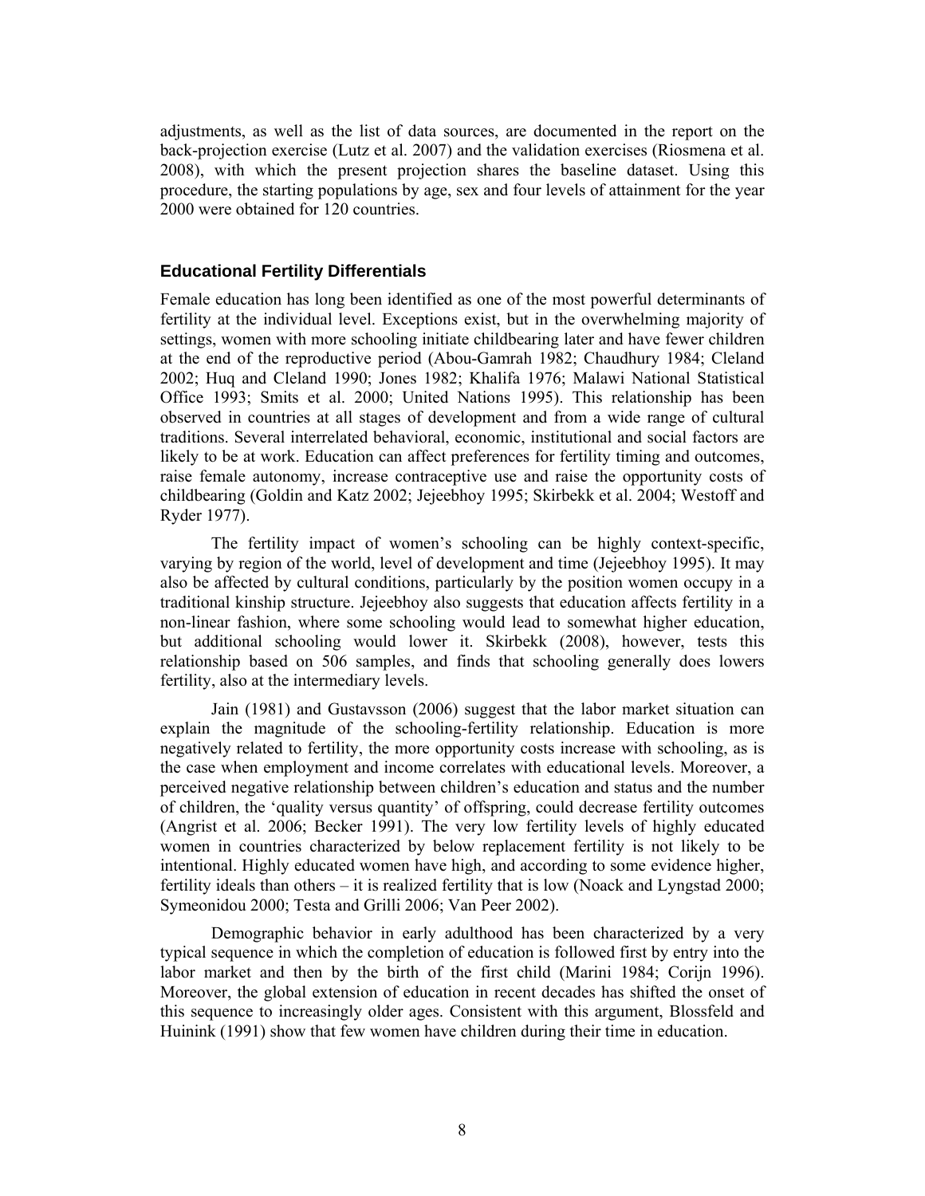adjustments, as well as the list of data sources, are documented in the report on the back-projection exercise (Lutz et al. 2007) and the validation exercises (Riosmena et al. 2008), with which the present projection shares the baseline dataset. Using this procedure, the starting populations by age, sex and four levels of attainment for the year 2000 were obtained for 120 countries.

## Educational Fertility Differentials

Female education has long been identified as one of the most powerful determinants of fertility at the individual level. Exceptions exist, but in the overwhelming majority of settings, women with more schooling initiate childbearing later and have fewer children at the end of the reproductive period (Abou-Gamrah 1982; Chaudhury 1984; Cleland 2002; Huq and Cleland 1990; Jones 1982; Khalifa 1976; Malawi National Statistical Office 1993; Smits et al. 2000; United Nations 1995). This relationship has been observed in countries at all stages of development and from a wide range of cultural traditions. Several interrelated behavioral, economic, institutional and social factors are likely to be at work. Education can affect preferences for fertility timing and outcomes, raise female autonomy, increase contraceptive use and raise the opportunity costs of childbearing (Goldin and Katz 2002; Jejeebhoy 1995; Skirbekk et al. 2004; Westoff and Ryder 1977).

The fertility impact of women's schooling can be highly context-specific, varying by region of the world, level of development and time (Jejeebhoy 1995). It may also be affected by cultural conditions, particularly by the position women occupy in a traditional kinship structure. Jejeebhoy also suggests that education affects fertility in a non-linear fashion, where some schooling would lead to somewhat higher education, but additional schooling would lower it. Skirbekk (2008), however, tests this relationship based on 506 samples, and finds that schooling generally does lowers fertility, also at the intermediary levels.

Jain (1981) and Gustavsson (2006) suggest that the labor market situation can explain the magnitude of the schooling-fertility relationship. Education is more negatively related to fertility, the more opportunity costs increase with schooling, as is the case when employment and income correlates with educational levels. Moreover, a perceived negative relationship between children's education and status and the number of children, the 'quality versus quantity' of offspring, could decrease fertility outcomes (Angrist et al. 2006; Becker 1991). The very low fertility levels of highly educated women in countries characterized by below replacement fertility is not likely to be intentional. Highly educated women have high, and according to some evidence higher, fertility ideals than others – it is realized fertility that is low (Noack and Lyngstad 2000; Symeonidou 2000; Testa and Grilli 2006; Van Peer 2002).

Demographic behavior in early adulthood has been characterized by a very typical sequence in which the completion of education is followed first by entry into the labor market and then by the birth of the first child (Marini 1984; Corijn 1996). Moreover, the global extension of education in recent decades has shifted the onset of this sequence to increasingly older ages. Consistent with this argument, Blossfeld and Huinink (1991) show that few women have children during their time in education.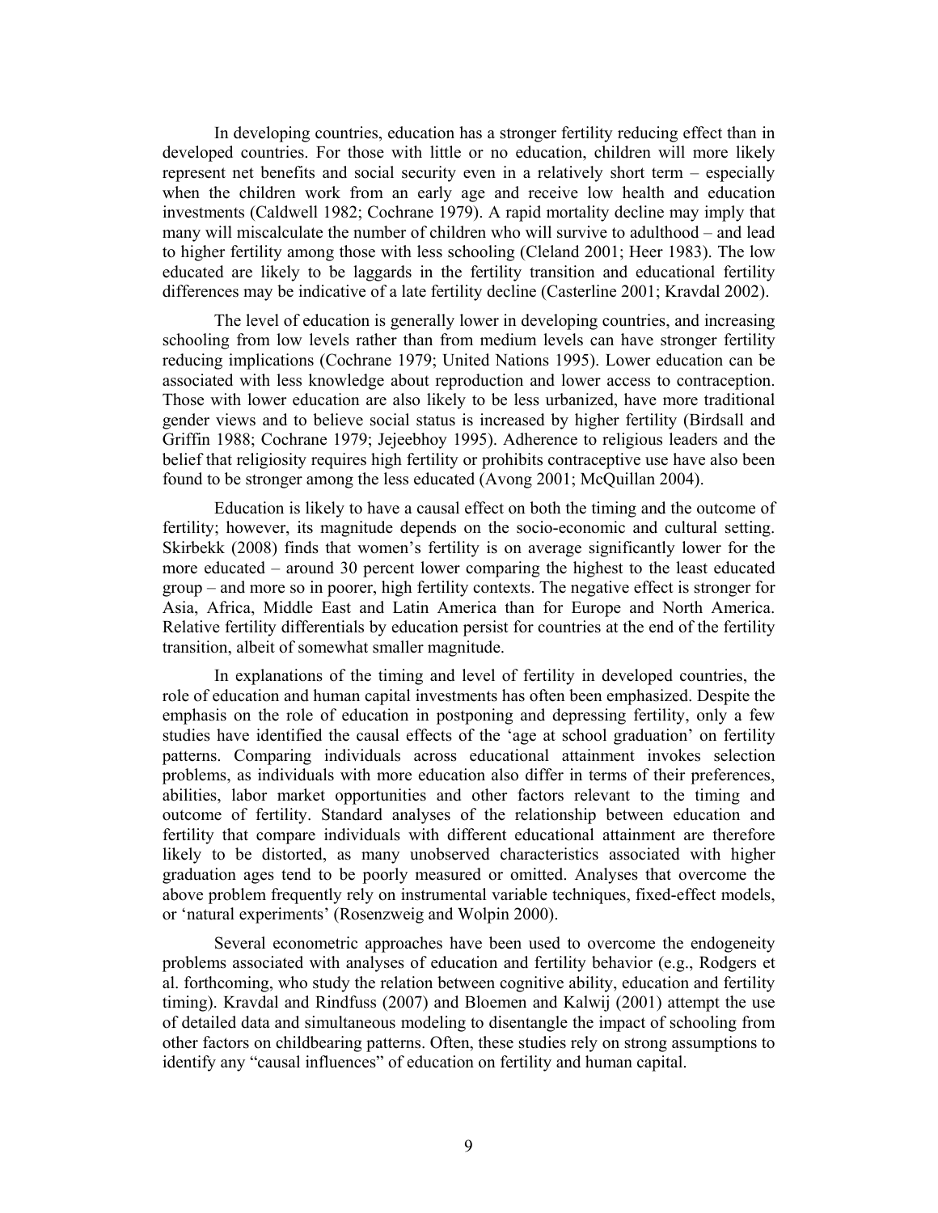In developing countries, education has a stronger fertility reducing effect than in developed countries. For those with little or no education, children will more likely represent net benefits and social security even in a relatively short term – especially when the children work from an early age and receive low health and education investments (Caldwell 1982; Cochrane 1979). A rapid mortality decline may imply that many will miscalculate the number of children who will survive to adulthood – and lead to higher fertility among those with less schooling (Cleland 2001; Heer 1983). The low educated are likely to be laggards in the fertility transition and educational fertility differences may be indicative of a late fertility decline (Casterline 2001; Kravdal 2002).

The level of education is generally lower in developing countries, and increasing schooling from low levels rather than from medium levels can have stronger fertility reducing implications (Cochrane 1979; United Nations 1995). Lower education can be associated with less knowledge about reproduction and lower access to contraception. Those with lower education are also likely to be less urbanized, have more traditional gender views and to believe social status is increased by higher fertility (Birdsall and Griffin 1988; Cochrane 1979; Jejeebhoy 1995). Adherence to religious leaders and the belief that religiosity requires high fertility or prohibits contraceptive use have also been found to be stronger among the less educated (Avong 2001; McQuillan 2004).

Education is likely to have a causal effect on both the timing and the outcome of fertility; however, its magnitude depends on the socio-economic and cultural setting. Skirbekk (2008) finds that women's fertility is on average significantly lower for the more educated – around 30 percent lower comparing the highest to the least educated group – and more so in poorer, high fertility contexts. The negative effect is stronger for Asia, Africa, Middle East and Latin America than for Europe and North America. Relative fertility differentials by education persist for countries at the end of the fertility transition, albeit of somewhat smaller magnitude.

In explanations of the timing and level of fertility in developed countries, the role of education and human capital investments has often been emphasized. Despite the emphasis on the role of education in postponing and depressing fertility, only a few studies have identified the causal effects of the 'age at school graduation' on fertility patterns. Comparing individuals across educational attainment invokes selection problems, as individuals with more education also differ in terms of their preferences, abilities, labor market opportunities and other factors relevant to the timing and outcome of fertility. Standard analyses of the relationship between education and fertility that compare individuals with different educational attainment are therefore likely to be distorted, as many unobserved characteristics associated with higher graduation ages tend to be poorly measured or omitted. Analyses that overcome the above problem frequently rely on instrumental variable techniques, fixed-effect models, or 'natural experiments' (Rosenzweig and Wolpin 2000).

Several econometric approaches have been used to overcome the endogeneity problems associated with analyses of education and fertility behavior (e.g., Rodgers et al. forthcoming, who study the relation between cognitive ability, education and fertility timing). Kravdal and Rindfuss (2007) and Bloemen and Kalwij (2001) attempt the use of detailed data and simultaneous modeling to disentangle the impact of schooling from other factors on childbearing patterns. Often, these studies rely on strong assumptions to identify any "causal influences" of education on fertility and human capital.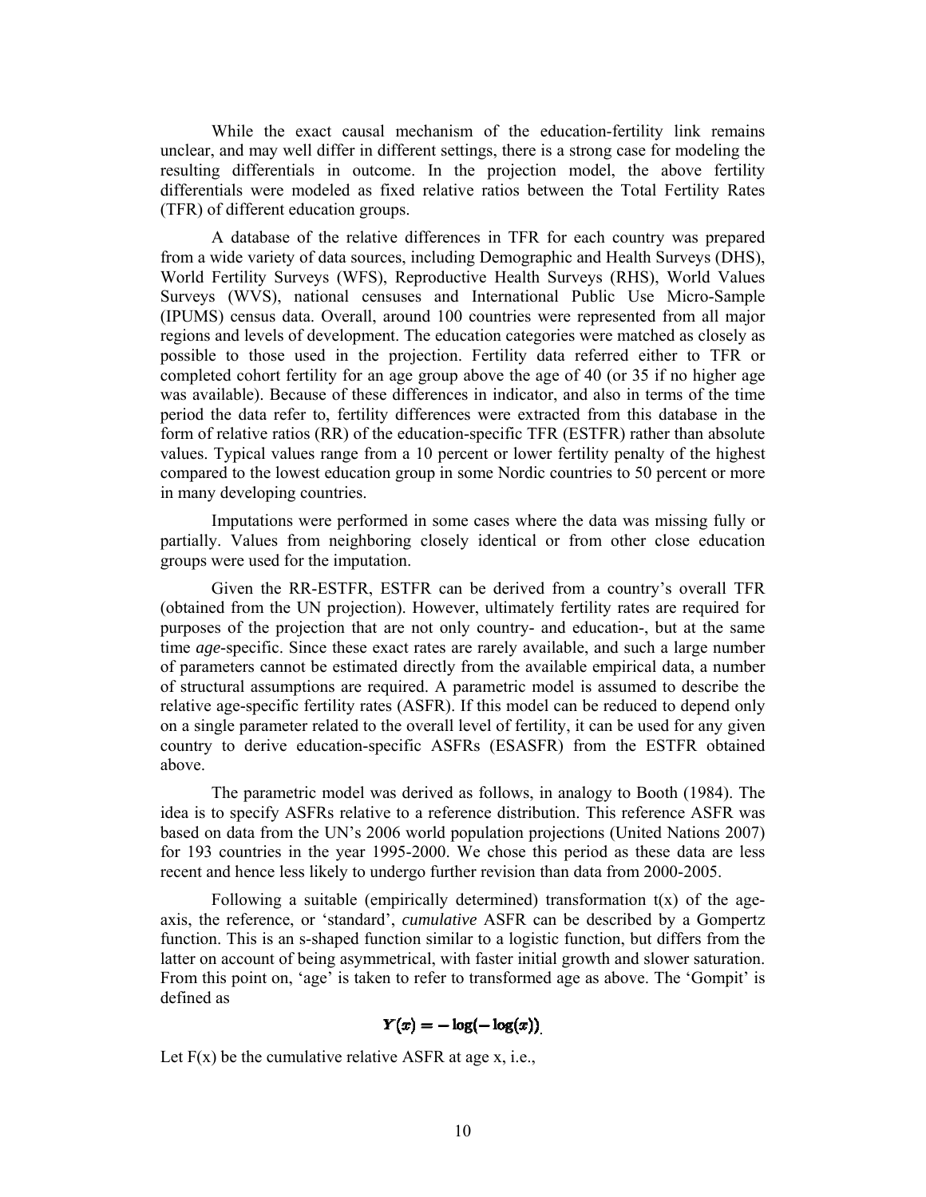While the exact causal mechanism of the education-fertility link remains unclear, and may well differ in different settings, there is a strong case for modeling the resulting differentials in outcome. In the projection model, the above fertility differentials were modeled as fixed relative ratios between the Total Fertility Rates (TFR) of different education groups.

A database of the relative differences in TFR for each country was prepared from a wide variety of data sources, including Demographic and Health Surveys (DHS), World Fertility Surveys (WFS), Reproductive Health Surveys (RHS), World Values Surveys (WVS), national censuses and International Public Use Micro-Sample (IPUMS) census data. Overall, around 100 countries were represented from all major regions and levels of development. The education categories were matched as closely as possible to those used in the projection. Fertility data referred either to TFR or completed cohort fertility for an age group above the age of 40 (or 35 if no higher age was available). Because of these differences in indicator, and also in terms of the time period the data refer to, fertility differences were extracted from this database in the form of relative ratios (RR) of the education-specific TFR (ESTFR) rather than absolute values. Typical values range from a 10 percent or lower fertility penalty of the highest compared to the lowest education group in some Nordic countries to 50 percent or more in many developing countries.

Imputations were performed in some cases where the data was missing fully or partially. Values from neighboring closely identical or from other close education groups were used for the imputation.

Given the RR-ESTFR, ESTFR can be derived from a country's overall TFR (obtained from the UN projection). However, ultimately fertility rates are required for purposes of the projection that are not only country- and education-, but at the same time *age*-specific. Since these exact rates are rarely available, and such a large number of parameters cannot be estimated directly from the available empirical data, a number of structural assumptions are required. A parametric model is assumed to describe the relative age-specific fertility rates (ASFR). If this model can be reduced to depend only on a single parameter related to the overall level of fertility, it can be used for any given country to derive education-specific ASFRs (ESASFR) from the ESTFR obtained above.

The parametric model was derived as follows, in analogy to Booth (1984). The idea is to specify ASFRs relative to a reference distribution. This reference ASFR was based on data from the UN's 2006 world population projections (United Nations 2007) for 193 countries in the year 1995-2000. We chose this period as these data are less recent and hence less likely to undergo further revision than data from 2000-2005.

Following a suitable (empirically determined) transformation $t(x)$ of the age-axis, the reference, or 'standard', *cumulative* ASFR can be described by a Gompertz function. This is an s-shaped function similar to a logistic function, but differs from the latter on account of being asymmetrical, with faster initial growth and slower saturation. From this point on, 'age' is taken to refer to transformed age as above. The 'Gompit' is defined as

$$Y(x) = -\log(-\log(x))$$

Let $F(x)$ be the cumulative relative ASFR at age x, i.e.,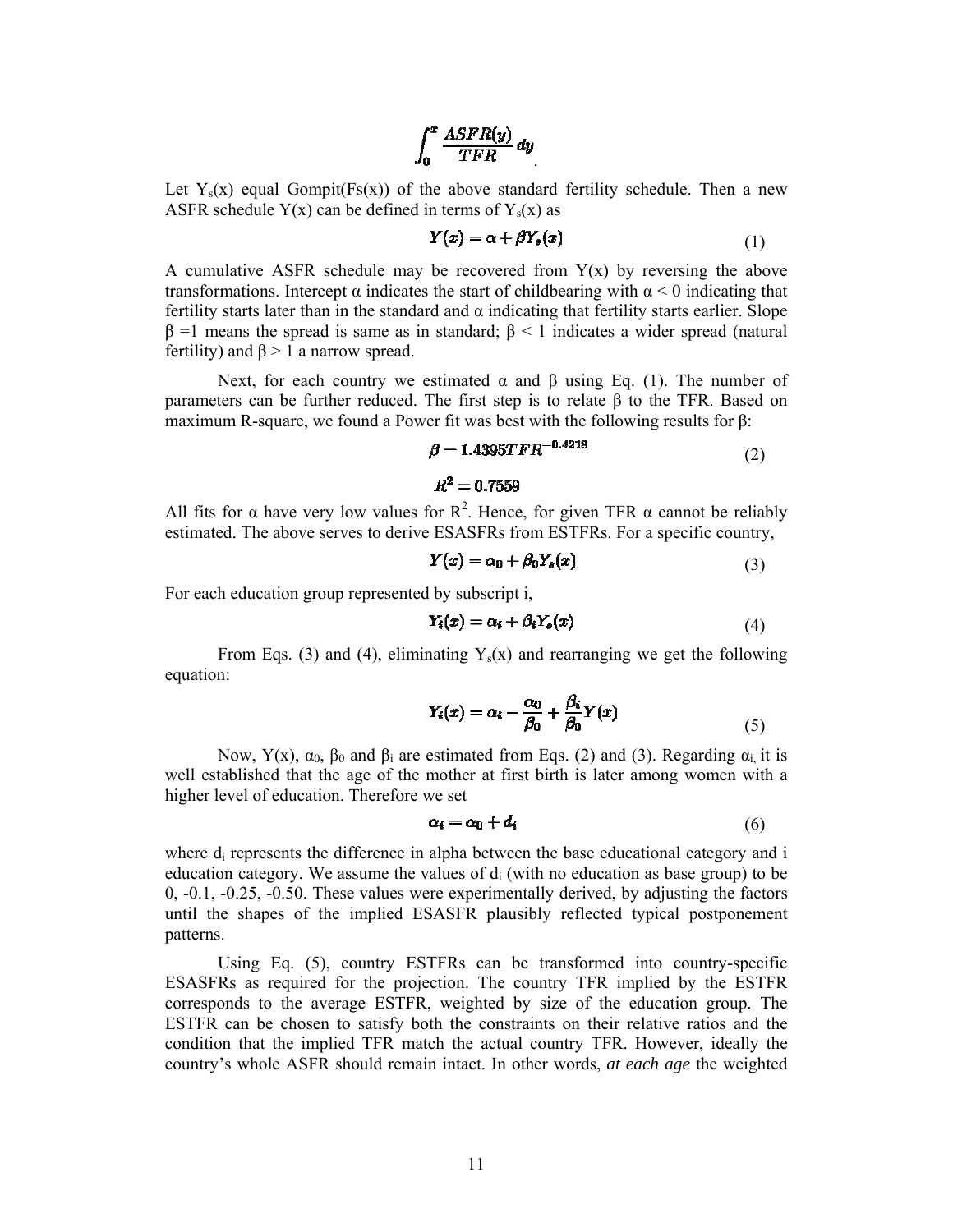$$\int_0^x \frac{ASFR(y)}{TFR}\,dy$$

Let $Y_s(x)$ equal Gompit($Fs(x)$) of the above standard fertility schedule. Then a new ASFR schedule $Y(x)$ can be defined in terms of $Y_s(x)$ as

$$Y(x) = \alpha + \beta Y_s(x) \tag{1}$$

A cumulative ASFR schedule may be recovered from $Y(x)$ by reversing the above transformations. Intercept $\alpha$ indicates the start of childbearing with $\alpha < 0$ indicating that fertility starts later than in the standard and $\alpha$ indicating that fertility starts earlier. Slope $\beta = 1$ means the spread is same as in standard; $\beta < 1$ indicates a wider spread (natural fertility) and $\beta > 1$ a narrow spread.

Next, for each country we estimated $\alpha$ and $\beta$ using Eq. (1). The number of parameters can be further reduced. The first step is to relate $\beta$ to the TFR. Based on maximum R-square, we found a Power fit was best with the following results for $\beta$:

$$\beta = 1.4395 TFR^{-0.4218} \tag{2}$$

$$R^2 = 0.7559$$

All fits for $\alpha$ have very low values for $R^2$. Hence, for given TFR $\alpha$ cannot be reliably estimated. The above serves to derive ESASFRs from ESTFRs. For a specific country,

$$Y(x) = \alpha_0 + \beta_0 Y_s(x) \tag{3}$$

For each education group represented by subscript i,

$$Y_i(x) = \alpha_i + \beta_i Y_s(x) \tag{4}$$

From Eqs. (3) and (4), eliminating $Y_s(x)$ and rearranging we get the following equation:

$$Y_i(x) = \alpha_i - \frac{\alpha_0}{\beta_0} + \frac{\beta_i}{\beta_0} Y(x) \tag{5}$$

Now, $Y(x)$, $\alpha_0$, $\beta_0$ and $\beta_i$ are estimated from Eqs. (2) and (3). Regarding $\alpha_i$, it is well established that the age of the mother at first birth is later among women with a higher level of education. Therefore we set

$$\alpha_i = \alpha_0 + d_i \tag{6}$$

where $d_i$ represents the difference in alpha between the base educational category and i education category. We assume the values of $d_i$ (with no education as base group) to be 0, -0.1, -0.25, -0.50. These values were experimentally derived, by adjusting the factors until the shapes of the implied ESASFR plausibly reflected typical postponement patterns.

Using Eq. (5), country ESTFRs can be transformed into country-specific ESASFRs as required for the projection. The country TFR implied by the ESTFR corresponds to the average ESTFR, weighted by size of the education group. The ESTFR can be chosen to satisfy both the constraints on their relative ratios and the condition that the implied TFR match the actual country TFR. However, ideally the country's whole ASFR should remain intact. In other words, *at each age* the weighted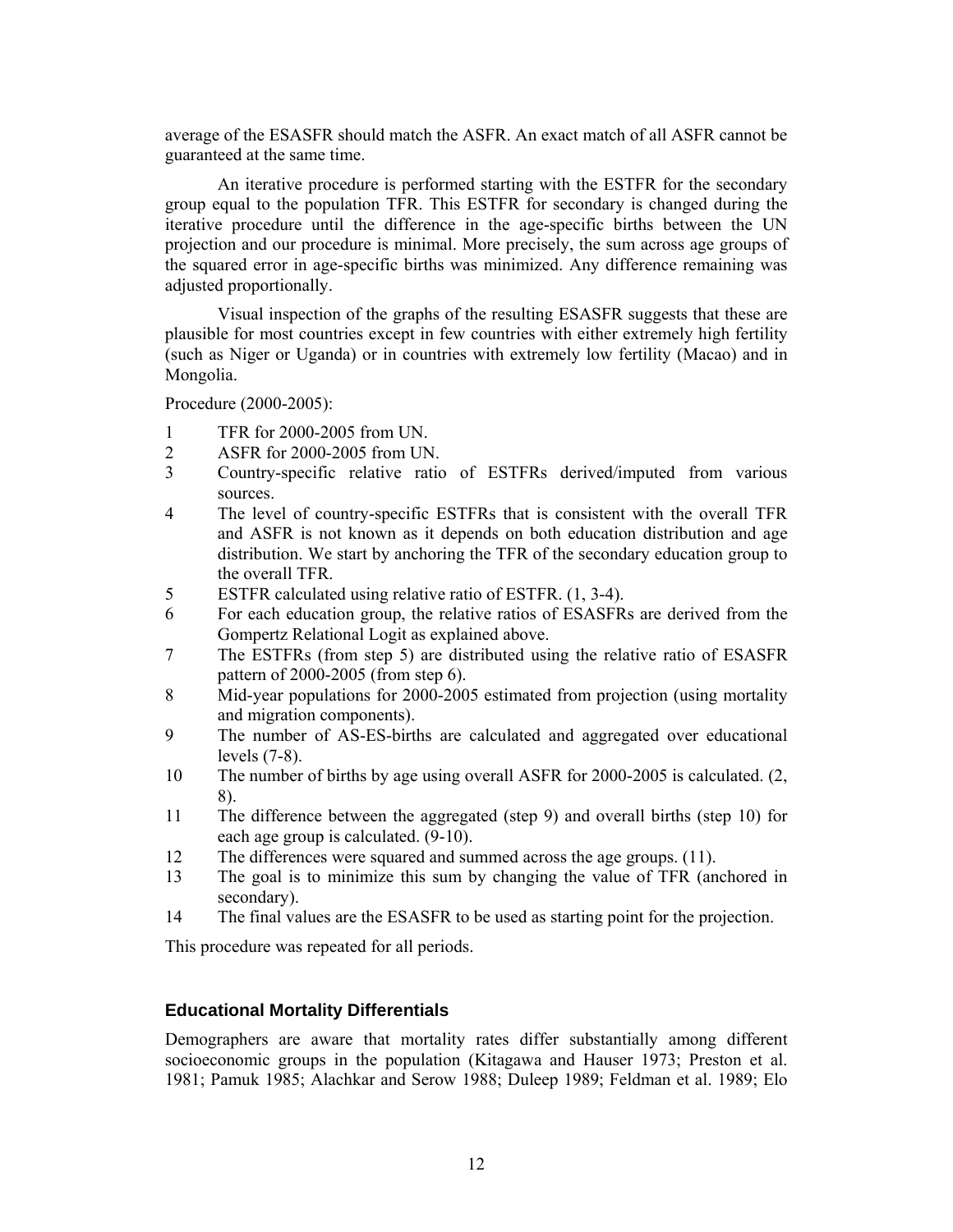average of the ESASFR should match the ASFR. An exact match of all ASFR cannot be guaranteed at the same time.

An iterative procedure is performed starting with the ESTFR for the secondary group equal to the population TFR. This ESTFR for secondary is changed during the iterative procedure until the difference in the age-specific births between the UN projection and our procedure is minimal. More precisely, the sum across age groups of the squared error in age-specific births was minimized. Any difference remaining was adjusted proportionally.

Visual inspection of the graphs of the resulting ESASFR suggests that these are plausible for most countries except in few countries with either extremely high fertility (such as Niger or Uganda) or in countries with extremely low fertility (Macao) and in Mongolia.

Procedure (2000-2005):

1. TFR for 2000-2005 from UN.
2. ASFR for 2000-2005 from UN.
3. Country-specific relative ratio of ESTFRs derived/imputed from various sources.
4. The level of country-specific ESTFRs that is consistent with the overall TFR and ASFR is not known as it depends on both education distribution and age distribution. We start by anchoring the TFR of the secondary education group to the overall TFR.
5. ESTFR calculated using relative ratio of ESTFR. (1, 3-4).
6. For each education group, the relative ratios of ESASFRs are derived from the Gompertz Relational Logit as explained above.
7. The ESTFRs (from step 5) are distributed using the relative ratio of ESASFR pattern of 2000-2005 (from step 6).
8. Mid-year populations for 2000-2005 estimated from projection (using mortality and migration components).
9. The number of AS-ES-births are calculated and aggregated over educational levels (7-8).
10. The number of births by age using overall ASFR for 2000-2005 is calculated. (2, 8).
11. The difference between the aggregated (step 9) and overall births (step 10) for each age group is calculated. (9-10).
12. The differences were squared and summed across the age groups. (11).
13. The goal is to minimize this sum by changing the value of TFR (anchored in secondary).
14. The final values are the ESASFR to be used as starting point for the projection.

This procedure was repeated for all periods.

### Educational Mortality Differentials

Demographers are aware that mortality rates differ substantially among different socioeconomic groups in the population (Kitagawa and Hauser 1973; Preston et al. 1981; Pamuk 1985; Alachkar and Serow 1988; Duleep 1989; Feldman et al. 1989; Elo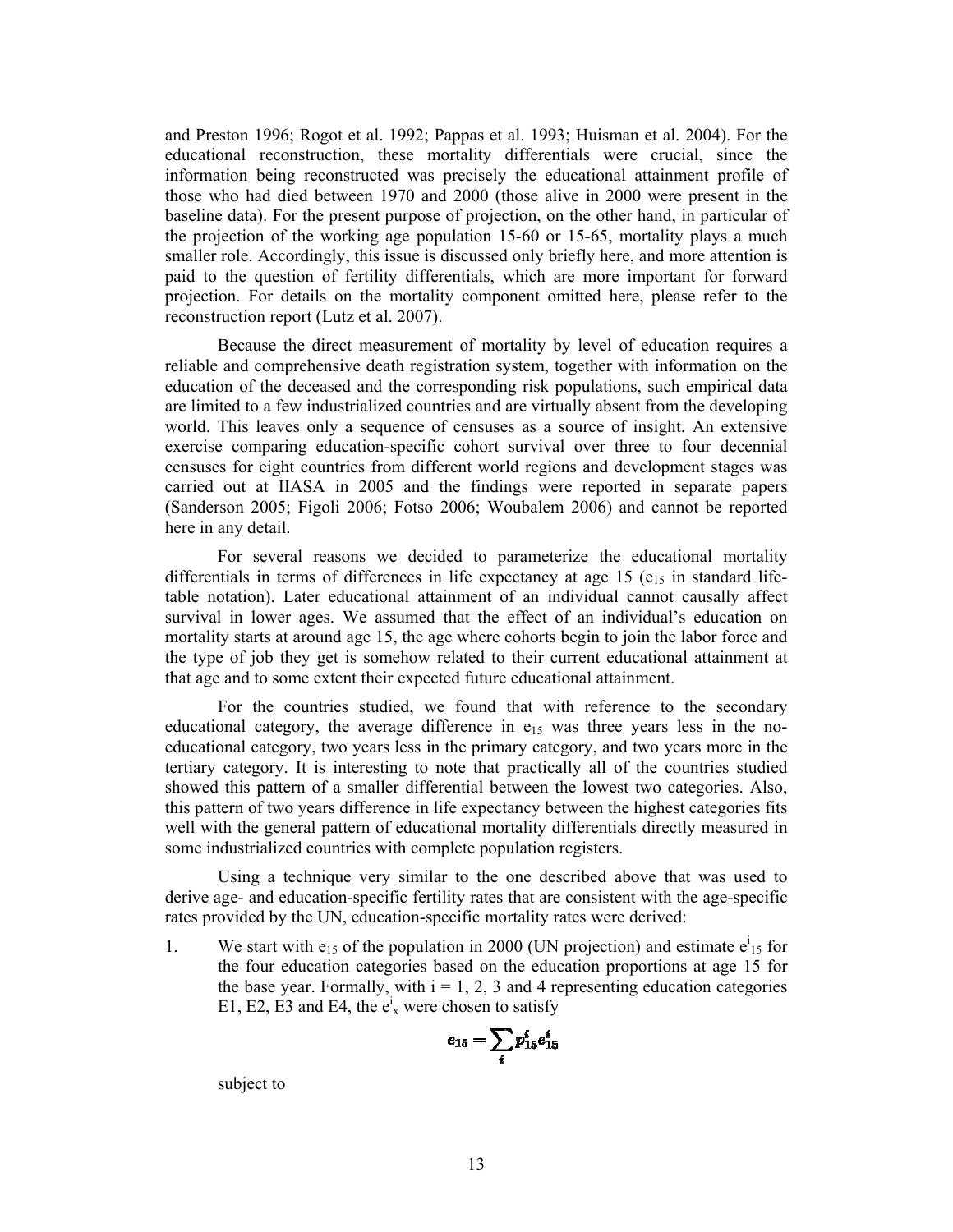and Preston 1996; Rogot et al. 1992; Pappas et al. 1993; Huisman et al. 2004). For the educational reconstruction, these mortality differentials were crucial, since the information being reconstructed was precisely the educational attainment profile of those who had died between 1970 and 2000 (those alive in 2000 were present in the baseline data). For the present purpose of projection, on the other hand, in particular of the projection of the working age population 15-60 or 15-65, mortality plays a much smaller role. Accordingly, this issue is discussed only briefly here, and more attention is paid to the question of fertility differentials, which are more important for forward projection. For details on the mortality component omitted here, please refer to the reconstruction report (Lutz et al. 2007).

Because the direct measurement of mortality by level of education requires a reliable and comprehensive death registration system, together with information on the education of the deceased and the corresponding risk populations, such empirical data are limited to a few industrialized countries and are virtually absent from the developing world. This leaves only a sequence of censuses as a source of insight. An extensive exercise comparing education-specific cohort survival over three to four decennial censuses for eight countries from different world regions and development stages was carried out at IIASA in 2005 and the findings were reported in separate papers (Sanderson 2005; Figoli 2006; Fotso 2006; Woubalem 2006) and cannot be reported here in any detail.

For several reasons we decided to parameterize the educational mortality differentials in terms of differences in life expectancy at age 15 ($e_{15}$ in standard life-table notation). Later educational attainment of an individual cannot causally affect survival in lower ages. We assumed that the effect of an individual's education on mortality starts at around age 15, the age where cohorts begin to join the labor force and the type of job they get is somehow related to their current educational attainment at that age and to some extent their expected future educational attainment.

For the countries studied, we found that with reference to the secondary educational category, the average difference in $e_{15}$ was three years less in the no-educational category, two years less in the primary category, and two years more in the tertiary category. It is interesting to note that practically all of the countries studied showed this pattern of a smaller differential between the lowest two categories. Also, this pattern of two years difference in life expectancy between the highest categories fits well with the general pattern of educational mortality differentials directly measured in some industrialized countries with complete population registers.

Using a technique very similar to the one described above that was used to derive age- and education-specific fertility rates that are consistent with the age-specific rates provided by the UN, education-specific mortality rates were derived:

1. We start with $e_{15}$ of the population in 2000 (UN projection) and estimate $e^i_{15}$ for the four education categories based on the education proportions at age 15 for the base year. Formally, with i = 1, 2, 3 and 4 representing education categories E1, E2, E3 and E4, the $e^i_x$ were chosen to satisfy

$$e_{15} = \sum_i p^i_{15} e^i_{15}$$

subject to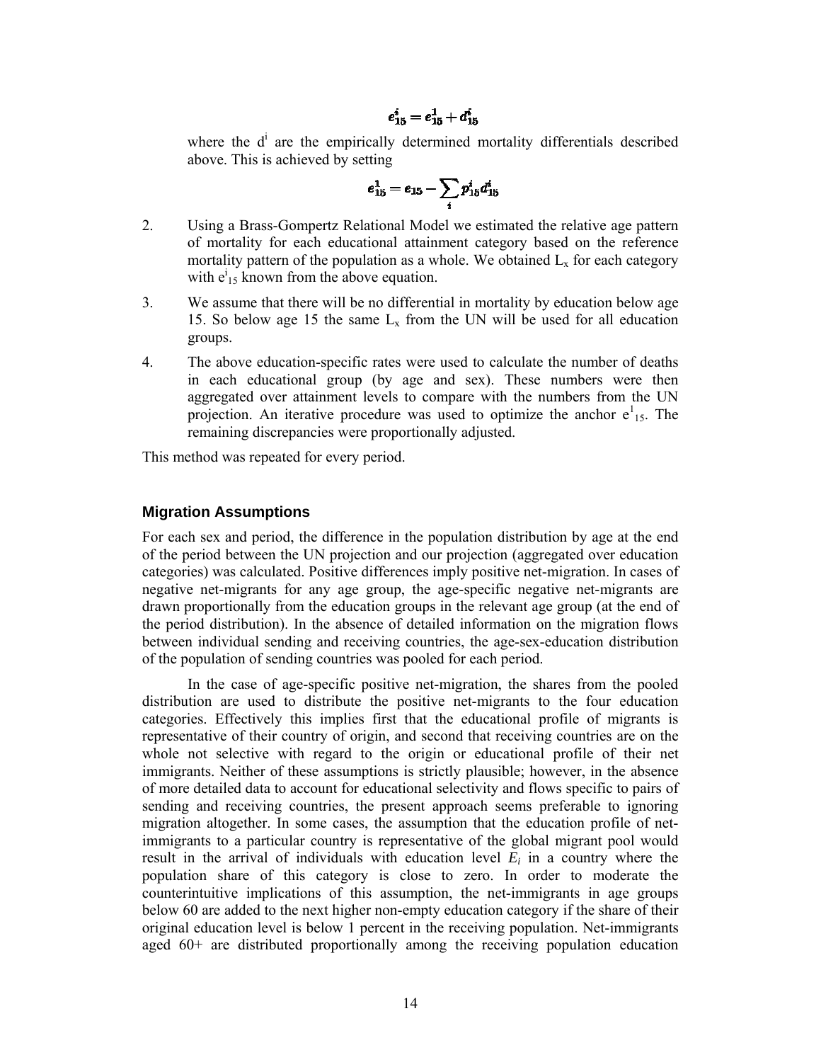$$e_{15}^{i} = e_{15}^{1} + d_{15}^{i}$$

where the $d^i$ are the empirically determined mortality differentials described above. This is achieved by setting

$$e_{15}^{1} = e_{15} - \sum_{i} p_{15}^{i} d_{15}^{i}$$

2. Using a Brass-Gompertz Relational Model we estimated the relative age pattern of mortality for each educational attainment category based on the reference mortality pattern of the population as a whole. We obtained $L_x$ for each category with $e^i_{15}$ known from the above equation.

3. We assume that there will be no differential in mortality by education below age 15. So below age 15 the same $L_x$ from the UN will be used for all education groups.

4. The above education-specific rates were used to calculate the number of deaths in each educational group (by age and sex). These numbers were then aggregated over attainment levels to compare with the numbers from the UN projection. An iterative procedure was used to optimize the anchor $e^1_{15}$. The remaining discrepancies were proportionally adjusted.

This method was repeated for every period.

### Migration Assumptions

For each sex and period, the difference in the population distribution by age at the end of the period between the UN projection and our projection (aggregated over education categories) was calculated. Positive differences imply positive net-migration. In cases of negative net-migrants for any age group, the age-specific negative net-migrants are drawn proportionally from the education groups in the relevant age group (at the end of the period distribution). In the absence of detailed information on the migration flows between individual sending and receiving countries, the age-sex-education distribution of the population of sending countries was pooled for each period.

In the case of age-specific positive net-migration, the shares from the pooled distribution are used to distribute the positive net-migrants to the four education categories. Effectively this implies first that the educational profile of migrants is representative of their country of origin, and second that receiving countries are on the whole not selective with regard to the origin or educational profile of their net immigrants. Neither of these assumptions is strictly plausible; however, in the absence of more detailed data to account for educational selectivity and flows specific to pairs of sending and receiving countries, the present approach seems preferable to ignoring migration altogether. In some cases, the assumption that the education profile of net-immigrants to a particular country is representative of the global migrant pool would result in the arrival of individuals with education level $E_i$ in a country where the population share of this category is close to zero. In order to moderate the counterintuitive implications of this assumption, the net-immigrants in age groups below 60 are added to the next higher non-empty education category if the share of their original education level is below 1 percent in the receiving population. Net-immigrants aged 60+ are distributed proportionally among the receiving population education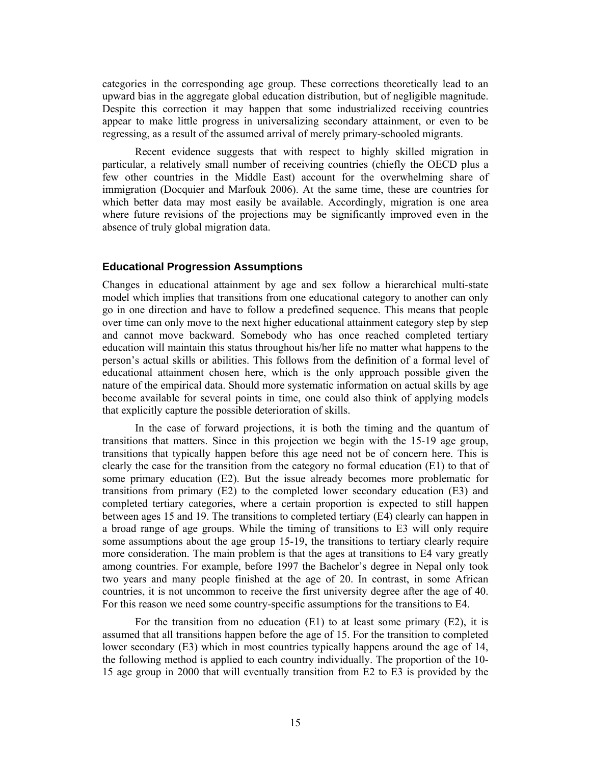categories in the corresponding age group. These corrections theoretically lead to an upward bias in the aggregate global education distribution, but of negligible magnitude. Despite this correction it may happen that some industrialized receiving countries appear to make little progress in universalizing secondary attainment, or even to be regressing, as a result of the assumed arrival of merely primary-schooled migrants.

Recent evidence suggests that with respect to highly skilled migration in particular, a relatively small number of receiving countries (chiefly the OECD plus a few other countries in the Middle East) account for the overwhelming share of immigration (Docquier and Marfouk 2006). At the same time, these are countries for which better data may most easily be available. Accordingly, migration is one area where future revisions of the projections may be significantly improved even in the absence of truly global migration data.

### Educational Progression Assumptions

Changes in educational attainment by age and sex follow a hierarchical multi-state model which implies that transitions from one educational category to another can only go in one direction and have to follow a predefined sequence. This means that people over time can only move to the next higher educational attainment category step by step and cannot move backward. Somebody who has once reached completed tertiary education will maintain this status throughout his/her life no matter what happens to the person's actual skills or abilities. This follows from the definition of a formal level of educational attainment chosen here, which is the only approach possible given the nature of the empirical data. Should more systematic information on actual skills by age become available for several points in time, one could also think of applying models that explicitly capture the possible deterioration of skills.

In the case of forward projections, it is both the timing and the quantum of transitions that matters. Since in this projection we begin with the 15-19 age group, transitions that typically happen before this age need not be of concern here. This is clearly the case for the transition from the category no formal education (E1) to that of some primary education (E2). But the issue already becomes more problematic for transitions from primary (E2) to the completed lower secondary education (E3) and completed tertiary categories, where a certain proportion is expected to still happen between ages 15 and 19. The transitions to completed tertiary (E4) clearly can happen in a broad range of age groups. While the timing of transitions to E3 will only require some assumptions about the age group 15-19, the transitions to tertiary clearly require more consideration. The main problem is that the ages at transitions to E4 vary greatly among countries. For example, before 1997 the Bachelor's degree in Nepal only took two years and many people finished at the age of 20. In contrast, in some African countries, it is not uncommon to receive the first university degree after the age of 40. For this reason we need some country-specific assumptions for the transitions to E4.

For the transition from no education (E1) to at least some primary (E2), it is assumed that all transitions happen before the age of 15. For the transition to completed lower secondary (E3) which in most countries typically happens around the age of 14, the following method is applied to each country individually. The proportion of the 10-15 age group in 2000 that will eventually transition from E2 to E3 is provided by the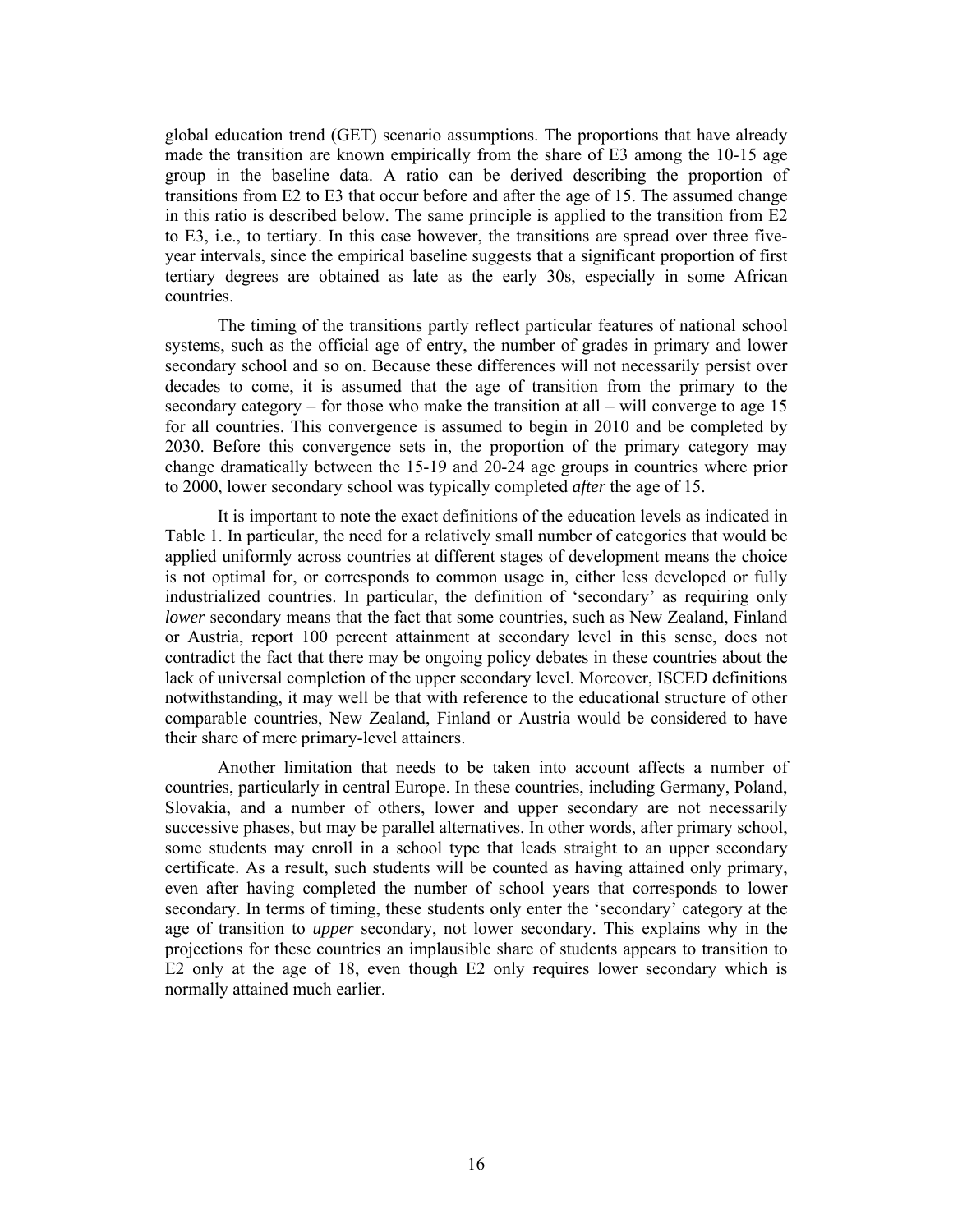global education trend (GET) scenario assumptions. The proportions that have already made the transition are known empirically from the share of E3 among the 10-15 age group in the baseline data. A ratio can be derived describing the proportion of transitions from E2 to E3 that occur before and after the age of 15. The assumed change in this ratio is described below. The same principle is applied to the transition from E2 to E3, i.e., to tertiary. In this case however, the transitions are spread over three five-year intervals, since the empirical baseline suggests that a significant proportion of first tertiary degrees are obtained as late as the early 30s, especially in some African countries.

The timing of the transitions partly reflect particular features of national school systems, such as the official age of entry, the number of grades in primary and lower secondary school and so on. Because these differences will not necessarily persist over decades to come, it is assumed that the age of transition from the primary to the secondary category – for those who make the transition at all – will converge to age 15 for all countries. This convergence is assumed to begin in 2010 and be completed by 2030. Before this convergence sets in, the proportion of the primary category may change dramatically between the 15-19 and 20-24 age groups in countries where prior to 2000, lower secondary school was typically completed *after* the age of 15.

It is important to note the exact definitions of the education levels as indicated in Table 1. In particular, the need for a relatively small number of categories that would be applied uniformly across countries at different stages of development means the choice is not optimal for, or corresponds to common usage in, either less developed or fully industrialized countries. In particular, the definition of 'secondary' as requiring only *lower* secondary means that the fact that some countries, such as New Zealand, Finland or Austria, report 100 percent attainment at secondary level in this sense, does not contradict the fact that there may be ongoing policy debates in these countries about the lack of universal completion of the upper secondary level. Moreover, ISCED definitions notwithstanding, it may well be that with reference to the educational structure of other comparable countries, New Zealand, Finland or Austria would be considered to have their share of mere primary-level attainers.

Another limitation that needs to be taken into account affects a number of countries, particularly in central Europe. In these countries, including Germany, Poland, Slovakia, and a number of others, lower and upper secondary are not necessarily successive phases, but may be parallel alternatives. In other words, after primary school, some students may enroll in a school type that leads straight to an upper secondary certificate. As a result, such students will be counted as having attained only primary, even after having completed the number of school years that corresponds to lower secondary. In terms of timing, these students only enter the 'secondary' category at the age of transition to *upper* secondary, not lower secondary. This explains why in the projections for these countries an implausible share of students appears to transition to E2 only at the age of 18, even though E2 only requires lower secondary which is normally attained much earlier.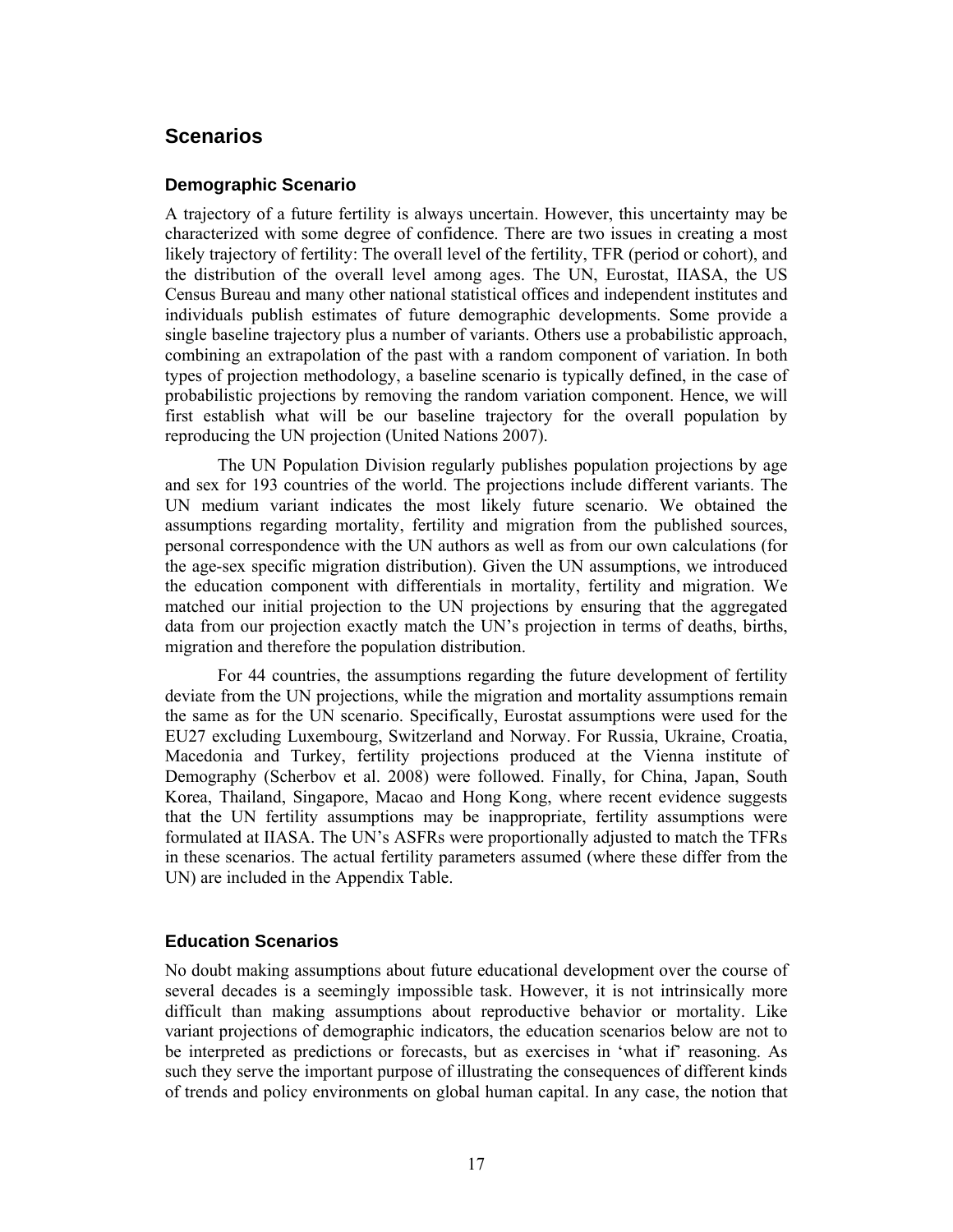## Scenarios

### Demographic Scenario

A trajectory of a future fertility is always uncertain. However, this uncertainty may be characterized with some degree of confidence. There are two issues in creating a most likely trajectory of fertility: The overall level of the fertility, TFR (period or cohort), and the distribution of the overall level among ages. The UN, Eurostat, IIASA, the US Census Bureau and many other national statistical offices and independent institutes and individuals publish estimates of future demographic developments. Some provide a single baseline trajectory plus a number of variants. Others use a probabilistic approach, combining an extrapolation of the past with a random component of variation. In both types of projection methodology, a baseline scenario is typically defined, in the case of probabilistic projections by removing the random variation component. Hence, we will first establish what will be our baseline trajectory for the overall population by reproducing the UN projection (United Nations 2007).

The UN Population Division regularly publishes population projections by age and sex for 193 countries of the world. The projections include different variants. The UN medium variant indicates the most likely future scenario. We obtained the assumptions regarding mortality, fertility and migration from the published sources, personal correspondence with the UN authors as well as from our own calculations (for the age-sex specific migration distribution). Given the UN assumptions, we introduced the education component with differentials in mortality, fertility and migration. We matched our initial projection to the UN projections by ensuring that the aggregated data from our projection exactly match the UN's projection in terms of deaths, births, migration and therefore the population distribution.

For 44 countries, the assumptions regarding the future development of fertility deviate from the UN projections, while the migration and mortality assumptions remain the same as for the UN scenario. Specifically, Eurostat assumptions were used for the EU27 excluding Luxembourg, Switzerland and Norway. For Russia, Ukraine, Croatia, Macedonia and Turkey, fertility projections produced at the Vienna institute of Demography (Scherbov et al. 2008) were followed. Finally, for China, Japan, South Korea, Thailand, Singapore, Macao and Hong Kong, where recent evidence suggests that the UN fertility assumptions may be inappropriate, fertility assumptions were formulated at IIASA. The UN's ASFRs were proportionally adjusted to match the TFRs in these scenarios. The actual fertility parameters assumed (where these differ from the UN) are included in the Appendix Table.

### Education Scenarios

No doubt making assumptions about future educational development over the course of several decades is a seemingly impossible task. However, it is not intrinsically more difficult than making assumptions about reproductive behavior or mortality. Like variant projections of demographic indicators, the education scenarios below are not to be interpreted as predictions or forecasts, but as exercises in 'what if' reasoning. As such they serve the important purpose of illustrating the consequences of different kinds of trends and policy environments on global human capital. In any case, the notion that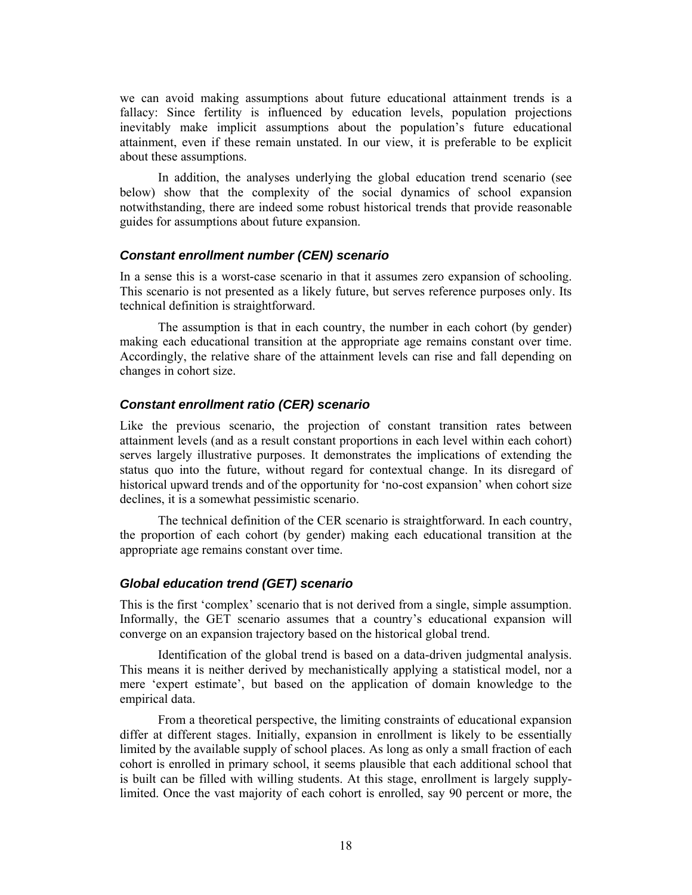we can avoid making assumptions about future educational attainment trends is a fallacy: Since fertility is influenced by education levels, population projections inevitably make implicit assumptions about the population's future educational attainment, even if these remain unstated. In our view, it is preferable to be explicit about these assumptions.

In addition, the analyses underlying the global education trend scenario (see below) show that the complexity of the social dynamics of school expansion notwithstanding, there are indeed some robust historical trends that provide reasonable guides for assumptions about future expansion.

### *Constant enrollment number (CEN) scenario*

In a sense this is a worst-case scenario in that it assumes zero expansion of schooling. This scenario is not presented as a likely future, but serves reference purposes only. Its technical definition is straightforward.

The assumption is that in each country, the number in each cohort (by gender) making each educational transition at the appropriate age remains constant over time. Accordingly, the relative share of the attainment levels can rise and fall depending on changes in cohort size.

### *Constant enrollment ratio (CER) scenario*

Like the previous scenario, the projection of constant transition rates between attainment levels (and as a result constant proportions in each level within each cohort) serves largely illustrative purposes. It demonstrates the implications of extending the status quo into the future, without regard for contextual change. In its disregard of historical upward trends and of the opportunity for 'no-cost expansion' when cohort size declines, it is a somewhat pessimistic scenario.

The technical definition of the CER scenario is straightforward. In each country, the proportion of each cohort (by gender) making each educational transition at the appropriate age remains constant over time.

### *Global education trend (GET) scenario*

This is the first 'complex' scenario that is not derived from a single, simple assumption. Informally, the GET scenario assumes that a country's educational expansion will converge on an expansion trajectory based on the historical global trend.

Identification of the global trend is based on a data-driven judgmental analysis. This means it is neither derived by mechanistically applying a statistical model, nor a mere 'expert estimate', but based on the application of domain knowledge to the empirical data.

From a theoretical perspective, the limiting constraints of educational expansion differ at different stages. Initially, expansion in enrollment is likely to be essentially limited by the available supply of school places. As long as only a small fraction of each cohort is enrolled in primary school, it seems plausible that each additional school that is built can be filled with willing students. At this stage, enrollment is largely supply-limited. Once the vast majority of each cohort is enrolled, say 90 percent or more, the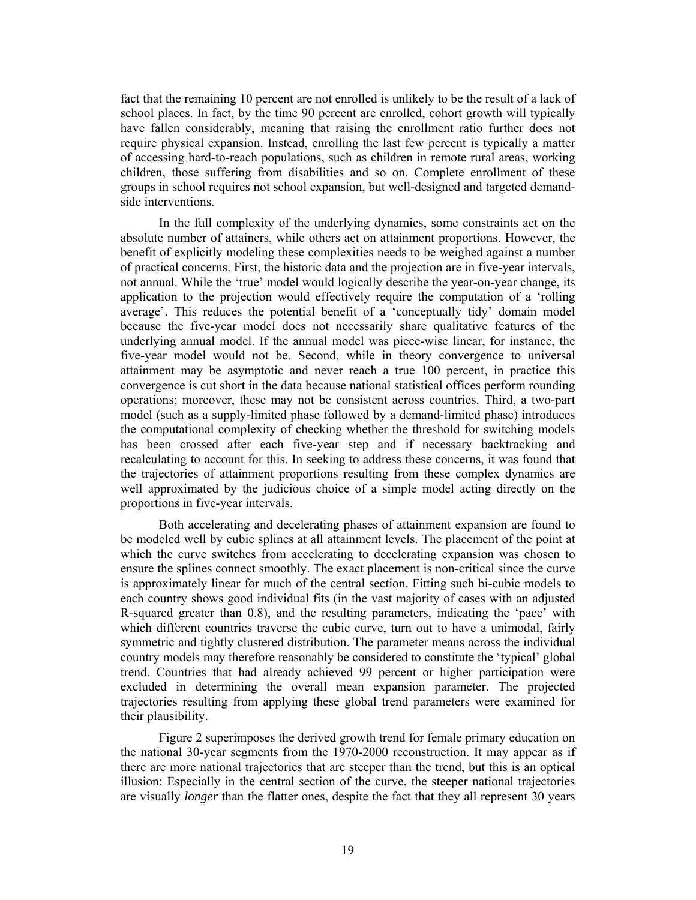fact that the remaining 10 percent are not enrolled is unlikely to be the result of a lack of school places. In fact, by the time 90 percent are enrolled, cohort growth will typically have fallen considerably, meaning that raising the enrollment ratio further does not require physical expansion. Instead, enrolling the last few percent is typically a matter of accessing hard-to-reach populations, such as children in remote rural areas, working children, those suffering from disabilities and so on. Complete enrollment of these groups in school requires not school expansion, but well-designed and targeted demand-side interventions.

In the full complexity of the underlying dynamics, some constraints act on the absolute number of attainers, while others act on attainment proportions. However, the benefit of explicitly modeling these complexities needs to be weighed against a number of practical concerns. First, the historic data and the projection are in five-year intervals, not annual. While the 'true' model would logically describe the year-on-year change, its application to the projection would effectively require the computation of a 'rolling average'. This reduces the potential benefit of a 'conceptually tidy' domain model because the five-year model does not necessarily share qualitative features of the underlying annual model. If the annual model was piece-wise linear, for instance, the five-year model would not be. Second, while in theory convergence to universal attainment may be asymptotic and never reach a true 100 percent, in practice this convergence is cut short in the data because national statistical offices perform rounding operations; moreover, these may not be consistent across countries. Third, a two-part model (such as a supply-limited phase followed by a demand-limited phase) introduces the computational complexity of checking whether the threshold for switching models has been crossed after each five-year step and if necessary backtracking and recalculating to account for this. In seeking to address these concerns, it was found that the trajectories of attainment proportions resulting from these complex dynamics are well approximated by the judicious choice of a simple model acting directly on the proportions in five-year intervals.

Both accelerating and decelerating phases of attainment expansion are found to be modeled well by cubic splines at all attainment levels. The placement of the point at which the curve switches from accelerating to decelerating expansion was chosen to ensure the splines connect smoothly. The exact placement is non-critical since the curve is approximately linear for much of the central section. Fitting such bi-cubic models to each country shows good individual fits (in the vast majority of cases with an adjusted R-squared greater than 0.8), and the resulting parameters, indicating the 'pace' with which different countries traverse the cubic curve, turn out to have a unimodal, fairly symmetric and tightly clustered distribution. The parameter means across the individual country models may therefore reasonably be considered to constitute the 'typical' global trend. Countries that had already achieved 99 percent or higher participation were excluded in determining the overall mean expansion parameter. The projected trajectories resulting from applying these global trend parameters were examined for their plausibility.

Figure 2 superimposes the derived growth trend for female primary education on the national 30-year segments from the 1970-2000 reconstruction. It may appear as if there are more national trajectories that are steeper than the trend, but this is an optical illusion: Especially in the central section of the curve, the steeper national trajectories are visually *longer* than the flatter ones, despite the fact that they all represent 30 years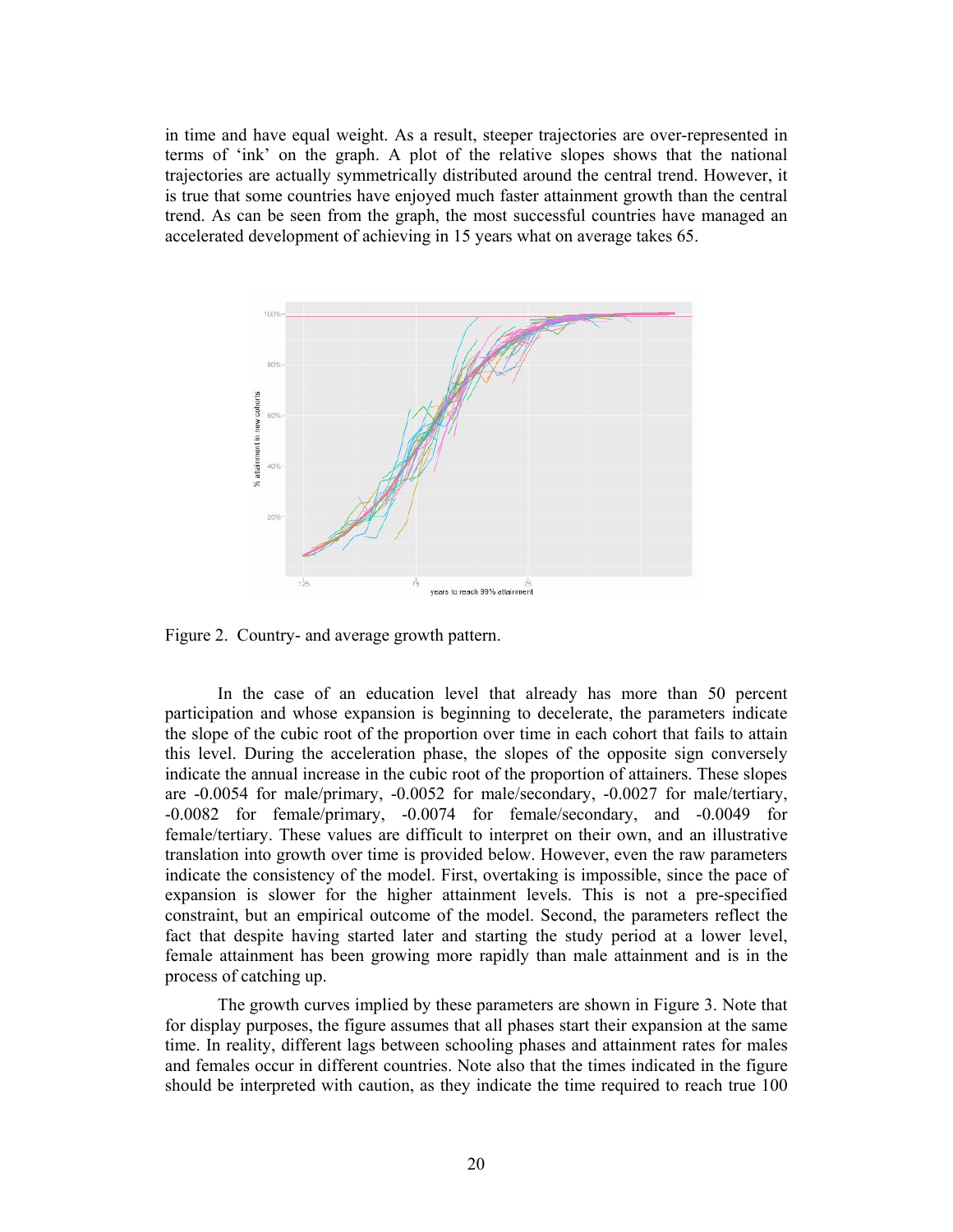in time and have equal weight. As a result, steeper trajectories are over-represented in terms of 'ink' on the graph. A plot of the relative slopes shows that the national trajectories are actually symmetrically distributed around the central trend. However, it is true that some countries have enjoyed much faster attainment growth than the central trend. As can be seen from the graph, the most successful countries have managed an accelerated development of achieving in 15 years what on average takes 65.

Figure 2. Country- and average growth pattern.

In the case of an education level that already has more than 50 percent participation and whose expansion is beginning to decelerate, the parameters indicate the slope of the cubic root of the proportion over time in each cohort that fails to attain this level. During the acceleration phase, the slopes of the opposite sign conversely indicate the annual increase in the cubic root of the proportion of attainers. These slopes are -0.0054 for male/primary, -0.0052 for male/secondary, -0.0027 for male/tertiary, -0.0082 for female/primary, -0.0074 for female/secondary, and -0.0049 for female/tertiary. These values are difficult to interpret on their own, and an illustrative translation into growth over time is provided below. However, even the raw parameters indicate the consistency of the model. First, overtaking is impossible, since the pace of expansion is slower for the higher attainment levels. This is not a pre-specified constraint, but an empirical outcome of the model. Second, the parameters reflect the fact that despite having started later and starting the study period at a lower level, female attainment has been growing more rapidly than male attainment and is in the process of catching up.

The growth curves implied by these parameters are shown in Figure 3. Note that for display purposes, the figure assumes that all phases start their expansion at the same time. In reality, different lags between schooling phases and attainment rates for males and females occur in different countries. Note also that the times indicated in the figure should be interpreted with caution, as they indicate the time required to reach true 100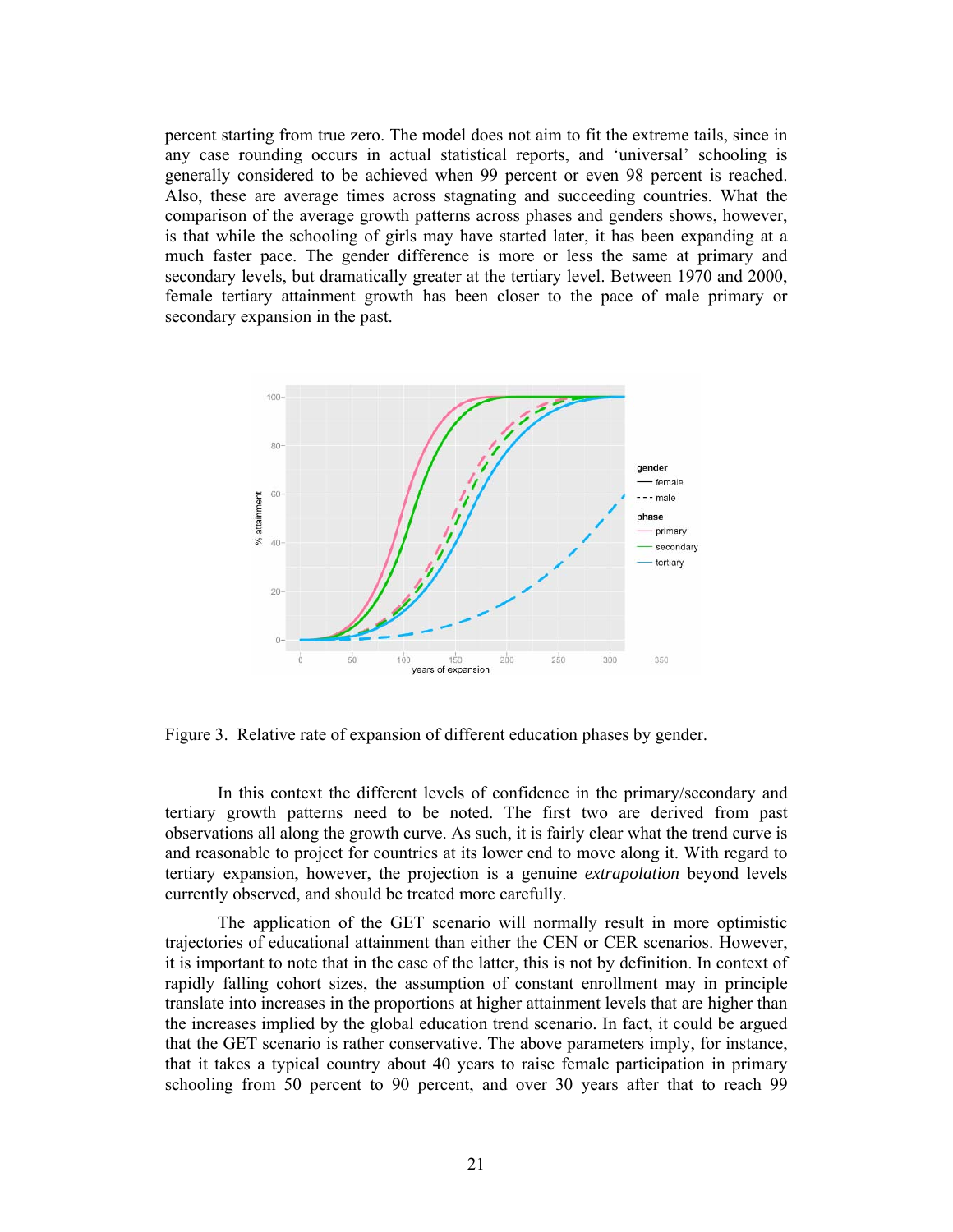percent starting from true zero. The model does not aim to fit the extreme tails, since in any case rounding occurs in actual statistical reports, and 'universal' schooling is generally considered to be achieved when 99 percent or even 98 percent is reached. Also, these are average times across stagnating and succeeding countries. What the comparison of the average growth patterns across phases and genders shows, however, is that while the schooling of girls may have started later, it has been expanding at a much faster pace. The gender difference is more or less the same at primary and secondary levels, but dramatically greater at the tertiary level. Between 1970 and 2000, female tertiary attainment growth has been closer to the pace of male primary or secondary expansion in the past.

Figure 3. Relative rate of expansion of different education phases by gender.

In this context the different levels of confidence in the primary/secondary and tertiary growth patterns need to be noted. The first two are derived from past observations all along the growth curve. As such, it is fairly clear what the trend curve is and reasonable to project for countries at its lower end to move along it. With regard to tertiary expansion, however, the projection is a genuine *extrapolation* beyond levels currently observed, and should be treated more carefully.

The application of the GET scenario will normally result in more optimistic trajectories of educational attainment than either the CEN or CER scenarios. However, it is important to note that in the case of the latter, this is not by definition. In context of rapidly falling cohort sizes, the assumption of constant enrollment may in principle translate into increases in the proportions at higher attainment levels that are higher than the increases implied by the global education trend scenario. In fact, it could be argued that the GET scenario is rather conservative. The above parameters imply, for instance, that it takes a typical country about 40 years to raise female participation in primary schooling from 50 percent to 90 percent, and over 30 years after that to reach 99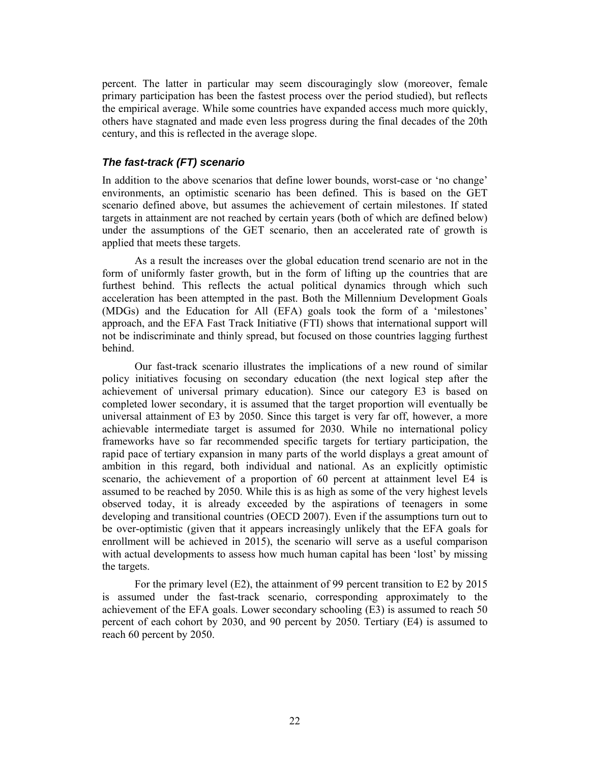percent. The latter in particular may seem discouragingly slow (moreover, female primary participation has been the fastest process over the period studied), but reflects the empirical average. While some countries have expanded access much more quickly, others have stagnated and made even less progress during the final decades of the 20th century, and this is reflected in the average slope.

### *The fast-track (FT) scenario*

In addition to the above scenarios that define lower bounds, worst-case or 'no change' environments, an optimistic scenario has been defined. This is based on the GET scenario defined above, but assumes the achievement of certain milestones. If stated targets in attainment are not reached by certain years (both of which are defined below) under the assumptions of the GET scenario, then an accelerated rate of growth is applied that meets these targets.

As a result the increases over the global education trend scenario are not in the form of uniformly faster growth, but in the form of lifting up the countries that are furthest behind. This reflects the actual political dynamics through which such acceleration has been attempted in the past. Both the Millennium Development Goals (MDGs) and the Education for All (EFA) goals took the form of a 'milestones' approach, and the EFA Fast Track Initiative (FTI) shows that international support will not be indiscriminate and thinly spread, but focused on those countries lagging furthest behind.

Our fast-track scenario illustrates the implications of a new round of similar policy initiatives focusing on secondary education (the next logical step after the achievement of universal primary education). Since our category E3 is based on completed lower secondary, it is assumed that the target proportion will eventually be universal attainment of E3 by 2050. Since this target is very far off, however, a more achievable intermediate target is assumed for 2030. While no international policy frameworks have so far recommended specific targets for tertiary participation, the rapid pace of tertiary expansion in many parts of the world displays a great amount of ambition in this regard, both individual and national. As an explicitly optimistic scenario, the achievement of a proportion of 60 percent at attainment level E4 is assumed to be reached by 2050. While this is as high as some of the very highest levels observed today, it is already exceeded by the aspirations of teenagers in some developing and transitional countries (OECD 2007). Even if the assumptions turn out to be over-optimistic (given that it appears increasingly unlikely that the EFA goals for enrollment will be achieved in 2015), the scenario will serve as a useful comparison with actual developments to assess how much human capital has been 'lost' by missing the targets.

For the primary level (E2), the attainment of 99 percent transition to E2 by 2015 is assumed under the fast-track scenario, corresponding approximately to the achievement of the EFA goals. Lower secondary schooling (E3) is assumed to reach 50 percent of each cohort by 2030, and 90 percent by 2050. Tertiary (E4) is assumed to reach 60 percent by 2050.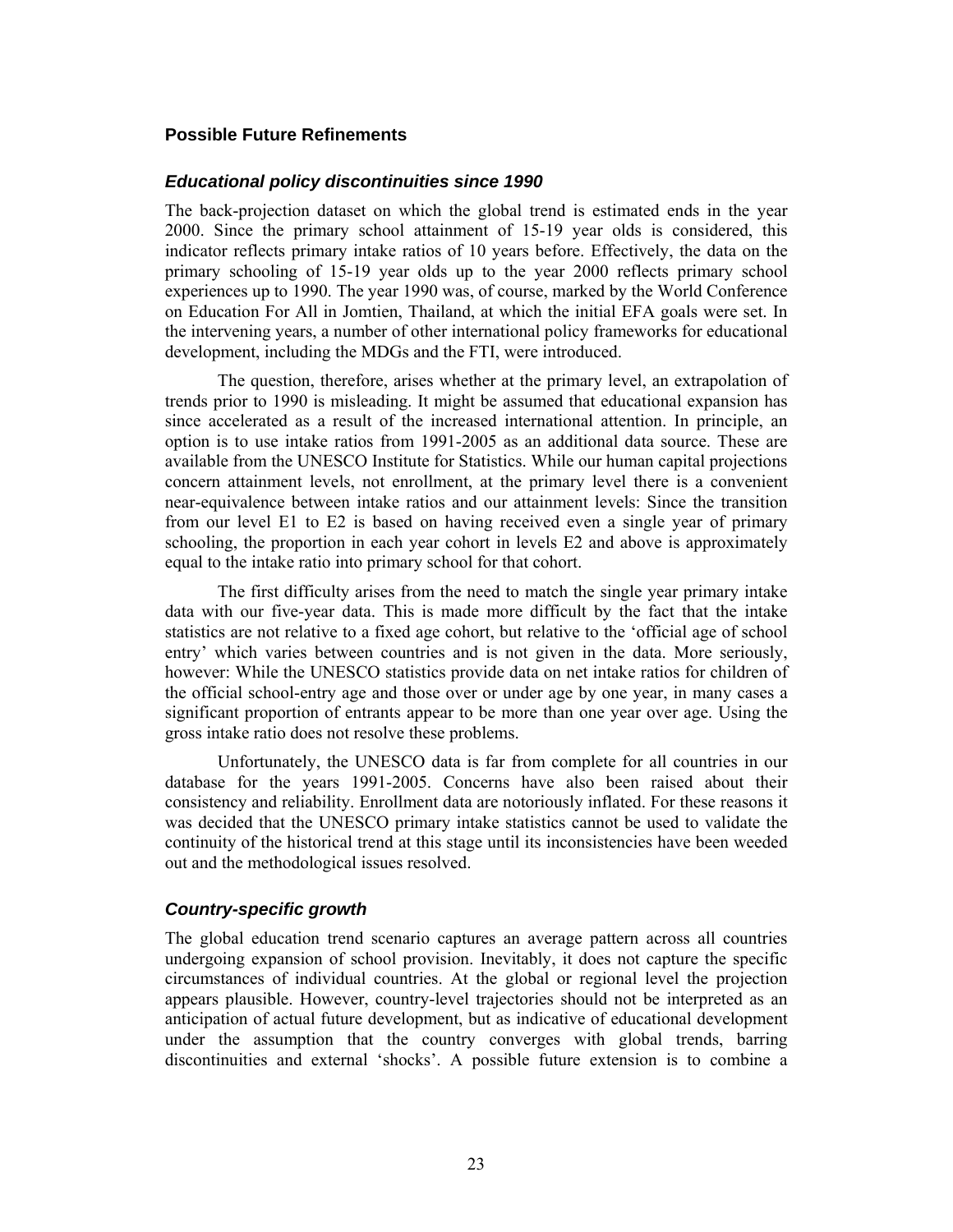## Possible Future Refinements

### *Educational policy discontinuities since 1990*

The back-projection dataset on which the global trend is estimated ends in the year 2000. Since the primary school attainment of 15-19 year olds is considered, this indicator reflects primary intake ratios of 10 years before. Effectively, the data on the primary schooling of 15-19 year olds up to the year 2000 reflects primary school experiences up to 1990. The year 1990 was, of course, marked by the World Conference on Education For All in Jomtien, Thailand, at which the initial EFA goals were set. In the intervening years, a number of other international policy frameworks for educational development, including the MDGs and the FTI, were introduced.

The question, therefore, arises whether at the primary level, an extrapolation of trends prior to 1990 is misleading. It might be assumed that educational expansion has since accelerated as a result of the increased international attention. In principle, an option is to use intake ratios from 1991-2005 as an additional data source. These are available from the UNESCO Institute for Statistics. While our human capital projections concern attainment levels, not enrollment, at the primary level there is a convenient near-equivalence between intake ratios and our attainment levels: Since the transition from our level E1 to E2 is based on having received even a single year of primary schooling, the proportion in each year cohort in levels E2 and above is approximately equal to the intake ratio into primary school for that cohort.

The first difficulty arises from the need to match the single year primary intake data with our five-year data. This is made more difficult by the fact that the intake statistics are not relative to a fixed age cohort, but relative to the 'official age of school entry' which varies between countries and is not given in the data. More seriously, however: While the UNESCO statistics provide data on net intake ratios for children of the official school-entry age and those over or under age by one year, in many cases a significant proportion of entrants appear to be more than one year over age. Using the gross intake ratio does not resolve these problems.

Unfortunately, the UNESCO data is far from complete for all countries in our database for the years 1991-2005. Concerns have also been raised about their consistency and reliability. Enrollment data are notoriously inflated. For these reasons it was decided that the UNESCO primary intake statistics cannot be used to validate the continuity of the historical trend at this stage until its inconsistencies have been weeded out and the methodological issues resolved.

### *Country-specific growth*

The global education trend scenario captures an average pattern across all countries undergoing expansion of school provision. Inevitably, it does not capture the specific circumstances of individual countries. At the global or regional level the projection appears plausible. However, country-level trajectories should not be interpreted as an anticipation of actual future development, but as indicative of educational development under the assumption that the country converges with global trends, barring discontinuities and external 'shocks'. A possible future extension is to combine a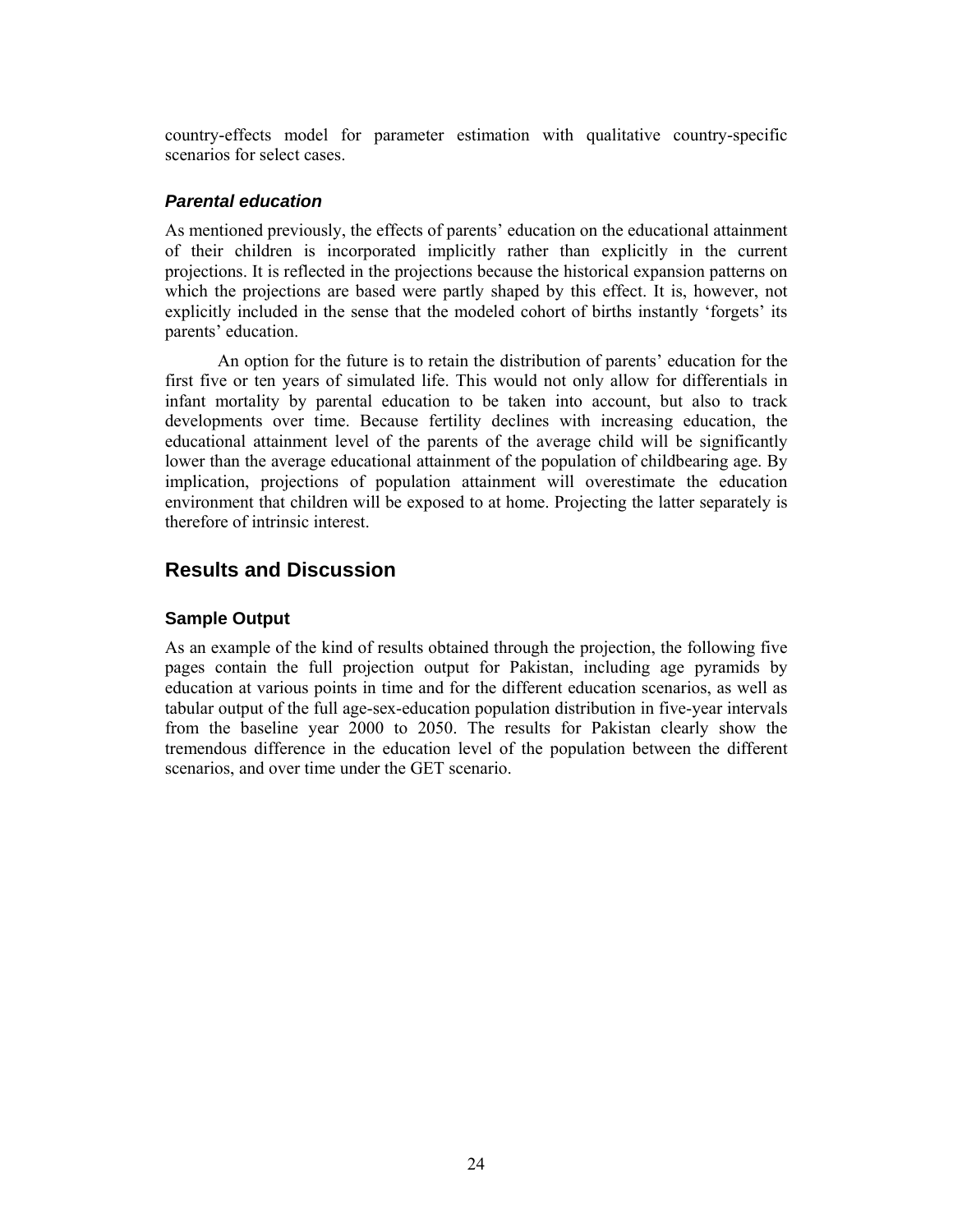country-effects model for parameter estimation with qualitative country-specific scenarios for select cases.

### *Parental education*

As mentioned previously, the effects of parents' education on the educational attainment of their children is incorporated implicitly rather than explicitly in the current projections. It is reflected in the projections because the historical expansion patterns on which the projections are based were partly shaped by this effect. It is, however, not explicitly included in the sense that the modeled cohort of births instantly 'forgets' its parents' education.

An option for the future is to retain the distribution of parents' education for the first five or ten years of simulated life. This would not only allow for differentials in infant mortality by parental education to be taken into account, but also to track developments over time. Because fertility declines with increasing education, the educational attainment level of the parents of the average child will be significantly lower than the average educational attainment of the population of childbearing age. By implication, projections of population attainment will overestimate the education environment that children will be exposed to at home. Projecting the latter separately is therefore of intrinsic interest.

## Results and Discussion

### Sample Output

As an example of the kind of results obtained through the projection, the following five pages contain the full projection output for Pakistan, including age pyramids by education at various points in time and for the different education scenarios, as well as tabular output of the full age-sex-education population distribution in five-year intervals from the baseline year 2000 to 2050. The results for Pakistan clearly show the tremendous difference in the education level of the population between the different scenarios, and over time under the GET scenario.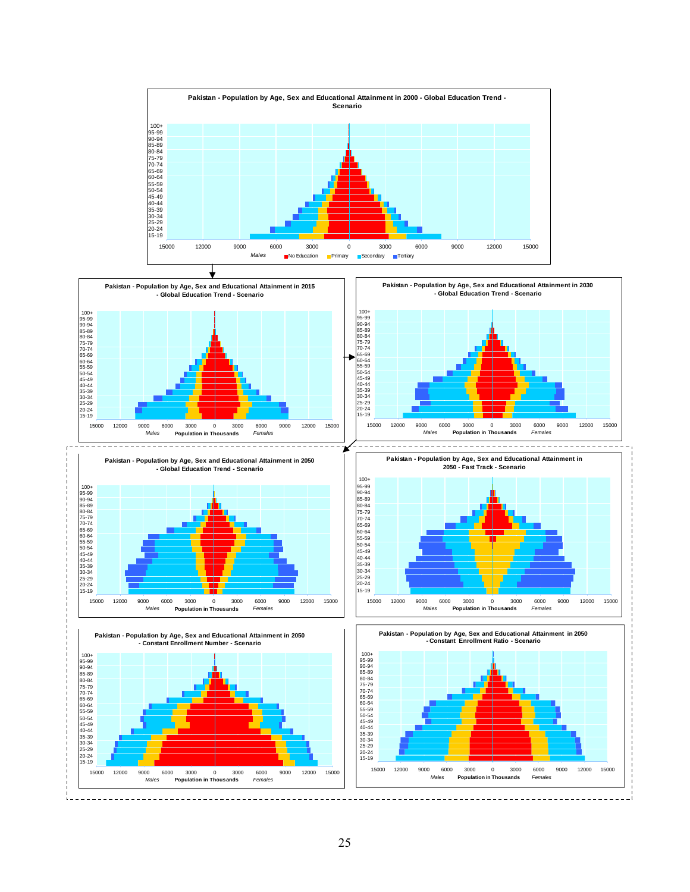**Pakistan - Population by Age, Sex and Educational Attainment in 2000 - Global Education Trend - Scenario**

Age groups: 100+, 95-99, 90-94, 85-89, 80-84, 75-79, 70-74, 65-69, 60-64, 55-59, 50-54, 45-49, 40-44, 35-39, 30-34, 25-29, 20-24, 15-19

Axis: 15000 12000 9000 6000 3000 0 3000 6000 9000 12000 15000

Males ■ No Education ■ Primary ■ Secondary ■ Tertiary

**Pakistan - Population by Age, Sex and Educational Attainment in 2015 - Global Education Trend - Scenario**

Males — Population in Thousands — Females

**Pakistan - Population by Age, Sex and Educational Attainment in 2030 - Global Education Trend - Scenario**

Males — Population in Thousands — Females

**Pakistan - Population by Age, Sex and Educational Attainment in 2050 - Global Education Trend - Scenario**

Males — Population in Thousands — Females

**Pakistan - Population by Age, Sex and Educational Attainment in 2050 - Fast Track - Scenario**

Males — Population in Thousands — Females

**Pakistan - Population by Age, Sex and Educational Attainment in 2050 - Constant Enrollment Number - Scenario**

Males — Population in Thousands — Females

**Pakistan - Population by Age, Sex and Educational Attainment in 2050 - Constant Enrollment Ratio - Scenario**

Males — Population in Thousands — Females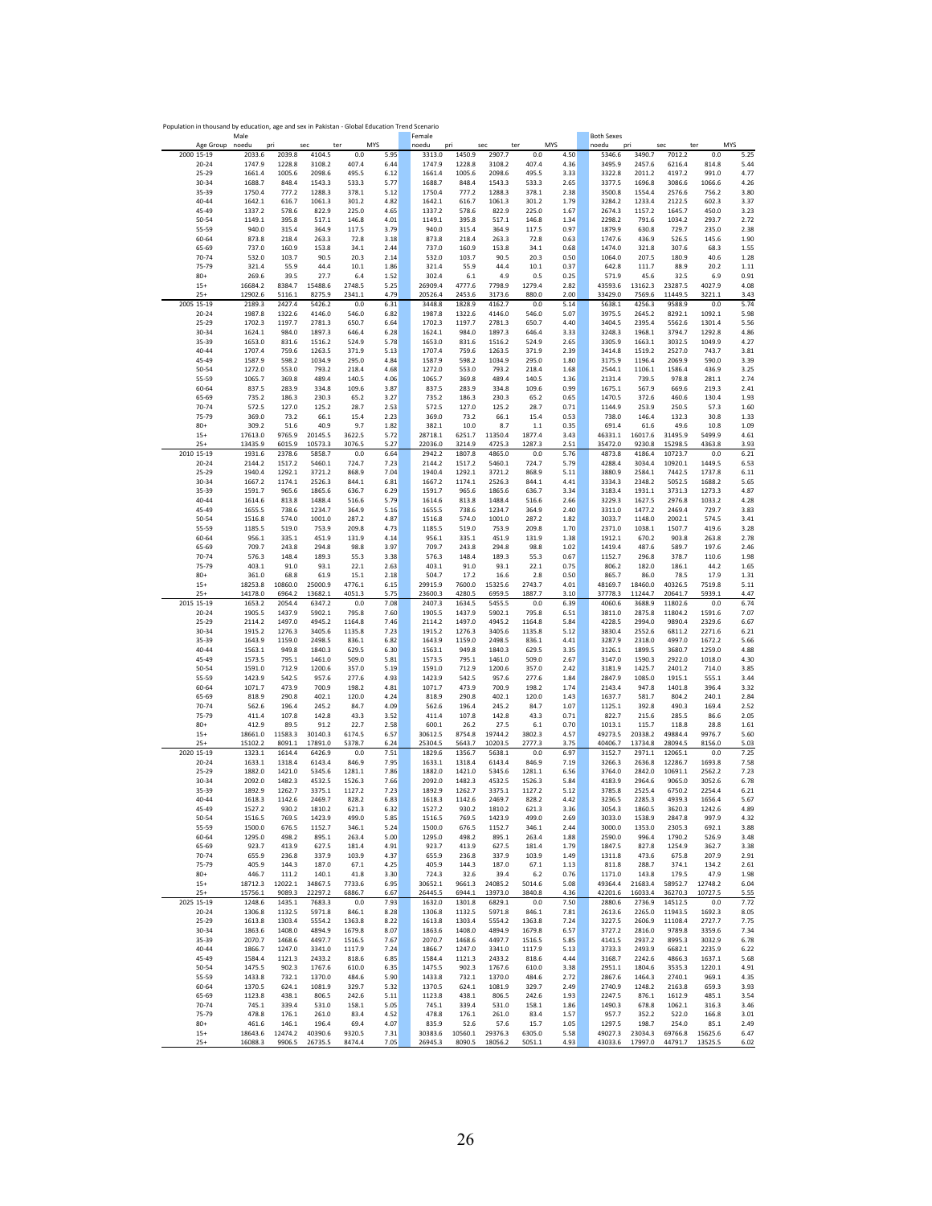Population in thousand by education, age and sex in Pakistan - Global Education Trend Scenario

| | Age Group | Male noedu | pri | sec | ter | MYS | Female noedu | pri | sec | ter | MYS | Both Sexes noedu | pri | sec | ter | MYS |
|---|---|---|---|---|---|---|---|---|---|---|---|---|---|---|---|---|
| 2000 | 15-19 | 2033.6 | 2039.8 | 4104.5 | 0.0 | 5.95 | 3313.0 | 1450.9 | 2907.7 | 0.0 | 4.50 | 5346.6 | 3490.7 | 7012.2 | 0.0 | 5.25 |
| | 20-24 | 1747.9 | 1228.8 | 3108.2 | 407.4 | 6.44 | 1747.9 | 1228.8 | 3108.2 | 407.4 | 4.36 | 3495.9 | 2457.6 | 6216.4 | 814.8 | 5.44 |
| | 25-29 | 1661.4 | 1005.6 | 2098.6 | 495.5 | 6.12 | 1661.4 | 1005.6 | 2098.6 | 495.5 | 3.33 | 3322.8 | 2011.2 | 4197.2 | 991.0 | 4.77 |
| | 30-34 | 1688.7 | 848.4 | 1543.3 | 533.3 | 5.77 | 1688.7 | 848.4 | 1543.3 | 533.3 | 2.65 | 3377.5 | 1696.8 | 3086.6 | 1066.6 | 4.26 |
| | 35-39 | 1750.4 | 777.2 | 1288.3 | 378.1 | 5.12 | 1750.4 | 777.2 | 1288.3 | 378.1 | 2.38 | 3500.8 | 1554.4 | 2576.6 | 756.2 | 3.80 |
| | 40-44 | 1642.1 | 616.7 | 1061.3 | 301.2 | 4.82 | 1642.1 | 616.7 | 1061.3 | 301.2 | 1.79 | 3284.2 | 1233.4 | 2122.5 | 602.3 | 3.37 |
| | 45-49 | 1337.2 | 578.6 | 822.9 | 225.0 | 4.65 | 1337.2 | 578.6 | 822.9 | 225.0 | 1.67 | 2674.3 | 1157.2 | 1645.7 | 450.0 | 3.23 |
| | 50-54 | 1149.1 | 395.8 | 517.1 | 146.8 | 4.01 | 1149.1 | 395.8 | 517.1 | 146.8 | 1.34 | 2298.2 | 791.6 | 1034.2 | 293.7 | 2.72 |
| | 55-59 | 940.0 | 315.4 | 364.9 | 117.5 | 3.79 | 940.0 | 315.4 | 364.9 | 117.5 | 0.97 | 1879.9 | 630.8 | 729.7 | 235.0 | 2.38 |
| | 60-64 | 873.8 | 218.4 | 263.3 | 72.8 | 3.18 | 873.8 | 218.4 | 263.3 | 72.8 | 0.63 | 1747.6 | 436.9 | 526.5 | 145.6 | 1.90 |
| | 65-69 | 737.0 | 160.9 | 153.8 | 34.1 | 2.44 | 737.0 | 160.9 | 153.8 | 34.1 | 0.68 | 1474.0 | 321.8 | 307.6 | 68.3 | 1.55 |
| | 70-74 | 532.0 | 103.7 | 90.5 | 20.3 | 2.14 | 532.0 | 103.7 | 90.5 | 20.3 | 0.50 | 1064.0 | 207.5 | 180.9 | 40.6 | 1.28 |
| | 75-79 | 321.4 | 55.9 | 44.4 | 10.1 | 1.86 | 321.4 | 55.9 | 44.4 | 10.1 | 0.37 | 642.8 | 111.7 | 88.9 | 20.2 | 1.11 |
| | 80+ | 269.6 | 39.5 | 27.7 | 6.4 | 1.52 | 302.4 | 6.1 | 4.9 | 0.5 | 0.25 | 571.9 | 45.6 | 32.5 | 6.9 | 0.91 |
| | 15+ | 16684.2 | 8384.7 | 15488.6 | 2748.5 | 5.25 | 26909.4 | 4777.6 | 7798.9 | 1279.4 | 2.82 | 43593.6 | 13162.3 | 23287.5 | 4027.9 | 4.08 |
| | 25+ | 12902.6 | 5116.1 | 8275.9 | 2341.1 | 4.79 | 20526.4 | 2453.6 | 3173.6 | 880.0 | 2.00 | 33429.0 | 7569.6 | 11449.5 | 3221.1 | 3.43 |
| 2005 | 15-19 | 2189.3 | 2427.4 | 5426.2 | 0.0 | 6.31 | 3448.8 | 1828.9 | 4162.7 | 0.0 | 5.14 | 5638.1 | 4256.3 | 9588.9 | 0.0 | 5.74 |
| | 20-24 | 1987.8 | 1322.6 | 4146.0 | 546.0 | 6.82 | 1987.8 | 1322.6 | 4146.0 | 546.0 | 5.07 | 3975.5 | 2645.2 | 8292.1 | 1092.1 | 5.98 |
| | 25-29 | 1702.3 | 1197.7 | 2781.3 | 650.7 | 6.64 | 1702.3 | 1197.7 | 2781.3 | 650.7 | 4.40 | 3404.5 | 2395.4 | 5562.6 | 1301.4 | 5.56 |
| | 30-34 | 1624.1 | 984.0 | 1897.3 | 646.4 | 6.28 | 1624.1 | 984.0 | 1897.3 | 646.4 | 3.33 | 3248.3 | 1968.1 | 3794.7 | 1292.8 | 4.86 |
| | 35-39 | 1653.0 | 831.6 | 1516.2 | 524.9 | 5.78 | 1653.0 | 831.6 | 1516.2 | 524.9 | 2.65 | 3305.9 | 1663.1 | 3032.5 | 1049.9 | 4.27 |
| | 40-44 | 1707.4 | 759.6 | 1263.5 | 371.9 | 5.13 | 1707.4 | 759.6 | 1263.5 | 371.9 | 2.39 | 3414.8 | 1519.2 | 2527.0 | 743.7 | 3.81 |
| | 45-49 | 1587.9 | 598.2 | 1034.9 | 295.0 | 4.84 | 1587.9 | 598.2 | 1034.9 | 295.0 | 1.80 | 3175.9 | 1196.4 | 2069.9 | 590.0 | 3.39 |
| | 50-54 | 1272.0 | 553.0 | 793.2 | 218.4 | 4.68 | 1272.0 | 553.0 | 793.2 | 218.4 | 1.68 | 2544.1 | 1106.1 | 1586.4 | 436.9 | 3.25 |
| | 55-59 | 1065.7 | 369.8 | 489.4 | 140.5 | 4.06 | 1065.7 | 369.8 | 489.4 | 140.5 | 1.36 | 2131.4 | 739.5 | 978.8 | 281.1 | 2.74 |
| | 60-64 | 837.5 | 283.9 | 334.8 | 109.6 | 3.87 | 837.5 | 283.9 | 334.8 | 109.6 | 0.99 | 1675.1 | 567.9 | 669.6 | 219.3 | 2.41 |
| | 65-69 | 735.2 | 186.3 | 230.3 | 65.2 | 3.27 | 735.2 | 186.3 | 230.3 | 65.2 | 0.65 | 1470.5 | 372.6 | 460.6 | 130.4 | 1.93 |
| | 70-74 | 572.5 | 127.0 | 125.2 | 28.7 | 2.53 | 572.5 | 127.0 | 125.2 | 28.7 | 0.71 | 1144.9 | 253.9 | 250.5 | 57.3 | 1.60 |
| | 75-79 | 369.0 | 73.2 | 66.1 | 15.4 | 2.23 | 369.0 | 73.2 | 66.1 | 15.4 | 0.53 | 738.0 | 146.4 | 132.3 | 30.8 | 1.33 |
| | 80+ | 309.2 | 51.6 | 40.9 | 9.7 | 1.82 | 382.1 | 10.0 | 8.7 | 1.1 | 0.35 | 691.4 | 61.6 | 49.6 | 10.8 | 1.09 |
| | 15+ | 17613.0 | 9765.9 | 20145.5 | 3622.5 | 5.72 | 28718.1 | 6251.7 | 11350.4 | 1877.4 | 3.43 | 46331.1 | 16017.6 | 31495.9 | 5499.9 | 4.61 |
| | 25+ | 13435.9 | 6015.9 | 10573.3 | 3076.5 | 5.27 | 22036.0 | 3214.9 | 4725.3 | 1287.3 | 2.51 | 35472.0 | 9230.8 | 15298.5 | 4363.8 | 3.93 |
| 2010 | 15-19 | 1931.6 | 2378.6 | 5858.7 | 0.0 | 6.64 | 2942.2 | 1807.8 | 4865.0 | 0.0 | 5.76 | 4873.8 | 4186.4 | 10723.7 | 0.0 | 6.21 |
| | 20-24 | 2144.2 | 1517.2 | 5460.1 | 724.7 | 7.23 | 2144.2 | 1517.2 | 5460.1 | 724.7 | 5.79 | 4288.4 | 3034.4 | 10920.1 | 1449.5 | 6.53 |
| | 25-29 | 1940.4 | 1292.1 | 3721.2 | 868.9 | 7.04 | 1940.4 | 1292.1 | 3721.2 | 868.9 | 5.11 | 3880.9 | 2584.1 | 7442.5 | 1737.8 | 6.11 |
| | 30-34 | 1667.2 | 1174.1 | 2526.3 | 844.1 | 6.81 | 1667.2 | 1174.1 | 2526.3 | 844.1 | 4.41 | 3334.3 | 2348.2 | 5052.5 | 1688.2 | 5.65 |
| | 35-39 | 1591.7 | 965.6 | 1865.6 | 636.7 | 6.29 | 1591.7 | 965.6 | 1865.6 | 636.7 | 3.34 | 3183.4 | 1931.1 | 3731.3 | 1273.3 | 4.87 |
| | 40-44 | 1614.6 | 813.8 | 1488.4 | 516.6 | 5.79 | 1614.6 | 813.8 | 1488.4 | 516.6 | 2.66 | 3229.3 | 1627.5 | 2976.8 | 1033.2 | 4.28 |
| | 45-49 | 1655.5 | 738.6 | 1234.7 | 364.9 | 5.16 | 1655.5 | 738.6 | 1234.7 | 364.9 | 2.40 | 3311.0 | 1477.2 | 2469.4 | 729.7 | 3.83 |
| | 50-54 | 1516.8 | 574.0 | 1001.0 | 287.2 | 4.87 | 1516.8 | 574.0 | 1001.0 | 287.2 | 1.82 | 3033.7 | 1148.0 | 2002.1 | 574.5 | 3.41 |
| | 55-59 | 1185.5 | 519.0 | 753.9 | 209.8 | 4.73 | 1185.5 | 519.0 | 753.9 | 209.8 | 1.70 | 2371.0 | 1038.1 | 1507.7 | 419.6 | 3.28 |
| | 60-64 | 956.1 | 335.1 | 451.9 | 131.9 | 4.14 | 956.1 | 335.1 | 451.9 | 131.9 | 1.38 | 1912.1 | 670.2 | 903.8 | 263.8 | 2.78 |
| | 65-69 | 709.7 | 243.8 | 294.8 | 98.8 | 3.97 | 709.7 | 243.8 | 294.8 | 98.8 | 1.02 | 1419.4 | 487.6 | 589.7 | 197.6 | 2.46 |
| | 70-74 | 576.3 | 148.4 | 189.3 | 55.3 | 3.38 | 576.3 | 148.4 | 189.3 | 55.3 | 0.67 | 1152.7 | 296.8 | 378.7 | 110.6 | 1.98 |
| | 75-79 | 403.1 | 91.0 | 93.1 | 22.1 | 2.63 | 403.1 | 91.0 | 93.1 | 22.1 | 0.75 | 806.2 | 182.0 | 186.1 | 44.2 | 1.65 |
| | 80+ | 361.0 | 68.8 | 61.9 | 15.1 | 2.18 | 504.7 | 17.2 | 16.6 | 2.8 | 0.50 | 865.7 | 86.0 | 78.5 | 17.9 | 1.31 |
| | 15+ | 18253.8 | 10860.0 | 25000.9 | 4776.1 | 6.15 | 29915.9 | 7600.0 | 15325.6 | 2743.7 | 4.01 | 48169.7 | 18460.0 | 40326.5 | 7519.8 | 5.11 |
| | 25+ | 14178.0 | 6964.2 | 13682.1 | 4051.3 | 5.75 | 23600.3 | 4280.5 | 6959.5 | 1887.7 | 3.10 | 37778.3 | 11244.7 | 20641.7 | 5939.1 | 4.47 |
| 2015 | 15-19 | 1653.2 | 2054.4 | 6347.2 | 0.0 | 7.08 | 2407.3 | 1634.5 | 5455.5 | 0.0 | 6.39 | 4060.6 | 3688.9 | 11802.6 | 0.0 | 6.74 |
| | 20-24 | 1905.5 | 1437.9 | 5902.1 | 795.8 | 7.60 | 1905.5 | 1437.9 | 5902.1 | 795.8 | 6.51 | 3811.0 | 2875.8 | 11804.2 | 1591.6 | 7.07 |
| | 25-29 | 2114.2 | 1497.0 | 4945.2 | 1164.8 | 7.46 | 2114.2 | 1497.0 | 4945.2 | 1164.8 | 5.84 | 4228.5 | 2994.0 | 9890.4 | 2329.6 | 6.67 |
| | 30-34 | 1915.2 | 1276.3 | 3405.6 | 1135.8 | 7.23 | 1915.2 | 1276.3 | 3405.6 | 1135.8 | 5.12 | 3830.4 | 2552.6 | 6811.2 | 2271.6 | 6.21 |
| | 35-39 | 1643.9 | 1159.0 | 2498.5 | 836.1 | 6.82 | 1643.9 | 1159.0 | 2498.5 | 836.1 | 4.41 | 3287.9 | 2318.0 | 4997.0 | 1672.2 | 5.66 |
| | 40-44 | 1563.1 | 949.8 | 1840.3 | 629.5 | 6.30 | 1563.1 | 949.8 | 1840.3 | 629.5 | 3.35 | 3126.1 | 1899.5 | 3680.7 | 1259.0 | 4.88 |
| | 45-49 | 1573.5 | 795.1 | 1461.0 | 509.0 | 5.81 | 1573.5 | 795.1 | 1461.0 | 509.0 | 2.67 | 3147.0 | 1590.3 | 2922.0 | 1018.0 | 4.30 |
| | 50-54 | 1591.0 | 712.9 | 1200.6 | 357.0 | 5.19 | 1591.0 | 712.9 | 1200.6 | 357.0 | 2.42 | 3181.9 | 1425.7 | 2401.2 | 714.0 | 3.85 |
| | 55-59 | 1423.9 | 542.5 | 957.6 | 277.6 | 4.93 | 1423.9 | 542.5 | 957.6 | 277.6 | 1.84 | 2847.9 | 1085.0 | 1915.1 | 555.1 | 3.44 |
| | 60-64 | 1071.7 | 473.9 | 700.9 | 198.2 | 4.81 | 1071.7 | 473.9 | 700.9 | 198.2 | 1.74 | 2143.4 | 947.8 | 1401.8 | 396.4 | 3.32 |
| | 65-69 | 818.9 | 290.8 | 402.1 | 120.0 | 4.24 | 818.9 | 290.8 | 402.1 | 120.0 | 1.43 | 1637.7 | 581.7 | 804.2 | 240.1 | 2.84 |
| | 70-74 | 562.6 | 196.4 | 245.2 | 84.7 | 4.09 | 562.6 | 196.4 | 245.2 | 84.7 | 1.07 | 1125.1 | 392.8 | 490.3 | 169.4 | 2.52 |
| | 75-79 | 411.4 | 107.8 | 142.8 | 43.3 | 3.52 | 411.4 | 107.8 | 142.8 | 43.3 | 0.71 | 822.7 | 215.6 | 285.5 | 86.6 | 2.05 |
| | 80+ | 412.9 | 89.5 | 91.2 | 22.7 | 2.58 | 600.1 | 26.2 | 27.5 | 6.1 | 0.70 | 1013.1 | 115.7 | 118.8 | 28.8 | 1.61 |
| | 15+ | 18661.0 | 11583.3 | 30140.3 | 6174.5 | 6.57 | 30612.5 | 8754.8 | 19744.2 | 3802.3 | 4.57 | 49273.5 | 20338.2 | 49884.4 | 9976.7 | 5.60 |
| | 25+ | 15102.2 | 8091.1 | 17891.0 | 5378.7 | 6.24 | 25304.5 | 5643.7 | 10203.5 | 2777.3 | 3.75 | 40406.7 | 13734.8 | 28094.5 | 8156.0 | 5.03 |
| 2020 | 15-19 | 1323.1 | 1614.4 | 6426.9 | 0.0 | 7.51 | 1829.6 | 1356.7 | 5638.1 | 0.0 | 6.97 | 3152.7 | 2971.1 | 12065.1 | 0.0 | 7.25 |
| | 20-24 | 1633.1 | 1318.4 | 6143.4 | 846.9 | 7.95 | 1633.1 | 1318.4 | 6143.4 | 846.9 | 7.19 | 3266.3 | 2636.8 | 12286.7 | 1693.8 | 7.58 |
| | 25-29 | 1882.0 | 1421.0 | 5345.6 | 1281.1 | 7.86 | 1882.0 | 1421.0 | 5345.6 | 1281.1 | 6.56 | 3764.0 | 2842.0 | 10691.1 | 2562.2 | 7.23 |
| | 30-34 | 2092.0 | 1482.3 | 4532.5 | 1526.3 | 7.66 | 2092.0 | 1482.3 | 4532.5 | 1526.3 | 5.84 | 4183.9 | 2964.6 | 9065.0 | 3052.6 | 6.78 |
| | 35-39 | 1892.9 | 1262.7 | 3375.1 | 1127.2 | 7.23 | 1892.9 | 1262.7 | 3375.1 | 1127.2 | 5.12 | 3785.8 | 2525.4 | 6750.2 | 2254.4 | 6.21 |
| | 40-44 | 1618.3 | 1142.6 | 2469.7 | 828.2 | 6.83 | 1618.3 | 1142.6 | 2469.7 | 828.2 | 4.42 | 3236.5 | 2285.3 | 4939.3 | 1656.4 | 5.67 |
| | 45-49 | 1527.2 | 930.2 | 1810.2 | 621.3 | 6.32 | 1527.2 | 930.2 | 1810.2 | 621.3 | 3.36 | 3054.3 | 1860.5 | 3620.3 | 1242.6 | 4.89 |
| | 50-54 | 1516.5 | 769.5 | 1423.9 | 499.0 | 5.85 | 1516.5 | 769.5 | 1423.9 | 499.0 | 2.69 | 3033.0 | 1538.9 | 2847.8 | 997.9 | 4.32 |
| | 55-59 | 1500.0 | 676.5 | 1152.7 | 346.1 | 5.24 | 1500.0 | 676.5 | 1152.7 | 346.1 | 2.44 | 3000.0 | 1353.0 | 2305.3 | 692.1 | 3.88 |
| | 60-64 | 1295.0 | 498.2 | 895.1 | 263.4 | 5.00 | 1295.0 | 498.2 | 895.1 | 263.4 | 1.88 | 2590.0 | 996.4 | 1790.2 | 526.9 | 3.48 |
| | 65-69 | 923.7 | 413.9 | 627.5 | 181.4 | 4.91 | 923.7 | 413.9 | 627.5 | 181.4 | 1.79 | 1847.5 | 827.8 | 1254.9 | 362.7 | 3.38 |
| | 70-74 | 655.9 | 236.8 | 337.9 | 103.9 | 4.37 | 655.9 | 236.8 | 337.9 | 103.9 | 1.49 | 1311.8 | 473.6 | 675.8 | 207.9 | 2.91 |
| | 75-79 | 405.9 | 144.3 | 187.0 | 67.1 | 4.25 | 405.9 | 144.3 | 187.0 | 67.1 | 1.13 | 811.8 | 288.7 | 374.1 | 134.2 | 2.61 |
| | 80+ | 446.7 | 111.2 | 140.1 | 41.8 | 3.30 | 724.3 | 32.6 | 39.4 | 6.2 | 0.76 | 1171.0 | 143.8 | 179.5 | 47.9 | 1.98 |
| | 15+ | 18712.3 | 12022.1 | 34867.5 | 7733.6 | 6.95 | 30652.1 | 9661.3 | 24085.2 | 5014.6 | 5.08 | 49364.4 | 21683.4 | 58952.7 | 12748.2 | 6.04 |
| | 25+ | 15756.1 | 9089.3 | 22297.2 | 6886.7 | 6.67 | 26445.5 | 6944.1 | 13973.0 | 3840.8 | 4.36 | 42201.6 | 16033.4 | 36270.3 | 10727.5 | 5.55 |
| 2025 | 15-19 | 1248.6 | 1435.1 | 7683.3 | 0.0 | 7.93 | 1632.0 | 1301.8 | 6829.1 | 0.0 | 7.50 | 2880.6 | 2736.9 | 14512.5 | 0.0 | 7.72 |
| | 20-24 | 1306.8 | 1132.5 | 5971.8 | 846.1 | 8.28 | 1306.8 | 1132.5 | 5971.8 | 846.1 | 7.81 | 2613.6 | 2265.0 | 11943.5 | 1692.3 | 8.05 |
| | 25-29 | 1613.8 | 1303.4 | 5554.2 | 1363.8 | 8.22 | 1613.8 | 1303.4 | 5554.2 | 1363.8 | 7.24 | 3227.5 | 2606.9 | 11108.4 | 2727.7 | 7.75 |
| | 30-34 | 1863.6 | 1408.0 | 4894.9 | 1679.8 | 8.07 | 1863.6 | 1408.0 | 4894.9 | 1679.8 | 6.57 | 3727.2 | 2816.0 | 9789.8 | 3359.6 | 7.34 |
| | 35-39 | 2070.7 | 1468.6 | 4497.7 | 1516.5 | 7.67 | 2070.7 | 1468.6 | 4497.7 | 1516.5 | 5.85 | 4141.5 | 2937.2 | 8995.3 | 3032.9 | 6.78 |
| | 40-44 | 1866.7 | 1247.0 | 3341.0 | 1117.9 | 7.24 | 1866.7 | 1247.0 | 3341.0 | 1117.9 | 5.13 | 3733.3 | 2493.9 | 6682.1 | 2235.9 | 6.22 |
| | 45-49 | 1584.4 | 1121.3 | 2433.2 | 818.6 | 6.85 | 1584.4 | 1121.3 | 2433.2 | 818.6 | 4.44 | 3168.7 | 2242.6 | 4866.3 | 1637.1 | 5.68 |
| | 50-54 | 1475.5 | 902.3 | 1767.6 | 610.0 | 6.35 | 1475.5 | 902.3 | 1767.6 | 610.0 | 3.38 | 2951.1 | 1804.6 | 3535.3 | 1220.1 | 4.91 |
| | 55-59 | 1433.8 | 732.1 | 1370.0 | 484.6 | 5.90 | 1433.8 | 732.1 | 1370.0 | 484.6 | 2.72 | 2867.6 | 1464.3 | 2740.1 | 969.1 | 4.35 |
| | 60-64 | 1370.5 | 624.1 | 1081.9 | 329.7 | 5.32 | 1370.5 | 624.1 | 1081.9 | 329.7 | 2.49 | 2740.9 | 1248.2 | 2163.8 | 659.3 | 3.93 |
| | 65-69 | 1123.8 | 438.1 | 806.5 | 242.6 | 5.11 | 1123.8 | 438.1 | 806.5 | 242.6 | 1.93 | 2247.5 | 876.1 | 1612.9 | 485.1 | 3.54 |
| | 70-74 | 745.1 | 339.4 | 531.0 | 158.1 | 5.05 | 745.1 | 339.4 | 531.0 | 158.1 | 1.86 | 1490.3 | 678.8 | 1062.1 | 316.3 | 3.46 |
| | 75-79 | 478.8 | 176.1 | 261.0 | 83.4 | 4.52 | 478.8 | 176.1 | 261.0 | 83.4 | 1.57 | 957.7 | 352.2 | 522.0 | 166.8 | 3.01 |
| | 80+ | 461.6 | 146.1 | 196.4 | 69.4 | 4.07 | 835.9 | 52.6 | 57.6 | 15.7 | 1.05 | 1297.5 | 198.7 | 254.0 | 85.1 | 2.49 |
| | 15+ | 18643.6 | 12474.2 | 40390.6 | 9320.5 | 7.31 | 30383.6 | 10560.1 | 29376.3 | 6305.0 | 5.58 | 49027.3 | 23034.3 | 69766.8 | 15625.6 | 6.47 |
| | 25+ | 16088.3 | 9906.5 | 26735.5 | 8474.4 | 7.05 | 26945.3 | 8090.5 | 18056.2 | 5051.1 | 4.93 | 43033.6 | 17997.0 | 44791.7 | 13525.5 | 6.02 |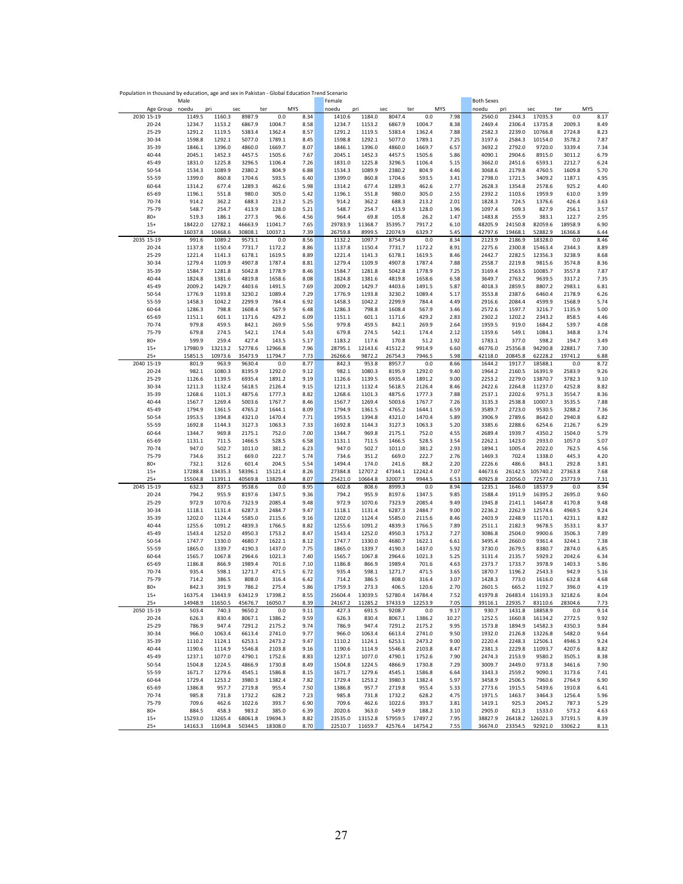Population in thousand by education, age and sex in Pakistan - Global Education Trend Scenario

| | Age Group | Male noedu | pri | sec | ter | MYS | Female noedu | pri | sec | ter | MYS | Both Sexes noedu | pri | sec | ter | MYS |
|---|---|---|---|---|---|---|---|---|---|---|---|---|---|---|---|---|
| 2030 | 15-19 | 1149.5 | 1160.3 | 8987.9 | 0.0 | 8.34 | 1410.6 | 1184.0 | 8047.4 | 0.0 | 7.98 | 2560.0 | 2344.3 | 17035.3 | 0.0 | 8.17 |
| | 20-24 | 1234.7 | 1153.2 | 6867.9 | 1004.7 | 8.58 | 1234.7 | 1153.2 | 6867.9 | 1004.7 | 8.38 | 2469.4 | 2306.4 | 13735.8 | 2009.3 | 8.49 |
| | 25-29 | 1291.2 | 1119.5 | 5383.4 | 1362.4 | 8.57 | 1291.2 | 1119.5 | 5383.4 | 1362.4 | 7.88 | 2582.3 | 2239.0 | 10766.8 | 2724.8 | 8.23 |
| | 30-34 | 1598.8 | 1292.1 | 5077.0 | 1789.1 | 8.45 | 1598.8 | 1292.1 | 5077.0 | 1789.1 | 7.25 | 3197.6 | 2584.3 | 10154.0 | 3578.2 | 7.87 |
| | 35-39 | 1846.1 | 1396.0 | 4860.0 | 1669.7 | 8.07 | 1846.1 | 1396.0 | 4860.0 | 1669.7 | 6.57 | 3692.2 | 2792.0 | 9720.0 | 3339.4 | 7.34 |
| | 40-44 | 2045.1 | 1452.3 | 4457.5 | 1505.6 | 7.67 | 2045.1 | 1452.3 | 4457.5 | 1505.6 | 5.86 | 4090.1 | 2904.6 | 8915.0 | 3011.2 | 6.79 |
| | 45-49 | 1831.0 | 1225.8 | 3296.5 | 1106.4 | 7.26 | 1831.0 | 1225.8 | 3296.5 | 1106.4 | 5.15 | 3662.0 | 2451.6 | 6593.1 | 2212.7 | 6.24 |
| | 50-54 | 1534.3 | 1089.9 | 2380.2 | 804.9 | 6.88 | 1534.3 | 1089.9 | 2380.2 | 804.9 | 4.46 | 3068.6 | 2179.8 | 4760.5 | 1609.8 | 5.70 |
| | 55-59 | 1399.0 | 860.8 | 1704.6 | 593.5 | 6.40 | 1399.0 | 860.8 | 1704.6 | 593.5 | 3.41 | 2798.0 | 1721.5 | 3409.2 | 1187.1 | 4.95 |
| | 60-64 | 1314.2 | 677.4 | 1289.3 | 462.6 | 5.98 | 1314.2 | 677.4 | 1289.3 | 462.6 | 2.77 | 2628.3 | 1354.8 | 2578.6 | 925.2 | 4.40 |
| | 65-69 | 1196.1 | 551.8 | 980.0 | 305.0 | 5.42 | 1196.1 | 551.8 | 980.0 | 305.0 | 2.55 | 2392.2 | 1103.6 | 1959.9 | 610.0 | 3.99 |
| | 70-74 | 914.2 | 362.2 | 688.3 | 213.2 | 5.25 | 914.2 | 362.2 | 688.3 | 213.2 | 2.01 | 1828.3 | 724.5 | 1376.6 | 426.4 | 3.63 |
| | 75-79 | 548.7 | 254.7 | 413.9 | 128.0 | 5.21 | 548.7 | 254.7 | 413.9 | 128.0 | 1.96 | 1097.4 | 509.3 | 827.9 | 256.1 | 3.57 |
| | 80+ | 519.3 | 186.1 | 277.3 | 96.6 | 4.56 | 964.4 | 69.8 | 105.8 | 26.2 | 1.47 | 1483.8 | 255.9 | 383.1 | 122.7 | 2.95 |
| | 15+ | 18422.0 | 12782.1 | 46663.9 | 11041.7 | 7.65 | 29783.9 | 11368.7 | 35395.7 | 7917.2 | 6.10 | 48205.9 | 24150.8 | 82059.6 | 18958.9 | 6.90 |
| | 25+ | 16037.8 | 10468.6 | 30808.1 | 10037.1 | 7.39 | 26759.8 | 8999.5 | 22074.9 | 6329.7 | 5.45 | 42797.6 | 19468.1 | 52882.9 | 16366.8 | 6.44 |
| 2035 | 15-19 | 991.6 | 1089.2 | 9573.1 | 0.0 | 8.56 | 1132.2 | 1097.7 | 8754.9 | 0.0 | 8.34 | 2123.9 | 2186.9 | 18328.0 | 0.0 | 8.46 |
| | 20-24 | 1137.8 | 1150.4 | 7731.7 | 1172.2 | 8.86 | 1137.8 | 1150.4 | 7731.7 | 1172.2 | 8.91 | 2275.6 | 2300.8 | 15463.4 | 2344.3 | 8.89 |
| | 25-29 | 1221.4 | 1141.3 | 6178.1 | 1619.5 | 8.89 | 1221.4 | 1141.3 | 6178.1 | 1619.5 | 8.46 | 2442.7 | 2282.5 | 12356.3 | 3238.9 | 8.68 |
| | 30-34 | 1279.4 | 1109.9 | 4907.8 | 1787.4 | 8.81 | 1279.4 | 1109.9 | 4907.8 | 1787.4 | 7.88 | 2558.7 | 2219.8 | 9815.6 | 3574.8 | 8.36 |
| | 35-39 | 1584.7 | 1281.8 | 5042.8 | 1778.9 | 8.46 | 1584.7 | 1281.8 | 5042.8 | 1778.9 | 7.25 | 3169.4 | 2563.5 | 10085.7 | 3557.8 | 7.87 |
| | 40-44 | 1824.8 | 1381.6 | 4819.8 | 1658.6 | 8.08 | 1824.8 | 1381.6 | 4819.8 | 1658.6 | 6.58 | 3649.7 | 2763.2 | 9639.5 | 3317.2 | 7.35 |
| | 45-49 | 2009.2 | 1429.7 | 4403.6 | 1491.5 | 7.69 | 2009.2 | 1429.7 | 4403.6 | 1491.5 | 5.87 | 4018.3 | 2859.5 | 8807.2 | 2983.1 | 6.81 |
| | 50-54 | 1776.9 | 1193.8 | 3230.2 | 1089.4 | 7.29 | 1776.9 | 1193.8 | 3230.2 | 1089.4 | 5.17 | 3553.8 | 2387.6 | 6460.4 | 2178.9 | 6.26 |
| | 55-59 | 1458.3 | 1042.2 | 2299.9 | 784.4 | 6.92 | 1458.3 | 1042.2 | 2299.9 | 784.4 | 4.49 | 2916.6 | 2084.4 | 4599.9 | 1568.9 | 5.74 |
| | 60-64 | 1286.3 | 798.8 | 1608.4 | 567.9 | 6.48 | 1286.3 | 798.8 | 1608.4 | 567.9 | 3.46 | 2572.6 | 1597.7 | 3216.7 | 1135.9 | 5.00 |
| | 65-69 | 1151.1 | 601.1 | 1171.6 | 429.2 | 6.09 | 1151.1 | 601.1 | 1171.6 | 429.2 | 2.83 | 2302.2 | 1202.2 | 2343.2 | 858.5 | 4.46 |
| | 70-74 | 979.8 | 459.5 | 842.1 | 269.9 | 5.56 | 979.8 | 459.5 | 842.1 | 269.9 | 2.64 | 1959.5 | 919.0 | 1684.2 | 539.7 | 4.08 |
| | 75-79 | 679.8 | 274.5 | 542.1 | 174.4 | 5.43 | 679.8 | 274.5 | 542.1 | 174.4 | 2.12 | 1359.6 | 549.1 | 1084.1 | 348.8 | 3.74 |
| | 80+ | 599.9 | 259.4 | 427.4 | 143.5 | 5.17 | 1183.2 | 117.6 | 170.8 | 51.2 | 1.92 | 1783.1 | 377.0 | 598.2 | 194.7 | 3.49 |
| | 15+ | 17980.9 | 13213.2 | 52778.6 | 12966.8 | 7.96 | 28795.1 | 12143.6 | 41512.2 | 9914.9 | 6.60 | 46776.0 | 25356.8 | 94290.8 | 22881.7 | 7.30 |
| | 25+ | 15851.5 | 10973.6 | 35473.9 | 11794.7 | 7.73 | 26266.6 | 9872.2 | 26754.3 | 7946.5 | 5.98 | 42118.0 | 20845.8 | 62228.2 | 19741.2 | 6.88 |
| 2040 | 15-19 | 801.9 | 963.9 | 9630.4 | 0.0 | 8.77 | 842.3 | 953.8 | 8957.7 | 0.0 | 8.66 | 1644.2 | 1917.7 | 18588.1 | 0.0 | 8.72 |
| | 20-24 | 982.1 | 1080.3 | 8195.9 | 1292.0 | 9.12 | 982.1 | 1080.3 | 8195.9 | 1292.0 | 9.40 | 1964.2 | 2160.5 | 16391.9 | 2583.9 | 9.26 |
| | 25-29 | 1126.6 | 1139.5 | 6935.4 | 1891.2 | 9.19 | 1126.6 | 1139.5 | 6935.4 | 1891.2 | 9.00 | 2253.2 | 2279.0 | 13870.7 | 3782.3 | 9.10 |
| | 30-34 | 1211.3 | 1132.4 | 5618.5 | 2126.4 | 9.15 | 1211.3 | 1132.4 | 5618.5 | 2126.4 | 8.46 | 2422.6 | 2264.8 | 11237.0 | 4252.8 | 8.82 |
| | 35-39 | 1268.6 | 1101.3 | 4875.6 | 1777.3 | 8.82 | 1268.6 | 1101.3 | 4875.6 | 1777.3 | 7.88 | 2537.1 | 2202.6 | 9751.3 | 3554.7 | 8.36 |
| | 40-44 | 1567.7 | 1269.4 | 5003.6 | 1767.7 | 8.46 | 1567.7 | 1269.4 | 5003.6 | 1767.7 | 7.26 | 3135.3 | 2538.8 | 10007.3 | 3535.5 | 7.88 |
| | 45-49 | 1794.9 | 1361.5 | 4765.2 | 1644.1 | 8.09 | 1794.9 | 1361.5 | 4765.2 | 1644.1 | 6.59 | 3589.7 | 2723.0 | 9530.5 | 3288.2 | 7.36 |
| | 50-54 | 1953.5 | 1394.8 | 4321.0 | 1470.4 | 7.71 | 1953.5 | 1394.8 | 4321.0 | 1470.4 | 5.89 | 3906.9 | 2789.6 | 8642.0 | 2940.8 | 6.82 |
| | 55-59 | 1692.8 | 1144.3 | 3127.3 | 1063.3 | 7.33 | 1692.8 | 1144.3 | 3127.3 | 1063.3 | 5.20 | 3385.6 | 2288.6 | 6254.6 | 2126.7 | 6.29 |
| | 60-64 | 1344.7 | 969.8 | 2175.1 | 752.0 | 7.00 | 1344.7 | 969.8 | 2175.1 | 752.0 | 4.55 | 2689.4 | 1939.7 | 4350.2 | 1504.0 | 5.79 |
| | 65-69 | 1131.1 | 711.5 | 1466.5 | 528.5 | 6.58 | 1131.1 | 711.5 | 1466.5 | 528.5 | 3.54 | 2262.1 | 1423.0 | 2933.0 | 1057.0 | 5.07 |
| | 70-74 | 947.0 | 502.7 | 1011.0 | 381.2 | 6.23 | 947.0 | 502.7 | 1011.0 | 381.2 | 2.93 | 1894.1 | 1005.4 | 2022.0 | 762.5 | 4.56 |
| | 75-79 | 734.6 | 351.2 | 669.0 | 222.7 | 5.74 | 734.6 | 351.2 | 669.0 | 222.7 | 2.76 | 1469.3 | 702.4 | 1338.0 | 445.3 | 4.20 |
| | 80+ | 732.1 | 312.6 | 601.4 | 204.5 | 5.54 | 1494.4 | 174.0 | 241.6 | 88.2 | 2.20 | 2226.6 | 486.6 | 843.1 | 292.8 | 3.81 |
| | 15+ | 17288.8 | 13435.3 | 58396.1 | 15121.4 | 8.26 | 27384.8 | 12707.2 | 47344.1 | 12242.4 | 7.07 | 44673.6 | 26142.5 | 105740.2 | 27363.8 | 7.68 |
| | 25+ | 15504.8 | 11391.1 | 40569.8 | 13829.4 | 8.07 | 25421.0 | 10664.8 | 32007.3 | 9944.5 | 6.53 | 40925.8 | 22056.0 | 72577.0 | 23773.9 | 7.31 |
| 2045 | 15-19 | 632.3 | 837.5 | 9538.6 | 0.0 | 8.95 | 602.8 | 808.6 | 8999.3 | 0.0 | 8.94 | 1235.1 | 1646.0 | 18537.9 | 0.0 | 8.94 |
| | 20-24 | 794.2 | 955.9 | 8197.6 | 1347.5 | 9.36 | 794.2 | 955.9 | 8197.6 | 1347.5 | 9.85 | 1588.4 | 1911.9 | 16395.2 | 2695.0 | 9.60 |
| | 25-29 | 972.9 | 1070.6 | 7323.9 | 2085.4 | 9.48 | 972.9 | 1070.6 | 7323.9 | 2085.4 | 9.49 | 1945.8 | 2141.1 | 14647.8 | 4170.8 | 9.48 |
| | 30-34 | 1118.1 | 1131.4 | 6287.3 | 2484.7 | 9.47 | 1118.1 | 1131.4 | 6287.3 | 2484.7 | 9.00 | 2236.2 | 2262.9 | 12574.6 | 4969.5 | 9.24 |
| | 35-39 | 1202.0 | 1124.4 | 5585.0 | 2115.6 | 9.16 | 1202.0 | 1124.4 | 5585.0 | 2115.6 | 8.46 | 2403.9 | 2248.9 | 11170.1 | 4231.1 | 8.82 |
| | 40-44 | 1255.6 | 1091.2 | 4839.3 | 1766.5 | 8.82 | 1255.6 | 1091.2 | 4839.3 | 1766.5 | 7.89 | 2511.1 | 2182.3 | 9678.5 | 3533.1 | 8.37 |
| | 45-49 | 1543.4 | 1252.0 | 4950.3 | 1753.2 | 8.47 | 1543.4 | 1252.0 | 4950.3 | 1753.2 | 7.27 | 3086.8 | 2504.0 | 9900.6 | 3506.3 | 7.89 |
| | 50-54 | 1747.7 | 1330.0 | 4680.7 | 1622.1 | 8.12 | 1747.7 | 1330.0 | 4680.7 | 1622.1 | 6.61 | 3495.4 | 2660.0 | 9361.4 | 3244.1 | 7.38 |
| | 55-59 | 1865.0 | 1339.7 | 4190.3 | 1437.0 | 7.75 | 1865.0 | 1339.7 | 4190.3 | 1437.0 | 5.92 | 3730.0 | 2679.5 | 8380.7 | 2874.0 | 6.85 |
| | 60-64 | 1565.7 | 1067.8 | 2964.6 | 1021.3 | 7.40 | 1565.7 | 1067.8 | 2964.6 | 1021.3 | 5.25 | 3131.4 | 2135.7 | 5929.2 | 2042.6 | 6.34 |
| | 65-69 | 1186.8 | 866.9 | 1989.4 | 701.6 | 7.10 | 1186.8 | 866.9 | 1989.4 | 701.6 | 4.63 | 2373.7 | 1733.7 | 3978.9 | 1403.3 | 5.86 |
| | 70-74 | 935.4 | 598.1 | 1271.7 | 471.5 | 6.72 | 935.4 | 598.1 | 1271.7 | 471.5 | 3.65 | 1870.7 | 1196.2 | 2543.3 | 942.9 | 5.16 |
| | 75-79 | 714.2 | 386.5 | 808.0 | 316.4 | 6.42 | 714.2 | 386.5 | 808.0 | 316.4 | 3.07 | 1428.3 | 773.0 | 1616.0 | 632.8 | 4.68 |
| | 80+ | 842.3 | 391.9 | 786.2 | 275.4 | 5.86 | 1759.3 | 273.3 | 406.5 | 120.6 | 2.70 | 2601.5 | 665.2 | 1192.7 | 396.0 | 4.19 |
| | 15+ | 16375.4 | 13443.9 | 63412.9 | 17398.2 | 8.55 | 25604.4 | 13039.5 | 52780.4 | 14784.4 | 7.52 | 41979.8 | 26483.4 | 116193.3 | 32182.6 | 8.04 |
| | 25+ | 14948.9 | 11650.5 | 45676.7 | 16050.7 | 8.39 | 24167.2 | 11285.2 | 37433.9 | 12253.9 | 7.05 | 39116.1 | 22935.7 | 83110.6 | 28304.6 | 7.73 |
| 2050 | 15-19 | 503.4 | 740.3 | 9650.2 | 0.0 | 9.11 | 427.3 | 691.5 | 9208.7 | 0.0 | 9.17 | 930.7 | 1431.8 | 18858.9 | 0.0 | 9.14 |
| | 20-24 | 626.3 | 830.4 | 8067.1 | 1386.2 | 9.59 | 626.3 | 830.4 | 8067.1 | 1386.2 | 10.27 | 1252.5 | 1660.8 | 16134.2 | 2772.5 | 9.92 |
| | 25-29 | 786.9 | 947.4 | 7291.2 | 2175.2 | 9.74 | 786.9 | 947.4 | 7291.2 | 2175.2 | 9.95 | 1573.8 | 1894.9 | 14582.3 | 4350.3 | 9.84 |
| | 30-34 | 966.0 | 1063.4 | 6613.4 | 2741.0 | 9.77 | 966.0 | 1063.4 | 6613.4 | 2741.0 | 9.50 | 1932.0 | 2126.8 | 13226.8 | 5482.0 | 9.64 |
| | 35-39 | 1110.2 | 1124.1 | 6253.1 | 2473.2 | 9.47 | 1110.2 | 1124.1 | 6253.1 | 2473.2 | 9.00 | 2220.4 | 2248.3 | 12506.1 | 4946.3 | 9.24 |
| | 40-44 | 1190.6 | 1114.9 | 5546.8 | 2103.8 | 9.16 | 1190.6 | 1114.9 | 5546.8 | 2103.8 | 8.47 | 2381.3 | 2229.8 | 11093.7 | 4207.6 | 8.82 |
| | 45-49 | 1237.1 | 1077.0 | 4790.1 | 1752.6 | 8.83 | 1237.1 | 1077.0 | 4790.1 | 1752.6 | 7.90 | 2474.3 | 2153.9 | 9580.2 | 3505.1 | 8.38 |
| | 50-54 | 1504.8 | 1224.5 | 4866.9 | 1730.8 | 8.49 | 1504.8 | 1224.5 | 4866.9 | 1730.8 | 7.29 | 3009.7 | 2449.0 | 9733.8 | 3461.6 | 7.90 |
| | 55-59 | 1671.7 | 1279.6 | 4545.1 | 1586.8 | 8.15 | 1671.7 | 1279.6 | 4545.1 | 1586.8 | 6.64 | 3343.3 | 2559.2 | 9090.1 | 3173.6 | 7.41 |
| | 60-64 | 1729.4 | 1253.2 | 3980.3 | 1382.4 | 7.82 | 1729.4 | 1253.2 | 3980.3 | 1382.4 | 5.97 | 3458.9 | 2506.5 | 7960.6 | 2764.9 | 6.90 |
| | 65-69 | 1386.8 | 957.7 | 2719.8 | 955.4 | 7.50 | 1386.8 | 957.7 | 2719.8 | 955.4 | 5.33 | 2773.6 | 1915.5 | 5439.6 | 1910.8 | 6.41 |
| | 70-74 | 985.8 | 731.8 | 1732.2 | 628.2 | 7.23 | 985.8 | 731.8 | 1732.2 | 628.2 | 4.75 | 1971.5 | 1463.7 | 3464.3 | 1256.4 | 5.96 |
| | 75-79 | 709.6 | 462.6 | 1022.6 | 393.7 | 6.90 | 709.6 | 462.6 | 1022.6 | 393.7 | 3.81 | 1419.1 | 925.3 | 2045.2 | 787.3 | 5.29 |
| | 80+ | 884.5 | 458.3 | 983.2 | 385.0 | 6.39 | 2020.6 | 363.0 | 549.9 | 188.2 | 3.10 | 2905.0 | 821.3 | 1533.0 | 573.2 | 4.63 |
| | 15+ | 15293.0 | 13265.4 | 68061.8 | 19694.3 | 8.82 | 23535.0 | 13152.8 | 57959.5 | 17497.2 | 7.95 | 38827.9 | 26418.2 | 126021.3 | 37191.5 | 8.39 |
| | 25+ | 14163.3 | 11694.8 | 50344.5 | 18308.0 | 8.70 | 22510.7 | 11659.7 | 42576.4 | 14754.2 | 7.55 | 36674.0 | 23354.5 | 92921.0 | 33062.2 | 8.13 |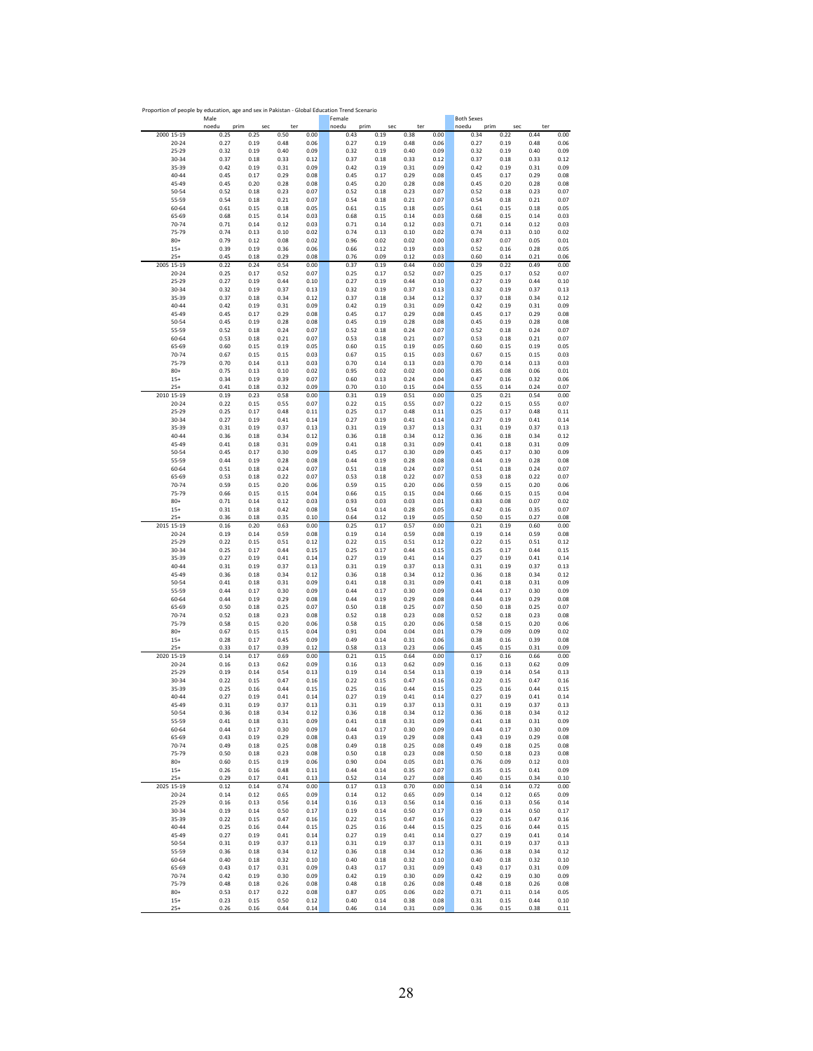Proportion of people by education, age and sex in Pakistan - Global Education Trend Scenario

| | | Male | | | | Female | | | | Both Sexes | | | |
|---|---|---|---|---|---|---|---|---|---|---|---|---|---|
| | | noedu | prim | sec | ter | noedu | prim | sec | ter | noedu | prim | sec | ter |
| 2000 | 15-19 | 0.25 | 0.25 | 0.50 | 0.00 | 0.43 | 0.19 | 0.38 | 0.00 | 0.34 | 0.22 | 0.44 | 0.00 |
| | 20-24 | 0.27 | 0.19 | 0.48 | 0.06 | 0.27 | 0.19 | 0.48 | 0.06 | 0.27 | 0.19 | 0.48 | 0.06 |
| | 25-29 | 0.32 | 0.19 | 0.40 | 0.09 | 0.32 | 0.19 | 0.40 | 0.09 | 0.32 | 0.19 | 0.40 | 0.09 |
| | 30-34 | 0.37 | 0.18 | 0.33 | 0.12 | 0.37 | 0.18 | 0.33 | 0.12 | 0.37 | 0.18 | 0.33 | 0.12 |
| | 35-39 | 0.42 | 0.19 | 0.31 | 0.09 | 0.42 | 0.19 | 0.31 | 0.09 | 0.42 | 0.19 | 0.31 | 0.09 |
| | 40-44 | 0.45 | 0.17 | 0.29 | 0.08 | 0.45 | 0.17 | 0.29 | 0.08 | 0.45 | 0.17 | 0.29 | 0.08 |
| | 45-49 | 0.45 | 0.20 | 0.28 | 0.08 | 0.45 | 0.20 | 0.28 | 0.08 | 0.45 | 0.20 | 0.28 | 0.08 |
| | 50-54 | 0.52 | 0.18 | 0.23 | 0.07 | 0.52 | 0.18 | 0.23 | 0.07 | 0.52 | 0.18 | 0.23 | 0.07 |
| | 55-59 | 0.54 | 0.18 | 0.21 | 0.07 | 0.54 | 0.18 | 0.21 | 0.07 | 0.54 | 0.18 | 0.21 | 0.07 |
| | 60-64 | 0.61 | 0.15 | 0.18 | 0.05 | 0.61 | 0.15 | 0.18 | 0.05 | 0.61 | 0.15 | 0.18 | 0.05 |
| | 65-69 | 0.68 | 0.15 | 0.14 | 0.03 | 0.68 | 0.15 | 0.14 | 0.03 | 0.68 | 0.15 | 0.14 | 0.03 |
| | 70-74 | 0.71 | 0.14 | 0.12 | 0.03 | 0.71 | 0.14 | 0.12 | 0.03 | 0.71 | 0.14 | 0.12 | 0.03 |
| | 75-79 | 0.74 | 0.13 | 0.10 | 0.02 | 0.74 | 0.13 | 0.10 | 0.02 | 0.74 | 0.13 | 0.10 | 0.02 |
| | 80+ | 0.79 | 0.12 | 0.08 | 0.02 | 0.96 | 0.02 | 0.02 | 0.00 | 0.87 | 0.07 | 0.05 | 0.01 |
| | 15+ | 0.39 | 0.19 | 0.36 | 0.06 | 0.66 | 0.12 | 0.19 | 0.03 | 0.52 | 0.16 | 0.28 | 0.05 |
| | 25+ | 0.45 | 0.18 | 0.29 | 0.08 | 0.76 | 0.09 | 0.12 | 0.03 | 0.60 | 0.14 | 0.21 | 0.06 |
| 2005 | 15-19 | 0.22 | 0.24 | 0.54 | 0.00 | 0.37 | 0.19 | 0.44 | 0.00 | 0.29 | 0.22 | 0.49 | 0.00 |
| | 20-24 | 0.25 | 0.17 | 0.52 | 0.07 | 0.25 | 0.17 | 0.52 | 0.07 | 0.25 | 0.17 | 0.52 | 0.07 |
| | 25-29 | 0.27 | 0.19 | 0.44 | 0.10 | 0.27 | 0.19 | 0.44 | 0.10 | 0.27 | 0.19 | 0.44 | 0.10 |
| | 30-34 | 0.32 | 0.19 | 0.37 | 0.13 | 0.32 | 0.19 | 0.37 | 0.13 | 0.32 | 0.19 | 0.37 | 0.13 |
| | 35-39 | 0.37 | 0.18 | 0.34 | 0.12 | 0.37 | 0.18 | 0.34 | 0.12 | 0.37 | 0.18 | 0.34 | 0.12 |
| | 40-44 | 0.42 | 0.19 | 0.31 | 0.09 | 0.42 | 0.19 | 0.31 | 0.09 | 0.42 | 0.19 | 0.31 | 0.09 |
| | 45-49 | 0.45 | 0.17 | 0.29 | 0.08 | 0.45 | 0.17 | 0.29 | 0.08 | 0.45 | 0.17 | 0.29 | 0.08 |
| | 50-54 | 0.45 | 0.19 | 0.28 | 0.08 | 0.45 | 0.19 | 0.28 | 0.08 | 0.45 | 0.19 | 0.28 | 0.08 |
| | 55-59 | 0.52 | 0.18 | 0.24 | 0.07 | 0.52 | 0.18 | 0.24 | 0.07 | 0.52 | 0.18 | 0.24 | 0.07 |
| | 60-64 | 0.53 | 0.18 | 0.21 | 0.07 | 0.53 | 0.18 | 0.21 | 0.07 | 0.53 | 0.18 | 0.21 | 0.07 |
| | 65-69 | 0.60 | 0.15 | 0.19 | 0.05 | 0.60 | 0.15 | 0.19 | 0.05 | 0.60 | 0.15 | 0.19 | 0.05 |
| | 70-74 | 0.67 | 0.15 | 0.15 | 0.03 | 0.67 | 0.15 | 0.15 | 0.03 | 0.67 | 0.15 | 0.15 | 0.03 |
| | 75-79 | 0.70 | 0.14 | 0.13 | 0.03 | 0.70 | 0.14 | 0.13 | 0.03 | 0.70 | 0.14 | 0.13 | 0.03 |
| | 80+ | 0.75 | 0.13 | 0.10 | 0.02 | 0.95 | 0.02 | 0.02 | 0.00 | 0.85 | 0.08 | 0.06 | 0.01 |
| | 15+ | 0.34 | 0.19 | 0.39 | 0.07 | 0.60 | 0.13 | 0.24 | 0.04 | 0.47 | 0.16 | 0.32 | 0.06 |
| | 25+ | 0.41 | 0.18 | 0.32 | 0.09 | 0.70 | 0.10 | 0.15 | 0.04 | 0.55 | 0.14 | 0.24 | 0.07 |
| 2010 | 15-19 | 0.19 | 0.23 | 0.58 | 0.00 | 0.31 | 0.19 | 0.51 | 0.00 | 0.25 | 0.21 | 0.54 | 0.00 |
| | 20-24 | 0.22 | 0.15 | 0.55 | 0.07 | 0.22 | 0.15 | 0.55 | 0.07 | 0.22 | 0.15 | 0.55 | 0.07 |
| | 25-29 | 0.25 | 0.17 | 0.48 | 0.11 | 0.25 | 0.17 | 0.48 | 0.11 | 0.25 | 0.17 | 0.48 | 0.11 |
| | 30-34 | 0.27 | 0.19 | 0.41 | 0.14 | 0.27 | 0.19 | 0.41 | 0.14 | 0.27 | 0.19 | 0.41 | 0.14 |
| | 35-39 | 0.31 | 0.19 | 0.37 | 0.13 | 0.31 | 0.19 | 0.37 | 0.13 | 0.31 | 0.19 | 0.37 | 0.13 |
| | 40-44 | 0.36 | 0.18 | 0.34 | 0.12 | 0.36 | 0.18 | 0.34 | 0.12 | 0.36 | 0.18 | 0.34 | 0.12 |
| | 45-49 | 0.41 | 0.18 | 0.31 | 0.09 | 0.41 | 0.18 | 0.31 | 0.09 | 0.41 | 0.18 | 0.31 | 0.09 |
| | 50-54 | 0.45 | 0.17 | 0.30 | 0.09 | 0.45 | 0.17 | 0.30 | 0.09 | 0.45 | 0.17 | 0.30 | 0.09 |
| | 55-59 | 0.44 | 0.19 | 0.28 | 0.08 | 0.44 | 0.19 | 0.28 | 0.08 | 0.44 | 0.19 | 0.28 | 0.08 |
| | 60-64 | 0.51 | 0.18 | 0.24 | 0.07 | 0.51 | 0.18 | 0.24 | 0.07 | 0.51 | 0.18 | 0.24 | 0.07 |
| | 65-69 | 0.53 | 0.18 | 0.22 | 0.07 | 0.53 | 0.18 | 0.22 | 0.07 | 0.53 | 0.18 | 0.22 | 0.07 |
| | 70-74 | 0.59 | 0.15 | 0.20 | 0.06 | 0.59 | 0.15 | 0.20 | 0.06 | 0.59 | 0.15 | 0.20 | 0.06 |
| | 75-79 | 0.66 | 0.15 | 0.15 | 0.04 | 0.66 | 0.15 | 0.15 | 0.04 | 0.66 | 0.15 | 0.15 | 0.04 |
| | 80+ | 0.71 | 0.14 | 0.12 | 0.03 | 0.93 | 0.03 | 0.03 | 0.01 | 0.83 | 0.08 | 0.07 | 0.02 |
| | 15+ | 0.31 | 0.18 | 0.42 | 0.08 | 0.54 | 0.14 | 0.28 | 0.05 | 0.42 | 0.16 | 0.35 | 0.07 |
| | 25+ | 0.36 | 0.18 | 0.35 | 0.10 | 0.64 | 0.12 | 0.19 | 0.05 | 0.50 | 0.15 | 0.27 | 0.08 |
| 2015 | 15-19 | 0.16 | 0.20 | 0.63 | 0.00 | 0.25 | 0.17 | 0.57 | 0.00 | 0.21 | 0.19 | 0.60 | 0.00 |
| | 20-24 | 0.19 | 0.14 | 0.59 | 0.08 | 0.19 | 0.14 | 0.59 | 0.08 | 0.19 | 0.14 | 0.59 | 0.08 |
| | 25-29 | 0.22 | 0.15 | 0.51 | 0.12 | 0.22 | 0.15 | 0.51 | 0.12 | 0.22 | 0.15 | 0.51 | 0.12 |
| | 30-34 | 0.25 | 0.17 | 0.44 | 0.15 | 0.25 | 0.17 | 0.44 | 0.15 | 0.25 | 0.17 | 0.44 | 0.15 |
| | 35-39 | 0.27 | 0.19 | 0.41 | 0.14 | 0.27 | 0.19 | 0.41 | 0.14 | 0.27 | 0.19 | 0.41 | 0.14 |
| | 40-44 | 0.31 | 0.19 | 0.37 | 0.13 | 0.31 | 0.19 | 0.37 | 0.13 | 0.31 | 0.19 | 0.37 | 0.13 |
| | 45-49 | 0.36 | 0.18 | 0.34 | 0.12 | 0.36 | 0.18 | 0.34 | 0.12 | 0.36 | 0.18 | 0.34 | 0.12 |
| | 50-54 | 0.41 | 0.18 | 0.31 | 0.09 | 0.41 | 0.18 | 0.31 | 0.09 | 0.41 | 0.18 | 0.31 | 0.09 |
| | 55-59 | 0.44 | 0.17 | 0.30 | 0.09 | 0.44 | 0.17 | 0.30 | 0.09 | 0.44 | 0.17 | 0.30 | 0.09 |
| | 60-64 | 0.44 | 0.19 | 0.29 | 0.08 | 0.44 | 0.19 | 0.29 | 0.08 | 0.44 | 0.19 | 0.29 | 0.08 |
| | 65-69 | 0.50 | 0.18 | 0.25 | 0.07 | 0.50 | 0.18 | 0.25 | 0.07 | 0.50 | 0.18 | 0.25 | 0.07 |
| | 70-74 | 0.52 | 0.18 | 0.23 | 0.08 | 0.52 | 0.18 | 0.23 | 0.08 | 0.52 | 0.18 | 0.23 | 0.08 |
| | 75-79 | 0.58 | 0.15 | 0.20 | 0.06 | 0.58 | 0.15 | 0.20 | 0.06 | 0.58 | 0.15 | 0.20 | 0.06 |
| | 80+ | 0.67 | 0.15 | 0.15 | 0.04 | 0.91 | 0.04 | 0.04 | 0.01 | 0.79 | 0.09 | 0.09 | 0.02 |
| | 15+ | 0.28 | 0.17 | 0.45 | 0.09 | 0.49 | 0.14 | 0.31 | 0.06 | 0.38 | 0.16 | 0.39 | 0.08 |
| | 25+ | 0.33 | 0.17 | 0.39 | 0.12 | 0.58 | 0.13 | 0.23 | 0.06 | 0.45 | 0.15 | 0.31 | 0.09 |
| 2020 | 15-19 | 0.14 | 0.17 | 0.69 | 0.00 | 0.21 | 0.15 | 0.64 | 0.00 | 0.17 | 0.16 | 0.66 | 0.00 |
| | 20-24 | 0.16 | 0.13 | 0.62 | 0.09 | 0.16 | 0.13 | 0.62 | 0.09 | 0.16 | 0.13 | 0.62 | 0.09 |
| | 25-29 | 0.19 | 0.14 | 0.54 | 0.13 | 0.19 | 0.14 | 0.54 | 0.13 | 0.19 | 0.14 | 0.54 | 0.13 |
| | 30-34 | 0.22 | 0.15 | 0.47 | 0.16 | 0.22 | 0.15 | 0.47 | 0.16 | 0.22 | 0.15 | 0.47 | 0.16 |
| | 35-39 | 0.25 | 0.16 | 0.44 | 0.15 | 0.25 | 0.16 | 0.44 | 0.15 | 0.25 | 0.16 | 0.44 | 0.15 |
| | 40-44 | 0.27 | 0.19 | 0.41 | 0.14 | 0.27 | 0.19 | 0.41 | 0.14 | 0.27 | 0.19 | 0.41 | 0.14 |
| | 45-49 | 0.31 | 0.19 | 0.37 | 0.13 | 0.31 | 0.19 | 0.37 | 0.13 | 0.31 | 0.19 | 0.37 | 0.13 |
| | 50-54 | 0.36 | 0.18 | 0.34 | 0.12 | 0.36 | 0.18 | 0.34 | 0.12 | 0.36 | 0.18 | 0.34 | 0.12 |
| | 55-59 | 0.41 | 0.18 | 0.31 | 0.09 | 0.41 | 0.18 | 0.31 | 0.09 | 0.41 | 0.18 | 0.31 | 0.09 |
| | 60-64 | 0.44 | 0.17 | 0.30 | 0.09 | 0.44 | 0.17 | 0.30 | 0.09 | 0.44 | 0.17 | 0.30 | 0.09 |
| | 65-69 | 0.43 | 0.19 | 0.29 | 0.08 | 0.43 | 0.19 | 0.29 | 0.08 | 0.43 | 0.19 | 0.29 | 0.08 |
| | 70-74 | 0.49 | 0.18 | 0.25 | 0.08 | 0.49 | 0.18 | 0.25 | 0.08 | 0.49 | 0.18 | 0.25 | 0.08 |
| | 75-79 | 0.50 | 0.18 | 0.23 | 0.08 | 0.50 | 0.18 | 0.23 | 0.08 | 0.50 | 0.18 | 0.23 | 0.08 |
| | 80+ | 0.60 | 0.15 | 0.19 | 0.06 | 0.90 | 0.04 | 0.05 | 0.01 | 0.76 | 0.09 | 0.12 | 0.03 |
| | 15+ | 0.26 | 0.16 | 0.48 | 0.11 | 0.44 | 0.14 | 0.35 | 0.07 | 0.35 | 0.15 | 0.41 | 0.09 |
| | 25+ | 0.29 | 0.17 | 0.41 | 0.13 | 0.52 | 0.14 | 0.27 | 0.08 | 0.40 | 0.15 | 0.34 | 0.10 |
| 2025 | 15-19 | 0.12 | 0.14 | 0.74 | 0.00 | 0.17 | 0.13 | 0.70 | 0.00 | 0.14 | 0.14 | 0.72 | 0.00 |
| | 20-24 | 0.14 | 0.12 | 0.65 | 0.09 | 0.14 | 0.12 | 0.65 | 0.09 | 0.14 | 0.12 | 0.65 | 0.09 |
| | 25-29 | 0.16 | 0.13 | 0.56 | 0.14 | 0.16 | 0.13 | 0.56 | 0.14 | 0.16 | 0.13 | 0.56 | 0.14 |
| | 30-34 | 0.19 | 0.14 | 0.50 | 0.17 | 0.19 | 0.14 | 0.50 | 0.17 | 0.19 | 0.14 | 0.50 | 0.17 |
| | 35-39 | 0.22 | 0.15 | 0.47 | 0.16 | 0.22 | 0.15 | 0.47 | 0.16 | 0.22 | 0.15 | 0.47 | 0.16 |
| | 40-44 | 0.25 | 0.16 | 0.44 | 0.15 | 0.25 | 0.16 | 0.44 | 0.15 | 0.25 | 0.16 | 0.44 | 0.15 |
| | 45-49 | 0.27 | 0.19 | 0.41 | 0.14 | 0.27 | 0.19 | 0.41 | 0.14 | 0.27 | 0.19 | 0.41 | 0.14 |
| | 50-54 | 0.31 | 0.19 | 0.37 | 0.13 | 0.31 | 0.19 | 0.37 | 0.13 | 0.31 | 0.19 | 0.37 | 0.13 |
| | 55-59 | 0.36 | 0.18 | 0.34 | 0.12 | 0.36 | 0.18 | 0.34 | 0.12 | 0.36 | 0.18 | 0.34 | 0.12 |
| | 60-64 | 0.40 | 0.18 | 0.32 | 0.10 | 0.40 | 0.18 | 0.32 | 0.10 | 0.40 | 0.18 | 0.32 | 0.10 |
| | 65-69 | 0.43 | 0.17 | 0.31 | 0.09 | 0.43 | 0.17 | 0.31 | 0.09 | 0.43 | 0.17 | 0.31 | 0.09 |
| | 70-74 | 0.42 | 0.19 | 0.30 | 0.09 | 0.42 | 0.19 | 0.30 | 0.09 | 0.42 | 0.19 | 0.30 | 0.09 |
| | 75-79 | 0.48 | 0.18 | 0.26 | 0.08 | 0.48 | 0.18 | 0.26 | 0.08 | 0.48 | 0.18 | 0.26 | 0.08 |
| | 80+ | 0.53 | 0.17 | 0.22 | 0.08 | 0.87 | 0.05 | 0.06 | 0.02 | 0.71 | 0.11 | 0.14 | 0.05 |
| | 15+ | 0.23 | 0.15 | 0.50 | 0.12 | 0.40 | 0.14 | 0.38 | 0.08 | 0.31 | 0.15 | 0.44 | 0.10 |
| | 25+ | 0.26 | 0.16 | 0.44 | 0.14 | 0.46 | 0.14 | 0.31 | 0.09 | 0.36 | 0.15 | 0.38 | 0.11 |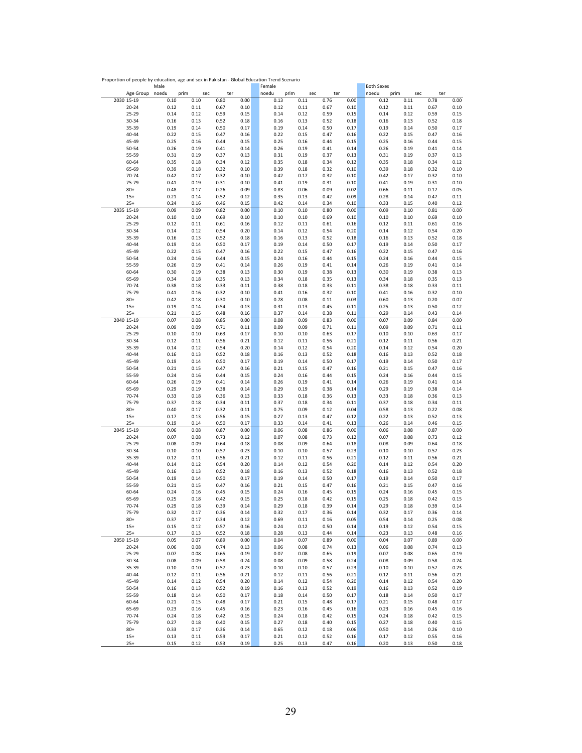Proportion of people by education, age and sex in Pakistan - Global Education Trend Scenario

| | | Male | | | | Female | | | | Both Sexes | | | |
|---|---|---|---|---|---|---|---|---|---|---|---|---|---|
| | Age Group | noedu | prim | sec | ter | noedu | prim | sec | ter | noedu | prim | sec | ter |
| 2030 | 15-19 | 0.10 | 0.10 | 0.80 | 0.00 | 0.13 | 0.11 | 0.76 | 0.00 | 0.12 | 0.11 | 0.78 | 0.00 |
| | 20-24 | 0.12 | 0.11 | 0.67 | 0.10 | 0.12 | 0.11 | 0.67 | 0.10 | 0.12 | 0.11 | 0.67 | 0.10 |
| | 25-29 | 0.14 | 0.12 | 0.59 | 0.15 | 0.14 | 0.12 | 0.59 | 0.15 | 0.14 | 0.12 | 0.59 | 0.15 |
| | 30-34 | 0.16 | 0.13 | 0.52 | 0.18 | 0.16 | 0.13 | 0.52 | 0.18 | 0.16 | 0.13 | 0.52 | 0.18 |
| | 35-39 | 0.19 | 0.14 | 0.50 | 0.17 | 0.19 | 0.14 | 0.50 | 0.17 | 0.19 | 0.14 | 0.50 | 0.17 |
| | 40-44 | 0.22 | 0.15 | 0.47 | 0.16 | 0.22 | 0.15 | 0.47 | 0.16 | 0.22 | 0.15 | 0.47 | 0.16 |
| | 45-49 | 0.25 | 0.16 | 0.44 | 0.15 | 0.25 | 0.16 | 0.44 | 0.15 | 0.25 | 0.16 | 0.44 | 0.15 |
| | 50-54 | 0.26 | 0.19 | 0.41 | 0.14 | 0.26 | 0.19 | 0.41 | 0.14 | 0.26 | 0.19 | 0.41 | 0.14 |
| | 55-59 | 0.31 | 0.19 | 0.37 | 0.13 | 0.31 | 0.19 | 0.37 | 0.13 | 0.31 | 0.19 | 0.37 | 0.13 |
| | 60-64 | 0.35 | 0.18 | 0.34 | 0.12 | 0.35 | 0.18 | 0.34 | 0.12 | 0.35 | 0.18 | 0.34 | 0.12 |
| | 65-69 | 0.39 | 0.18 | 0.32 | 0.10 | 0.39 | 0.18 | 0.32 | 0.10 | 0.39 | 0.18 | 0.32 | 0.10 |
| | 70-74 | 0.42 | 0.17 | 0.32 | 0.10 | 0.42 | 0.17 | 0.32 | 0.10 | 0.42 | 0.17 | 0.32 | 0.10 |
| | 75-79 | 0.41 | 0.19 | 0.31 | 0.10 | 0.41 | 0.19 | 0.31 | 0.10 | 0.41 | 0.19 | 0.31 | 0.10 |
| | 80+ | 0.48 | 0.17 | 0.26 | 0.09 | 0.83 | 0.06 | 0.09 | 0.02 | 0.66 | 0.11 | 0.17 | 0.05 |
| | 15+ | 0.21 | 0.14 | 0.52 | 0.12 | 0.35 | 0.13 | 0.42 | 0.09 | 0.28 | 0.14 | 0.47 | 0.11 |
| | 25+ | 0.24 | 0.16 | 0.46 | 0.15 | 0.42 | 0.14 | 0.34 | 0.10 | 0.33 | 0.15 | 0.40 | 0.12 |
| 2035 | 15-19 | 0.09 | 0.09 | 0.82 | 0.00 | 0.10 | 0.10 | 0.80 | 0.00 | 0.09 | 0.10 | 0.81 | 0.00 |
| | 20-24 | 0.10 | 0.10 | 0.69 | 0.10 | 0.10 | 0.10 | 0.69 | 0.10 | 0.10 | 0.10 | 0.69 | 0.10 |
| | 25-29 | 0.12 | 0.11 | 0.61 | 0.16 | 0.12 | 0.11 | 0.61 | 0.16 | 0.12 | 0.11 | 0.61 | 0.16 |
| | 30-34 | 0.14 | 0.12 | 0.54 | 0.20 | 0.14 | 0.12 | 0.54 | 0.20 | 0.14 | 0.12 | 0.54 | 0.20 |
| | 35-39 | 0.16 | 0.13 | 0.52 | 0.18 | 0.16 | 0.13 | 0.52 | 0.18 | 0.16 | 0.13 | 0.52 | 0.18 |
| | 40-44 | 0.19 | 0.14 | 0.50 | 0.17 | 0.19 | 0.14 | 0.50 | 0.17 | 0.19 | 0.14 | 0.50 | 0.17 |
| | 45-49 | 0.22 | 0.15 | 0.47 | 0.16 | 0.22 | 0.15 | 0.47 | 0.16 | 0.22 | 0.15 | 0.47 | 0.16 |
| | 50-54 | 0.24 | 0.16 | 0.44 | 0.15 | 0.24 | 0.16 | 0.44 | 0.15 | 0.24 | 0.16 | 0.44 | 0.15 |
| | 55-59 | 0.26 | 0.19 | 0.41 | 0.14 | 0.26 | 0.19 | 0.41 | 0.14 | 0.26 | 0.19 | 0.41 | 0.14 |
| | 60-64 | 0.30 | 0.19 | 0.38 | 0.13 | 0.30 | 0.19 | 0.38 | 0.13 | 0.30 | 0.19 | 0.38 | 0.13 |
| | 65-69 | 0.34 | 0.18 | 0.35 | 0.13 | 0.34 | 0.18 | 0.35 | 0.13 | 0.34 | 0.18 | 0.35 | 0.13 |
| | 70-74 | 0.38 | 0.18 | 0.33 | 0.11 | 0.38 | 0.18 | 0.33 | 0.11 | 0.38 | 0.18 | 0.33 | 0.11 |
| | 75-79 | 0.41 | 0.16 | 0.32 | 0.10 | 0.41 | 0.16 | 0.32 | 0.10 | 0.41 | 0.16 | 0.32 | 0.10 |
| | 80+ | 0.42 | 0.18 | 0.30 | 0.10 | 0.78 | 0.08 | 0.11 | 0.03 | 0.60 | 0.13 | 0.20 | 0.07 |
| | 15+ | 0.19 | 0.14 | 0.54 | 0.13 | 0.31 | 0.13 | 0.45 | 0.11 | 0.25 | 0.13 | 0.50 | 0.12 |
| | 25+ | 0.21 | 0.15 | 0.48 | 0.16 | 0.37 | 0.14 | 0.38 | 0.11 | 0.29 | 0.14 | 0.43 | 0.14 |
| 2040 | 15-19 | 0.07 | 0.08 | 0.85 | 0.00 | 0.08 | 0.09 | 0.83 | 0.00 | 0.07 | 0.09 | 0.84 | 0.00 |
| | 20-24 | 0.09 | 0.09 | 0.71 | 0.11 | 0.09 | 0.09 | 0.71 | 0.11 | 0.09 | 0.09 | 0.71 | 0.11 |
| | 25-29 | 0.10 | 0.10 | 0.63 | 0.17 | 0.10 | 0.10 | 0.63 | 0.17 | 0.10 | 0.10 | 0.63 | 0.17 |
| | 30-34 | 0.12 | 0.11 | 0.56 | 0.21 | 0.12 | 0.11 | 0.56 | 0.21 | 0.12 | 0.11 | 0.56 | 0.21 |
| | 35-39 | 0.14 | 0.12 | 0.54 | 0.20 | 0.14 | 0.12 | 0.54 | 0.20 | 0.14 | 0.12 | 0.54 | 0.20 |
| | 40-44 | 0.16 | 0.13 | 0.52 | 0.18 | 0.16 | 0.13 | 0.52 | 0.18 | 0.16 | 0.13 | 0.52 | 0.18 |
| | 45-49 | 0.19 | 0.14 | 0.50 | 0.17 | 0.19 | 0.14 | 0.50 | 0.17 | 0.19 | 0.14 | 0.50 | 0.17 |
| | 50-54 | 0.21 | 0.15 | 0.47 | 0.16 | 0.21 | 0.15 | 0.47 | 0.16 | 0.21 | 0.15 | 0.47 | 0.16 |
| | 55-59 | 0.24 | 0.16 | 0.44 | 0.15 | 0.24 | 0.16 | 0.44 | 0.15 | 0.24 | 0.16 | 0.44 | 0.15 |
| | 60-64 | 0.26 | 0.19 | 0.41 | 0.14 | 0.26 | 0.19 | 0.41 | 0.14 | 0.26 | 0.19 | 0.41 | 0.14 |
| | 65-69 | 0.29 | 0.19 | 0.38 | 0.14 | 0.29 | 0.19 | 0.38 | 0.14 | 0.29 | 0.19 | 0.38 | 0.14 |
| | 70-74 | 0.33 | 0.18 | 0.36 | 0.13 | 0.33 | 0.18 | 0.36 | 0.13 | 0.33 | 0.18 | 0.36 | 0.13 |
| | 75-79 | 0.37 | 0.18 | 0.34 | 0.11 | 0.37 | 0.18 | 0.34 | 0.11 | 0.37 | 0.18 | 0.34 | 0.11 |
| | 80+ | 0.40 | 0.17 | 0.32 | 0.11 | 0.75 | 0.09 | 0.12 | 0.04 | 0.58 | 0.13 | 0.22 | 0.08 |
| | 15+ | 0.17 | 0.13 | 0.56 | 0.15 | 0.27 | 0.13 | 0.47 | 0.12 | 0.22 | 0.13 | 0.52 | 0.13 |
| | 25+ | 0.19 | 0.14 | 0.50 | 0.17 | 0.33 | 0.14 | 0.41 | 0.13 | 0.26 | 0.14 | 0.46 | 0.15 |
| 2045 | 15-19 | 0.06 | 0.08 | 0.87 | 0.00 | 0.06 | 0.08 | 0.86 | 0.00 | 0.06 | 0.08 | 0.87 | 0.00 |
| | 20-24 | 0.07 | 0.08 | 0.73 | 0.12 | 0.07 | 0.08 | 0.73 | 0.12 | 0.07 | 0.08 | 0.73 | 0.12 |
| | 25-29 | 0.08 | 0.09 | 0.64 | 0.18 | 0.08 | 0.09 | 0.64 | 0.18 | 0.08 | 0.09 | 0.64 | 0.18 |
| | 30-34 | 0.10 | 0.10 | 0.57 | 0.23 | 0.10 | 0.10 | 0.57 | 0.23 | 0.10 | 0.10 | 0.57 | 0.23 |
| | 35-39 | 0.12 | 0.11 | 0.56 | 0.21 | 0.12 | 0.11 | 0.56 | 0.21 | 0.12 | 0.11 | 0.56 | 0.21 |
| | 40-44 | 0.14 | 0.12 | 0.54 | 0.20 | 0.14 | 0.12 | 0.54 | 0.20 | 0.14 | 0.12 | 0.54 | 0.20 |
| | 45-49 | 0.16 | 0.13 | 0.52 | 0.18 | 0.16 | 0.13 | 0.52 | 0.18 | 0.16 | 0.13 | 0.52 | 0.18 |
| | 50-54 | 0.19 | 0.14 | 0.50 | 0.17 | 0.19 | 0.14 | 0.50 | 0.17 | 0.19 | 0.14 | 0.50 | 0.17 |
| | 55-59 | 0.21 | 0.15 | 0.47 | 0.16 | 0.21 | 0.15 | 0.47 | 0.16 | 0.21 | 0.15 | 0.47 | 0.16 |
| | 60-64 | 0.24 | 0.16 | 0.45 | 0.15 | 0.24 | 0.16 | 0.45 | 0.15 | 0.24 | 0.16 | 0.45 | 0.15 |
| | 65-69 | 0.25 | 0.18 | 0.42 | 0.15 | 0.25 | 0.18 | 0.42 | 0.15 | 0.25 | 0.18 | 0.42 | 0.15 |
| | 70-74 | 0.29 | 0.18 | 0.39 | 0.14 | 0.29 | 0.18 | 0.39 | 0.14 | 0.29 | 0.18 | 0.39 | 0.14 |
| | 75-79 | 0.32 | 0.17 | 0.36 | 0.14 | 0.32 | 0.17 | 0.36 | 0.14 | 0.32 | 0.17 | 0.36 | 0.14 |
| | 80+ | 0.37 | 0.17 | 0.34 | 0.12 | 0.69 | 0.11 | 0.16 | 0.05 | 0.54 | 0.14 | 0.25 | 0.08 |
| | 15+ | 0.15 | 0.12 | 0.57 | 0.16 | 0.24 | 0.12 | 0.50 | 0.14 | 0.19 | 0.12 | 0.54 | 0.15 |
| | 25+ | 0.17 | 0.13 | 0.52 | 0.18 | 0.28 | 0.13 | 0.44 | 0.14 | 0.23 | 0.13 | 0.48 | 0.16 |
| 2050 | 15-19 | 0.05 | 0.07 | 0.89 | 0.00 | 0.04 | 0.07 | 0.89 | 0.00 | 0.04 | 0.07 | 0.89 | 0.00 |
| | 20-24 | 0.06 | 0.08 | 0.74 | 0.13 | 0.06 | 0.08 | 0.74 | 0.13 | 0.06 | 0.08 | 0.74 | 0.13 |
| | 25-29 | 0.07 | 0.08 | 0.65 | 0.19 | 0.07 | 0.08 | 0.65 | 0.19 | 0.07 | 0.08 | 0.65 | 0.19 |
| | 30-34 | 0.08 | 0.09 | 0.58 | 0.24 | 0.08 | 0.09 | 0.58 | 0.24 | 0.08 | 0.09 | 0.58 | 0.24 |
| | 35-39 | 0.10 | 0.10 | 0.57 | 0.23 | 0.10 | 0.10 | 0.57 | 0.23 | 0.10 | 0.10 | 0.57 | 0.23 |
| | 40-44 | 0.12 | 0.11 | 0.56 | 0.21 | 0.12 | 0.11 | 0.56 | 0.21 | 0.12 | 0.11 | 0.56 | 0.21 |
| | 45-49 | 0.14 | 0.12 | 0.54 | 0.20 | 0.14 | 0.12 | 0.54 | 0.20 | 0.14 | 0.12 | 0.54 | 0.20 |
| | 50-54 | 0.16 | 0.13 | 0.52 | 0.19 | 0.16 | 0.13 | 0.52 | 0.19 | 0.16 | 0.13 | 0.52 | 0.19 |
| | 55-59 | 0.18 | 0.14 | 0.50 | 0.17 | 0.18 | 0.14 | 0.50 | 0.17 | 0.18 | 0.14 | 0.50 | 0.17 |
| | 60-64 | 0.21 | 0.15 | 0.48 | 0.17 | 0.21 | 0.15 | 0.48 | 0.17 | 0.21 | 0.15 | 0.48 | 0.17 |
| | 65-69 | 0.23 | 0.16 | 0.45 | 0.16 | 0.23 | 0.16 | 0.45 | 0.16 | 0.23 | 0.16 | 0.45 | 0.16 |
| | 70-74 | 0.24 | 0.18 | 0.42 | 0.15 | 0.24 | 0.18 | 0.42 | 0.15 | 0.24 | 0.18 | 0.42 | 0.15 |
| | 75-79 | 0.27 | 0.18 | 0.40 | 0.15 | 0.27 | 0.18 | 0.40 | 0.15 | 0.27 | 0.18 | 0.40 | 0.15 |
| | 80+ | 0.33 | 0.17 | 0.36 | 0.14 | 0.65 | 0.12 | 0.18 | 0.06 | 0.50 | 0.14 | 0.26 | 0.10 |
| | 15+ | 0.13 | 0.11 | 0.59 | 0.17 | 0.21 | 0.12 | 0.52 | 0.16 | 0.17 | 0.12 | 0.55 | 0.16 |
| | 25+ | 0.15 | 0.12 | 0.53 | 0.19 | 0.25 | 0.13 | 0.47 | 0.16 | 0.20 | 0.13 | 0.50 | 0.18 |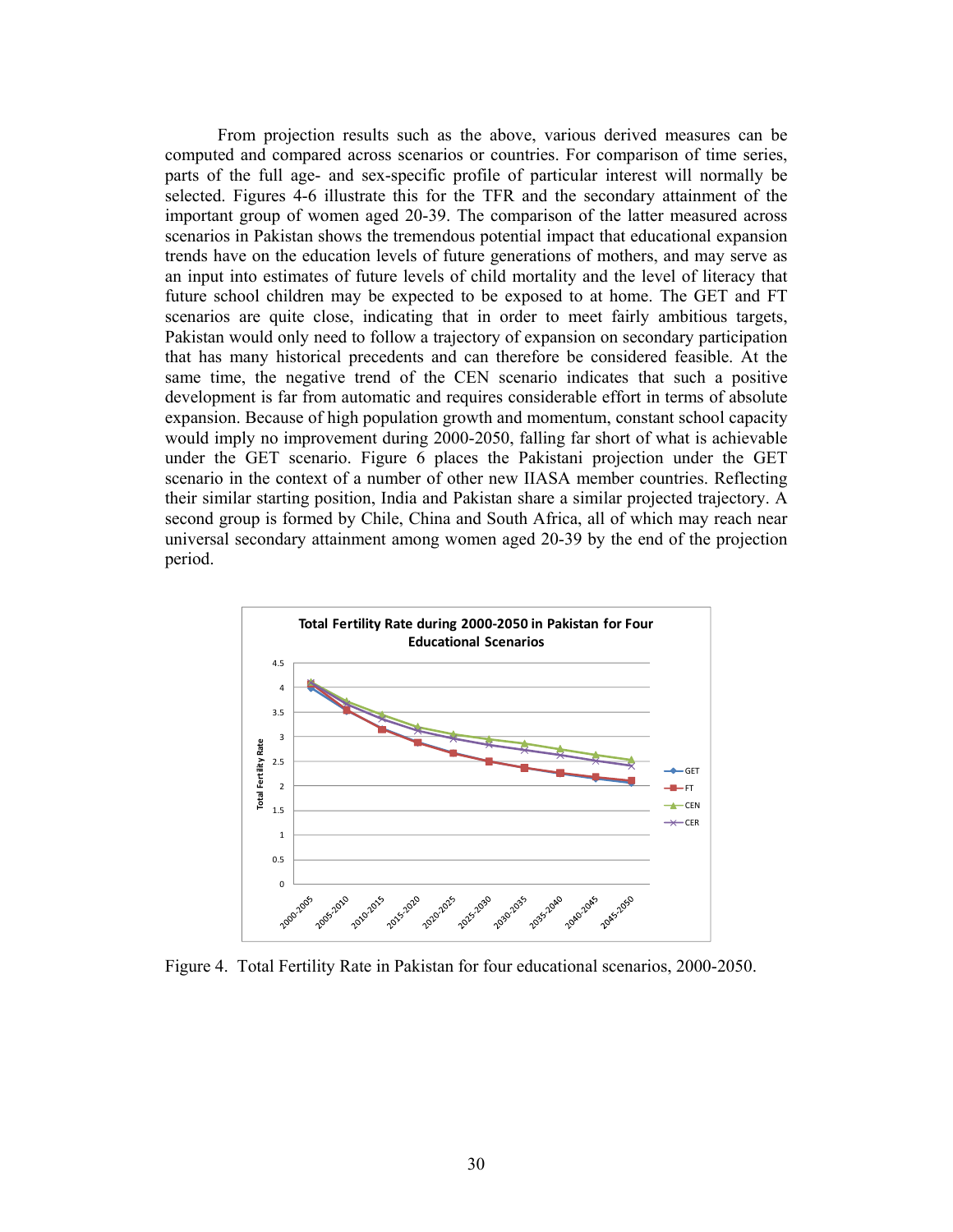From projection results such as the above, various derived measures can be computed and compared across scenarios or countries. For comparison of time series, parts of the full age- and sex-specific profile of particular interest will normally be selected. Figures 4-6 illustrate this for the TFR and the secondary attainment of the important group of women aged 20-39. The comparison of the latter measured across scenarios in Pakistan shows the tremendous potential impact that educational expansion trends have on the education levels of future generations of mothers, and may serve as an input into estimates of future levels of child mortality and the level of literacy that future school children may be expected to be exposed to at home. The GET and FT scenarios are quite close, indicating that in order to meet fairly ambitious targets, Pakistan would only need to follow a trajectory of expansion on secondary participation that has many historical precedents and can therefore be considered feasible. At the same time, the negative trend of the CEN scenario indicates that such a positive development is far from automatic and requires considerable effort in terms of absolute expansion. Because of high population growth and momentum, constant school capacity would imply no improvement during 2000-2050, falling far short of what is achievable under the GET scenario. Figure 6 places the Pakistani projection under the GET scenario in the context of a number of other new IIASA member countries. Reflecting their similar starting position, India and Pakistan share a similar projected trajectory. A second group is formed by Chile, China and South Africa, all of which may reach near universal secondary attainment among women aged 20-39 by the end of the projection period.

Figure 4. Total Fertility Rate in Pakistan for four educational scenarios, 2000-2050.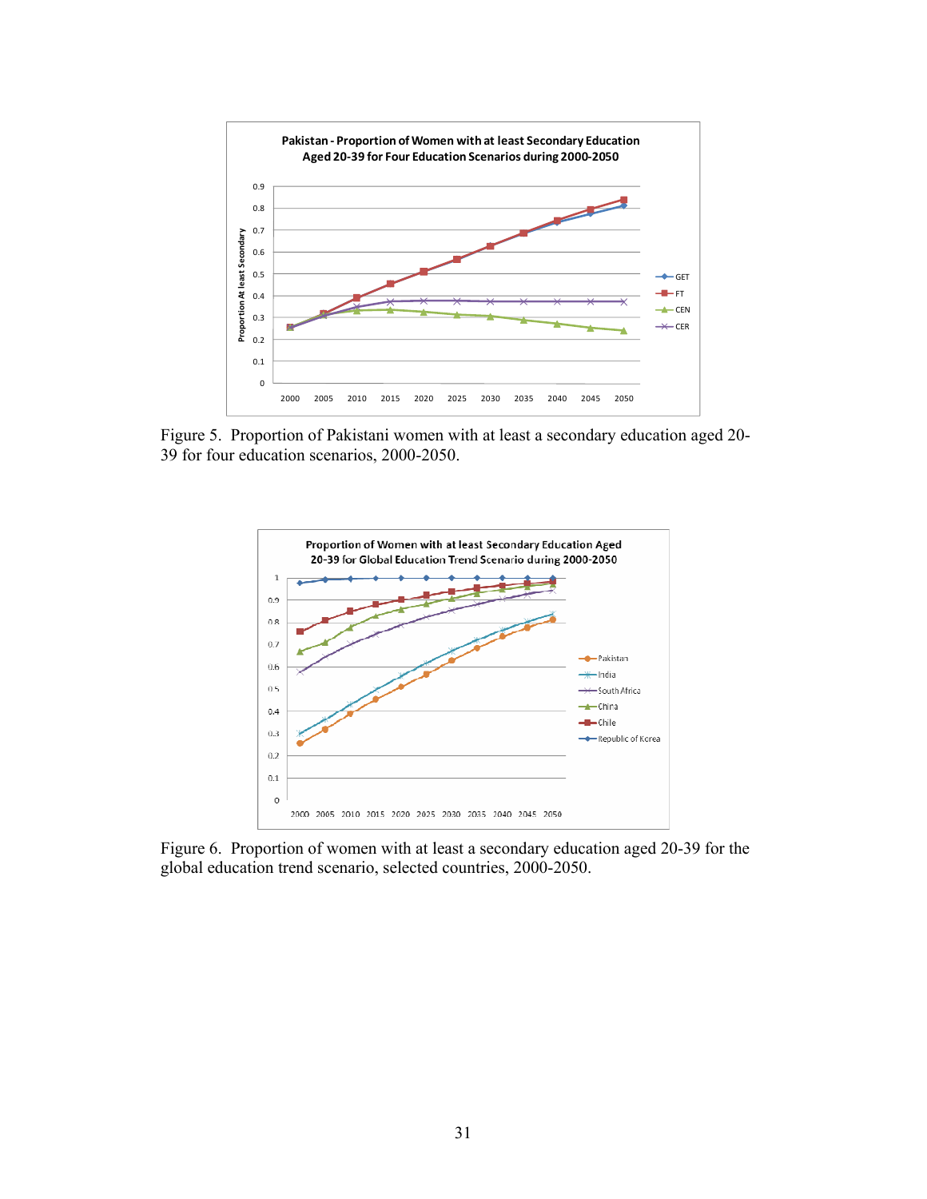Figure 5. Proportion of Pakistani women with at least a secondary education aged 20-39 for four education scenarios, 2000-2050.

Figure 6. Proportion of women with at least a secondary education aged 20-39 for the global education trend scenario, selected countries, 2000-2050.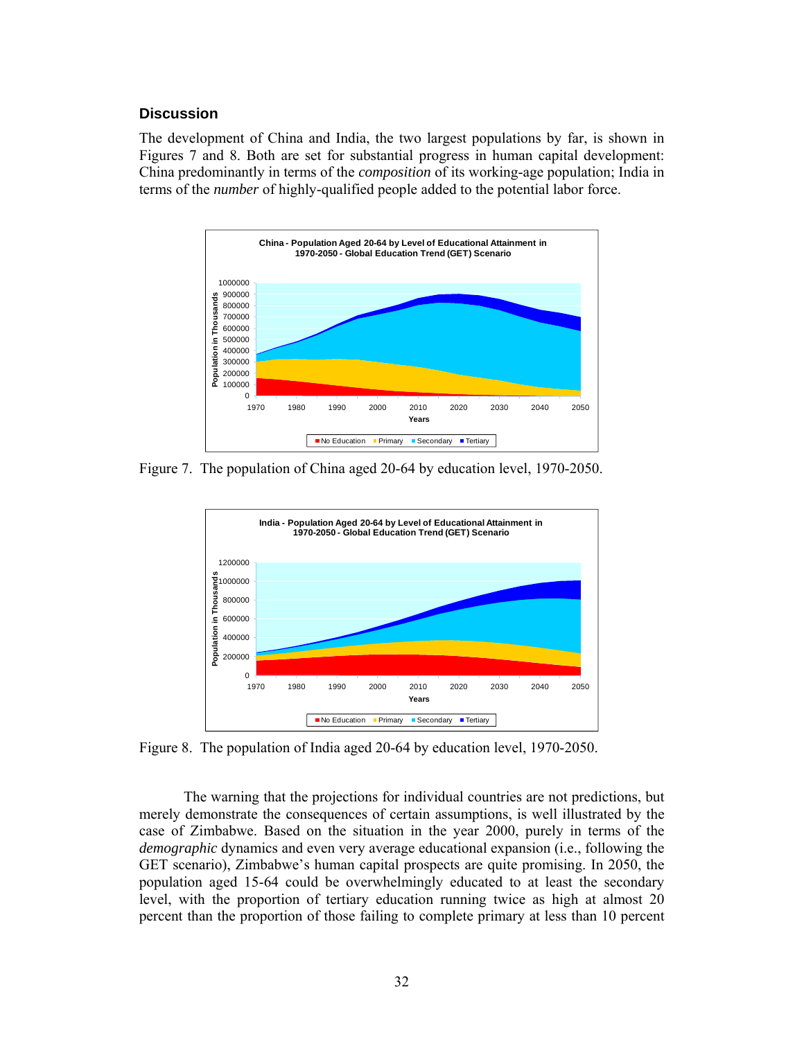## Discussion

The development of China and India, the two largest populations by far, is shown in Figures 7 and 8. Both are set for substantial progress in human capital development: China predominantly in terms of the *composition* of its working-age population; India in terms of the *number* of highly-qualified people added to the potential labor force.

Figure 7. The population of China aged 20-64 by education level, 1970-2050.

Figure 8. The population of India aged 20-64 by education level, 1970-2050.

The warning that the projections for individual countries are not predictions, but merely demonstrate the consequences of certain assumptions, is well illustrated by the case of Zimbabwe. Based on the situation in the year 2000, purely in terms of the *demographic* dynamics and even very average educational expansion (i.e., following the GET scenario), Zimbabwe's human capital prospects are quite promising. In 2050, the population aged 15-64 could be overwhelmingly educated to at least the secondary level, with the proportion of tertiary education running twice as high at almost 20 percent than the proportion of those failing to complete primary at less than 10 percent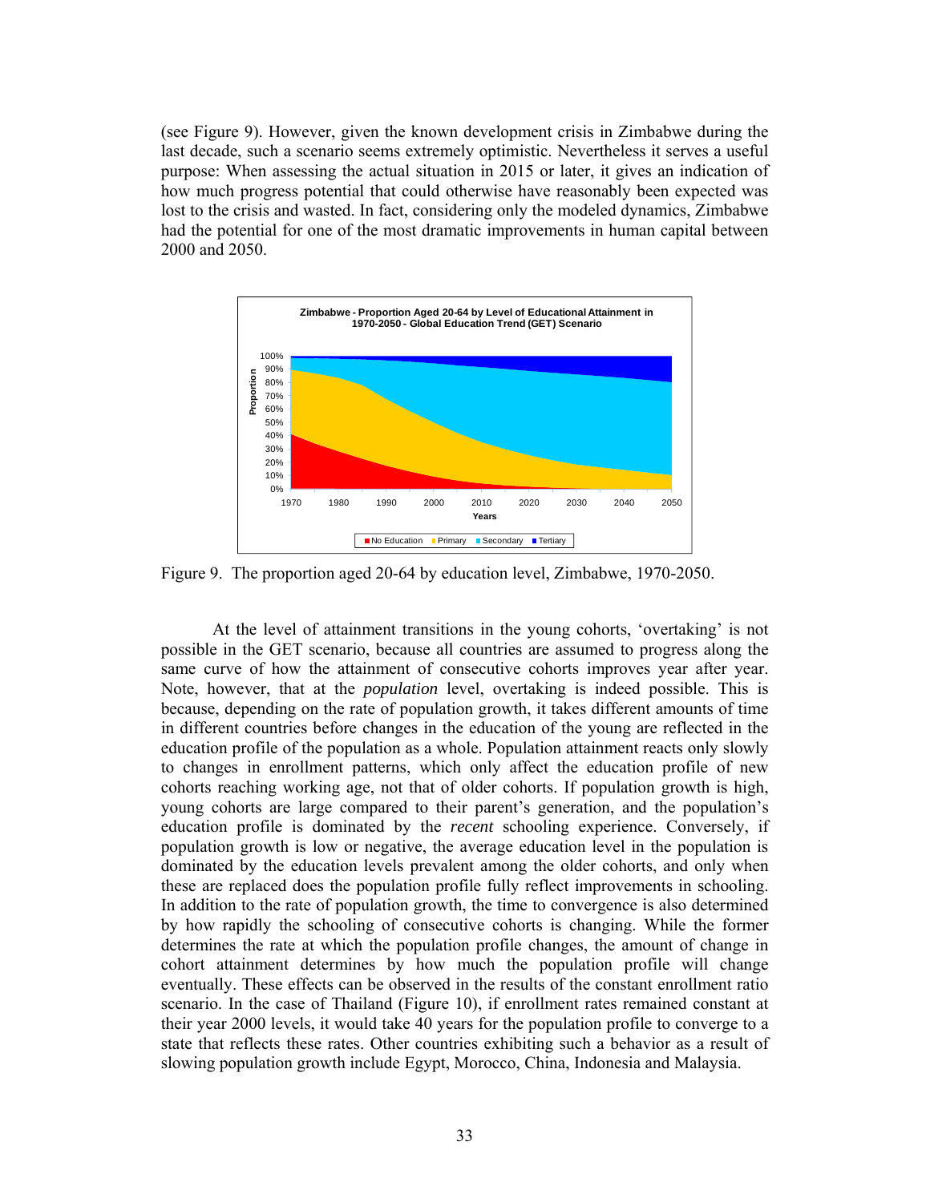(see Figure 9). However, given the known development crisis in Zimbabwe during the last decade, such a scenario seems extremely optimistic. Nevertheless it serves a useful purpose: When assessing the actual situation in 2015 or later, it gives an indication of how much progress potential that could otherwise have reasonably been expected was lost to the crisis and wasted. In fact, considering only the modeled dynamics, Zimbabwe had the potential for one of the most dramatic improvements in human capital between 2000 and 2050.

Figure 9. The proportion aged 20-64 by education level, Zimbabwe, 1970-2050.

At the level of attainment transitions in the young cohorts, 'overtaking' is not possible in the GET scenario, because all countries are assumed to progress along the same curve of how the attainment of consecutive cohorts improves year after year. Note, however, that at the *population* level, overtaking is indeed possible. This is because, depending on the rate of population growth, it takes different amounts of time in different countries before changes in the education of the young are reflected in the education profile of the population as a whole. Population attainment reacts only slowly to changes in enrollment patterns, which only affect the education profile of new cohorts reaching working age, not that of older cohorts. If population growth is high, young cohorts are large compared to their parent's generation, and the population's education profile is dominated by the *recent* schooling experience. Conversely, if population growth is low or negative, the average education level in the population is dominated by the education levels prevalent among the older cohorts, and only when these are replaced does the population profile fully reflect improvements in schooling. In addition to the rate of population growth, the time to convergence is also determined by how rapidly the schooling of consecutive cohorts is changing. While the former determines the rate at which the population profile changes, the amount of change in cohort attainment determines by how much the population profile will change eventually. These effects can be observed in the results of the constant enrollment ratio scenario. In the case of Thailand (Figure 10), if enrollment rates remained constant at their year 2000 levels, it would take 40 years for the population profile to converge to a state that reflects these rates. Other countries exhibiting such a behavior as a result of slowing population growth include Egypt, Morocco, China, Indonesia and Malaysia.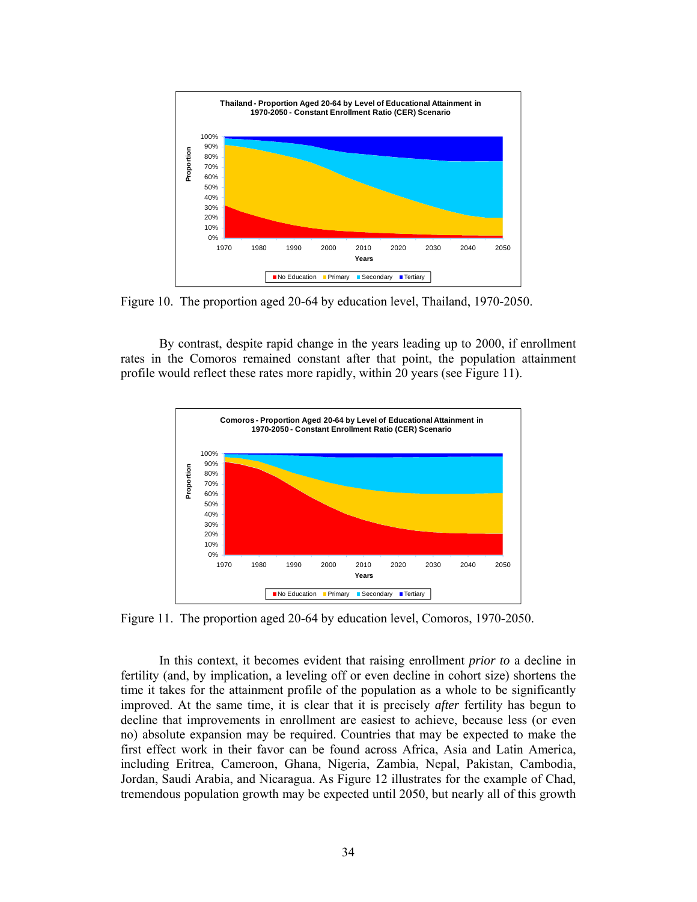Figure 10. The proportion aged 20-64 by education level, Thailand, 1970-2050.

By contrast, despite rapid change in the years leading up to 2000, if enrollment rates in the Comoros remained constant after that point, the population attainment profile would reflect these rates more rapidly, within 20 years (see Figure 11).

Figure 11. The proportion aged 20-64 by education level, Comoros, 1970-2050.

In this context, it becomes evident that raising enrollment *prior to* a decline in fertility (and, by implication, a leveling off or even decline in cohort size) shortens the time it takes for the attainment profile of the population as a whole to be significantly improved. At the same time, it is clear that it is precisely *after* fertility has begun to decline that improvements in enrollment are easiest to achieve, because less (or even no) absolute expansion may be required. Countries that may be expected to make the first effect work in their favor can be found across Africa, Asia and Latin America, including Eritrea, Cameroon, Ghana, Nigeria, Zambia, Nepal, Pakistan, Cambodia, Jordan, Saudi Arabia, and Nicaragua. As Figure 12 illustrates for the example of Chad, tremendous population growth may be expected until 2050, but nearly all of this growth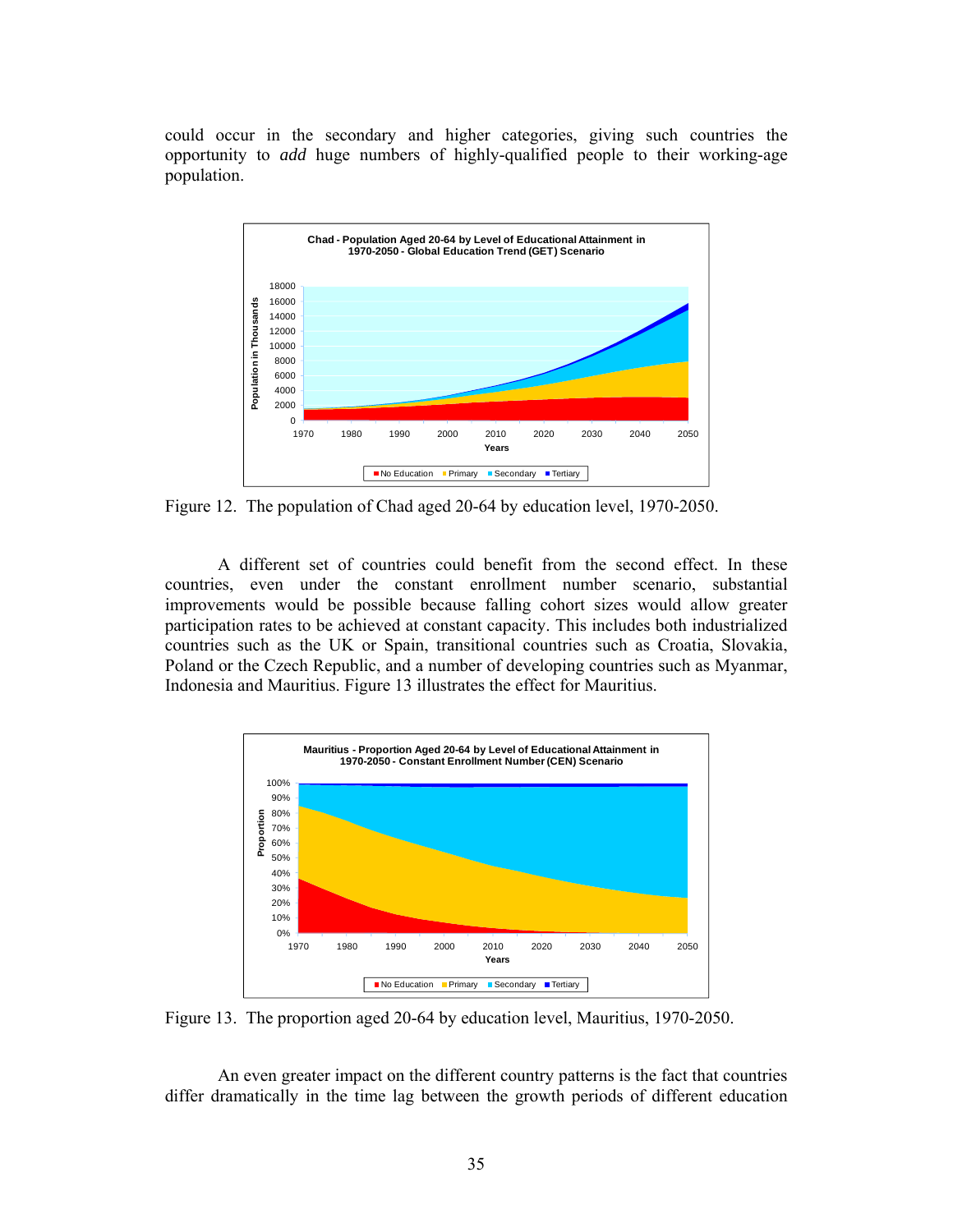could occur in the secondary and higher categories, giving such countries the opportunity to *add* huge numbers of highly-qualified people to their working-age population.

Figure 12. The population of Chad aged 20-64 by education level, 1970-2050.

A different set of countries could benefit from the second effect. In these countries, even under the constant enrollment number scenario, substantial improvements would be possible because falling cohort sizes would allow greater participation rates to be achieved at constant capacity. This includes both industrialized countries such as the UK or Spain, transitional countries such as Croatia, Slovakia, Poland or the Czech Republic, and a number of developing countries such as Myanmar, Indonesia and Mauritius. Figure 13 illustrates the effect for Mauritius.

Figure 13. The proportion aged 20-64 by education level, Mauritius, 1970-2050.

An even greater impact on the different country patterns is the fact that countries differ dramatically in the time lag between the growth periods of different education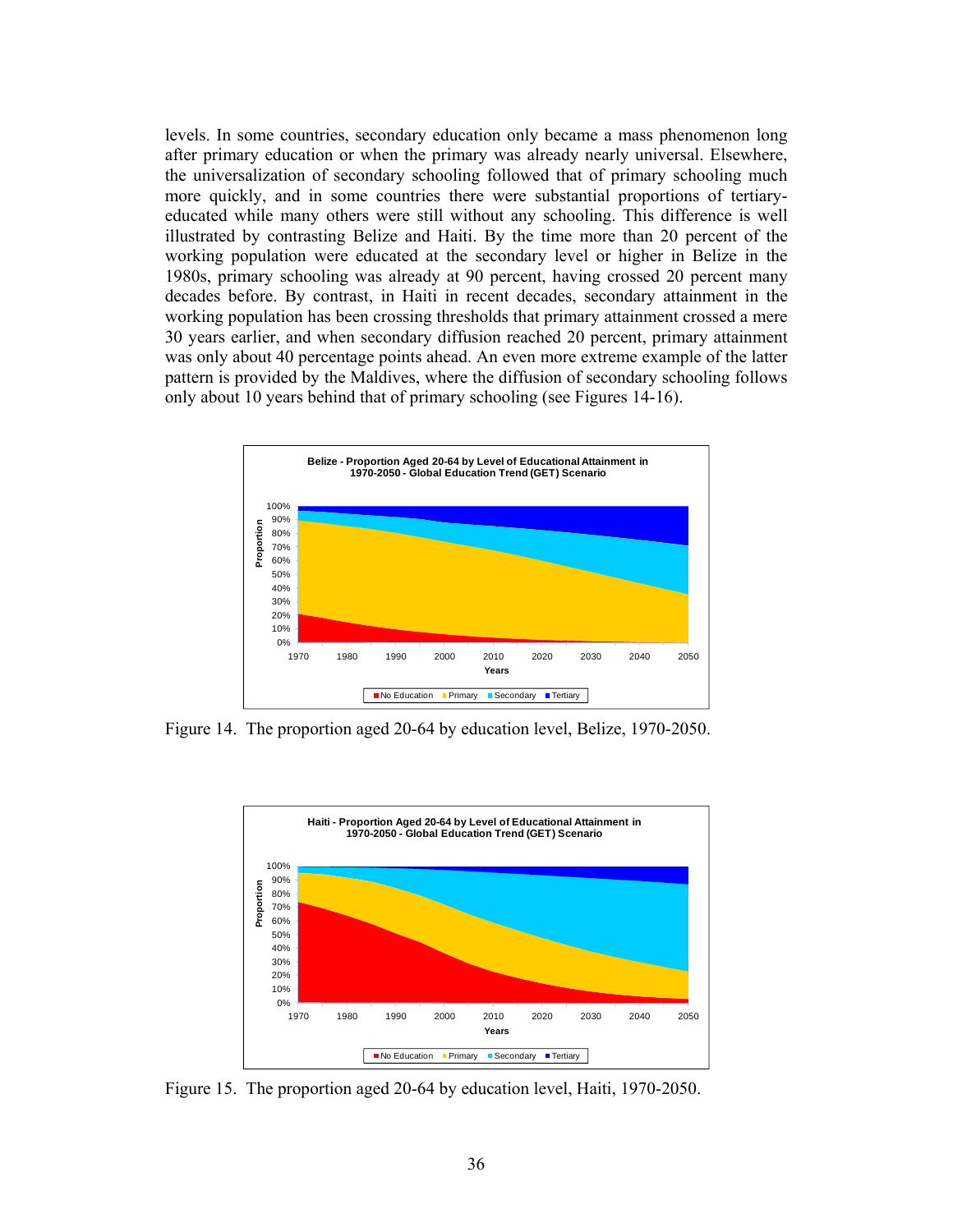levels. In some countries, secondary education only became a mass phenomenon long after primary education or when the primary was already nearly universal. Elsewhere, the universalization of secondary schooling followed that of primary schooling much more quickly, and in some countries there were substantial proportions of tertiary-educated while many others were still without any schooling. This difference is well illustrated by contrasting Belize and Haiti. By the time more than 20 percent of the working population were educated at the secondary level or higher in Belize in the 1980s, primary schooling was already at 90 percent, having crossed 20 percent many decades before. By contrast, in Haiti in recent decades, secondary attainment in the working population has been crossing thresholds that primary attainment crossed a mere 30 years earlier, and when secondary diffusion reached 20 percent, primary attainment was only about 40 percentage points ahead. An even more extreme example of the latter pattern is provided by the Maldives, where the diffusion of secondary schooling follows only about 10 years behind that of primary schooling (see Figures 14-16).

Figure 14. The proportion aged 20-64 by education level, Belize, 1970-2050.

Figure 15. The proportion aged 20-64 by education level, Haiti, 1970-2050.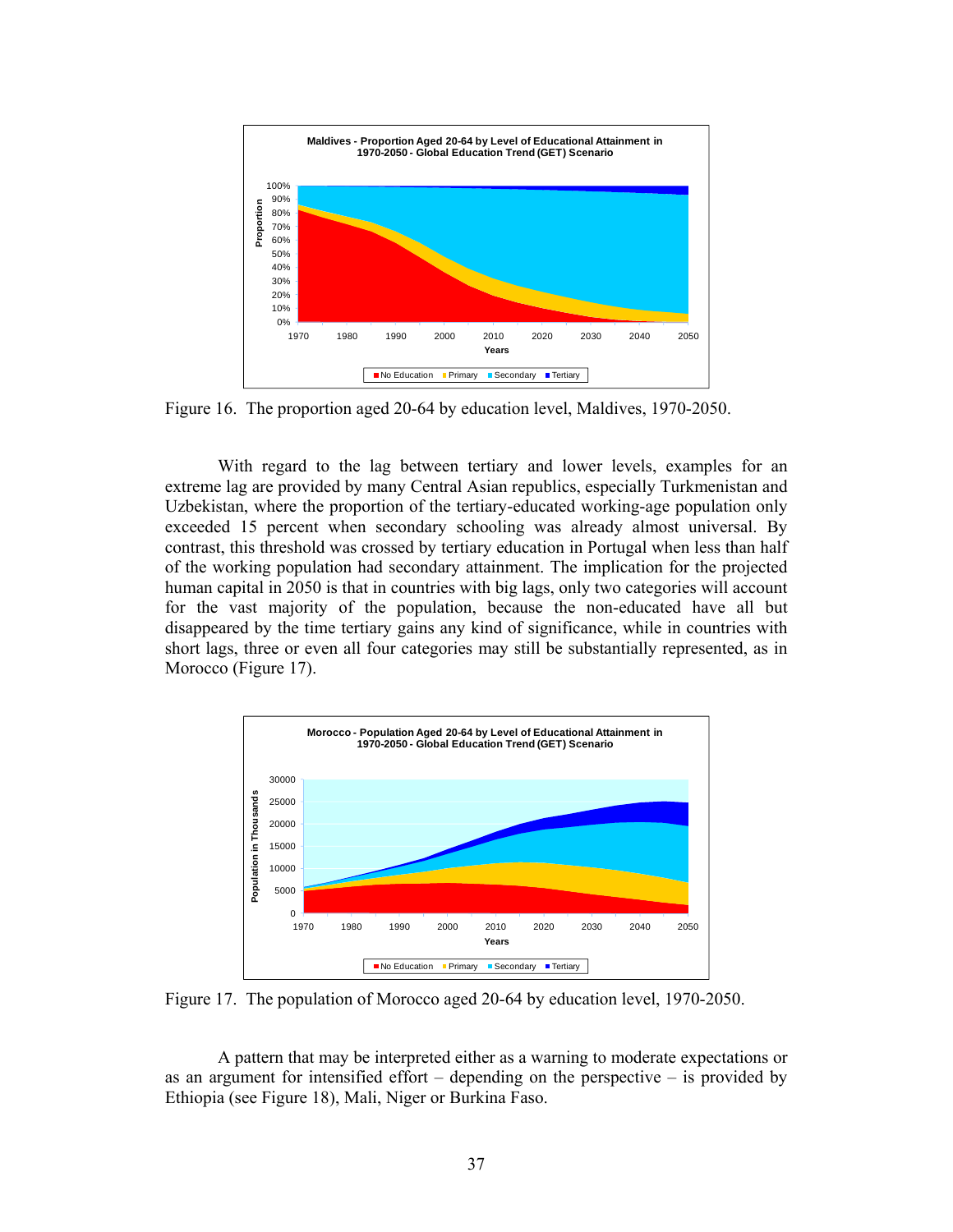Figure 16. The proportion aged 20-64 by education level, Maldives, 1970-2050.

With regard to the lag between tertiary and lower levels, examples for an extreme lag are provided by many Central Asian republics, especially Turkmenistan and Uzbekistan, where the proportion of the tertiary-educated working-age population only exceeded 15 percent when secondary schooling was already almost universal. By contrast, this threshold was crossed by tertiary education in Portugal when less than half of the working population had secondary attainment. The implication for the projected human capital in 2050 is that in countries with big lags, only two categories will account for the vast majority of the population, because the non-educated have all but disappeared by the time tertiary gains any kind of significance, while in countries with short lags, three or even all four categories may still be substantially represented, as in Morocco (Figure 17).

Figure 17. The population of Morocco aged 20-64 by education level, 1970-2050.

A pattern that may be interpreted either as a warning to moderate expectations or as an argument for intensified effort – depending on the perspective – is provided by Ethiopia (see Figure 18), Mali, Niger or Burkina Faso.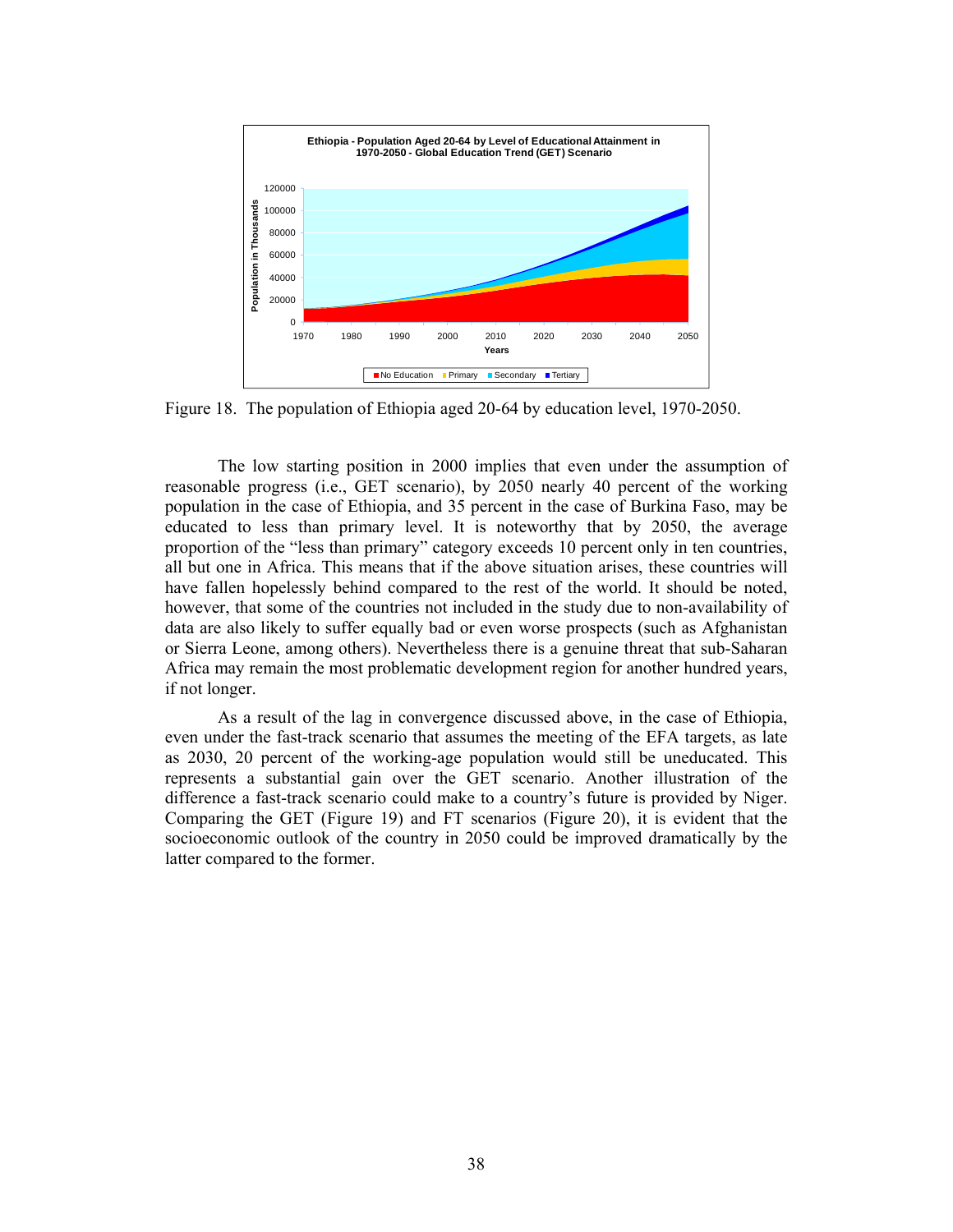Figure 18. The population of Ethiopia aged 20-64 by education level, 1970-2050.

The low starting position in 2000 implies that even under the assumption of reasonable progress (i.e., GET scenario), by 2050 nearly 40 percent of the working population in the case of Ethiopia, and 35 percent in the case of Burkina Faso, may be educated to less than primary level. It is noteworthy that by 2050, the average proportion of the "less than primary" category exceeds 10 percent only in ten countries, all but one in Africa. This means that if the above situation arises, these countries will have fallen hopelessly behind compared to the rest of the world. It should be noted, however, that some of the countries not included in the study due to non-availability of data are also likely to suffer equally bad or even worse prospects (such as Afghanistan or Sierra Leone, among others). Nevertheless there is a genuine threat that sub-Saharan Africa may remain the most problematic development region for another hundred years, if not longer.

As a result of the lag in convergence discussed above, in the case of Ethiopia, even under the fast-track scenario that assumes the meeting of the EFA targets, as late as 2030, 20 percent of the working-age population would still be uneducated. This represents a substantial gain over the GET scenario. Another illustration of the difference a fast-track scenario could make to a country's future is provided by Niger. Comparing the GET (Figure 19) and FT scenarios (Figure 20), it is evident that the socioeconomic outlook of the country in 2050 could be improved dramatically by the latter compared to the former.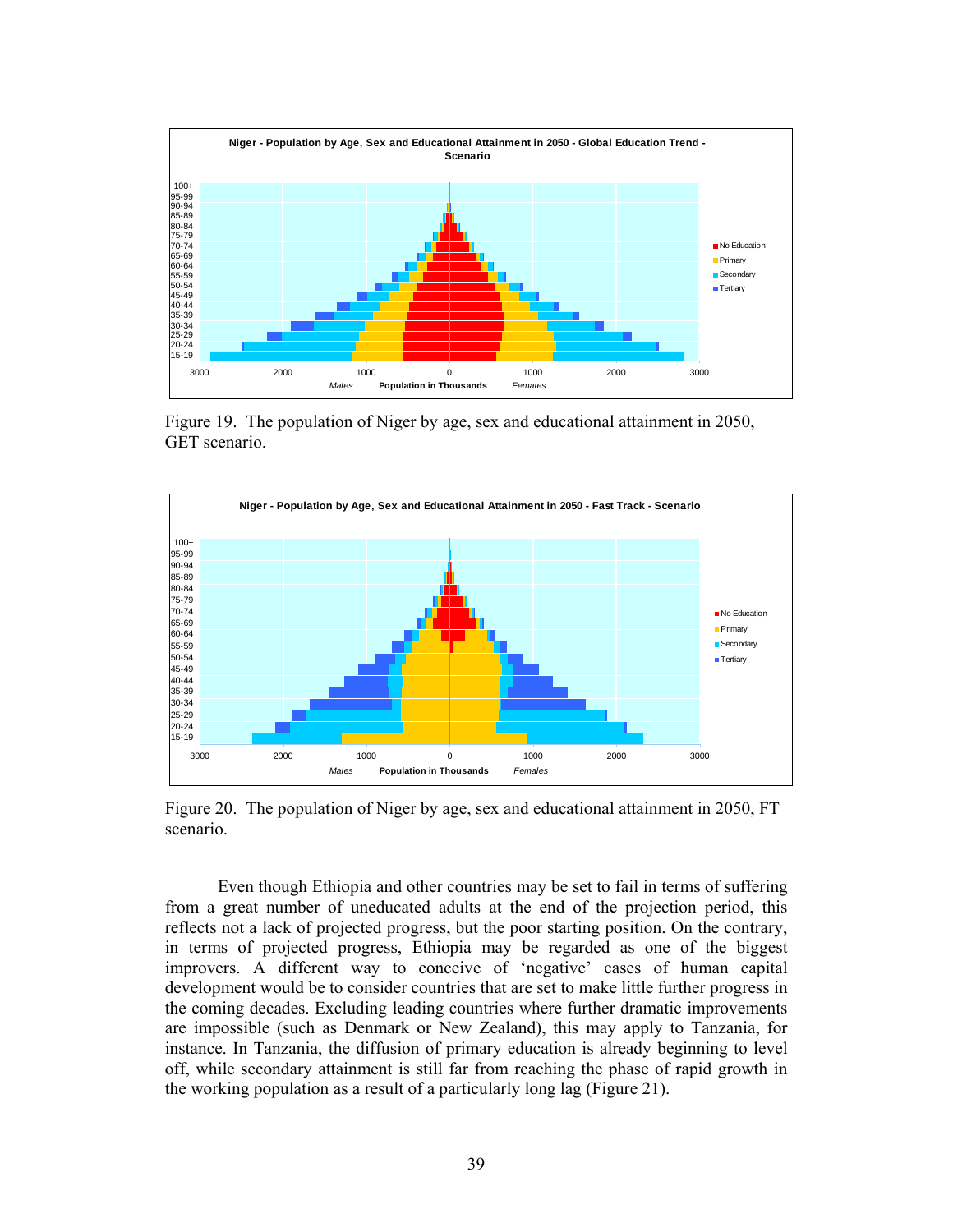Figure 19. The population of Niger by age, sex and educational attainment in 2050, GET scenario.

Figure 20. The population of Niger by age, sex and educational attainment in 2050, FT scenario.

Even though Ethiopia and other countries may be set to fail in terms of suffering from a great number of uneducated adults at the end of the projection period, this reflects not a lack of projected progress, but the poor starting position. On the contrary, in terms of projected progress, Ethiopia may be regarded as one of the biggest improvers. A different way to conceive of 'negative' cases of human capital development would be to consider countries that are set to make little further progress in the coming decades. Excluding leading countries where further dramatic improvements are impossible (such as Denmark or New Zealand), this may apply to Tanzania, for instance. In Tanzania, the diffusion of primary education is already beginning to level off, while secondary attainment is still far from reaching the phase of rapid growth in the working population as a result of a particularly long lag (Figure 21).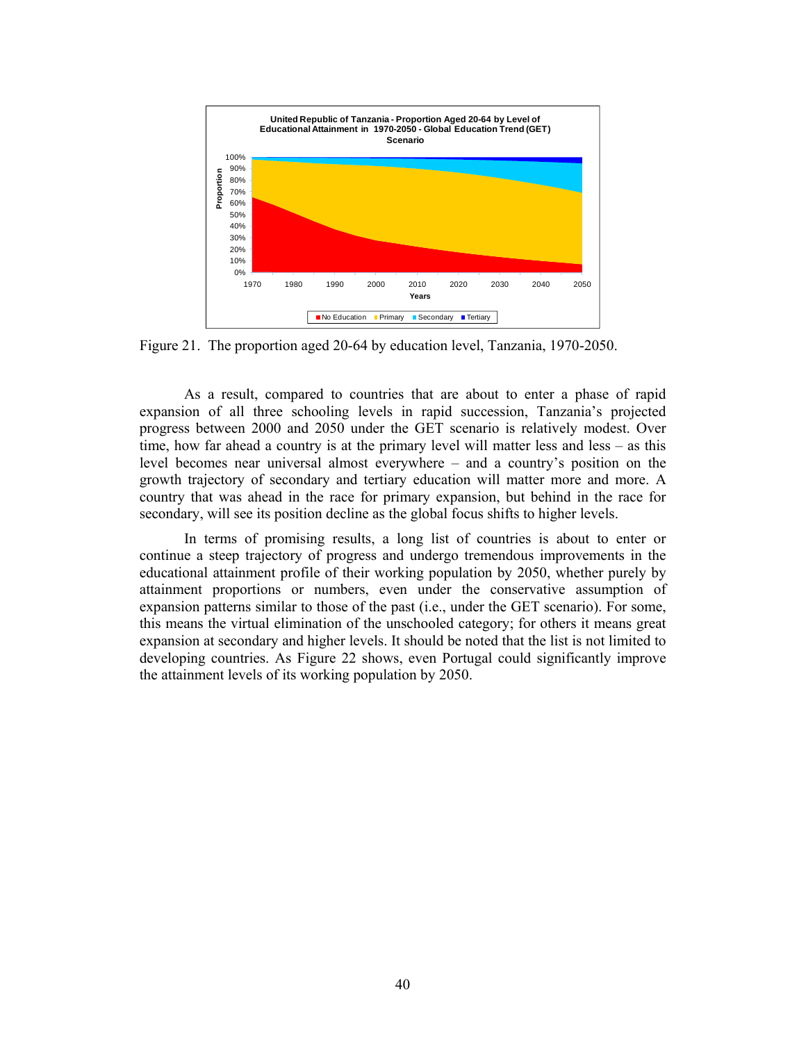Figure 21. The proportion aged 20-64 by education level, Tanzania, 1970-2050.

As a result, compared to countries that are about to enter a phase of rapid expansion of all three schooling levels in rapid succession, Tanzania's projected progress between 2000 and 2050 under the GET scenario is relatively modest. Over time, how far ahead a country is at the primary level will matter less and less – as this level becomes near universal almost everywhere – and a country's position on the growth trajectory of secondary and tertiary education will matter more and more. A country that was ahead in the race for primary expansion, but behind in the race for secondary, will see its position decline as the global focus shifts to higher levels.

In terms of promising results, a long list of countries is about to enter or continue a steep trajectory of progress and undergo tremendous improvements in the educational attainment profile of their working population by 2050, whether purely by attainment proportions or numbers, even under the conservative assumption of expansion patterns similar to those of the past (i.e., under the GET scenario). For some, this means the virtual elimination of the unschooled category; for others it means great expansion at secondary and higher levels. It should be noted that the list is not limited to developing countries. As Figure 22 shows, even Portugal could significantly improve the attainment levels of its working population by 2050.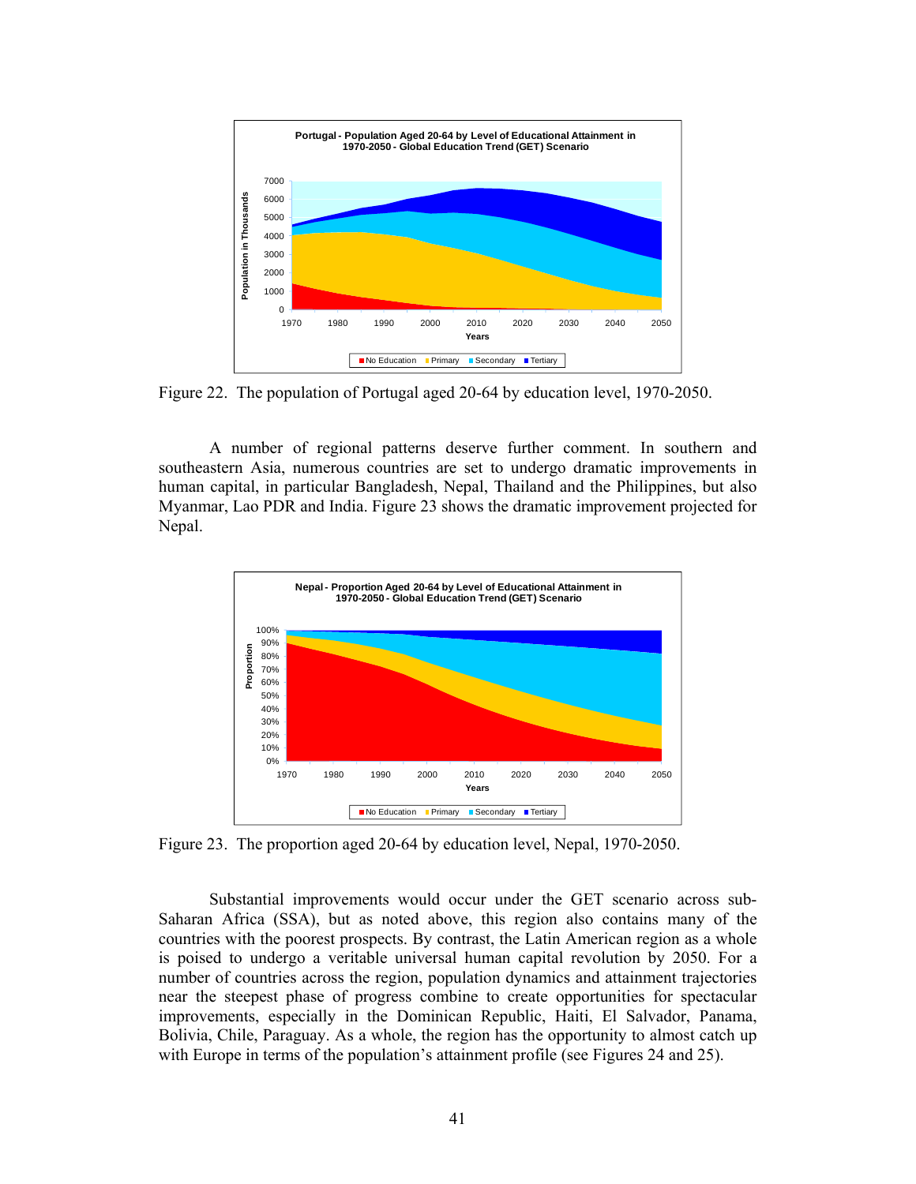Figure 22. The population of Portugal aged 20-64 by education level, 1970-2050.

A number of regional patterns deserve further comment. In southern and southeastern Asia, numerous countries are set to undergo dramatic improvements in human capital, in particular Bangladesh, Nepal, Thailand and the Philippines, but also Myanmar, Lao PDR and India. Figure 23 shows the dramatic improvement projected for Nepal.

Figure 23. The proportion aged 20-64 by education level, Nepal, 1970-2050.

Substantial improvements would occur under the GET scenario across sub-Saharan Africa (SSA), but as noted above, this region also contains many of the countries with the poorest prospects. By contrast, the Latin American region as a whole is poised to undergo a veritable universal human capital revolution by 2050. For a number of countries across the region, population dynamics and attainment trajectories near the steepest phase of progress combine to create opportunities for spectacular improvements, especially in the Dominican Republic, Haiti, El Salvador, Panama, Bolivia, Chile, Paraguay. As a whole, the region has the opportunity to almost catch up with Europe in terms of the population's attainment profile (see Figures 24 and 25).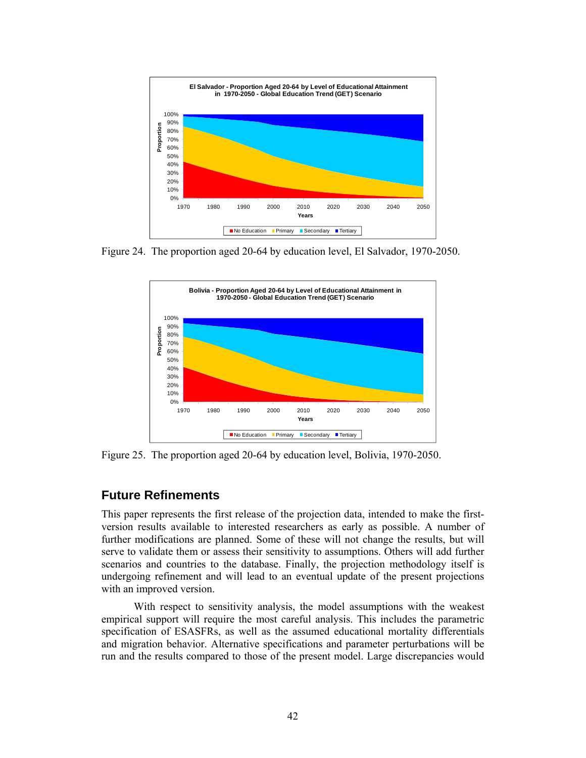Figure 24. The proportion aged 20-64 by education level, El Salvador, 1970-2050.

Figure 25. The proportion aged 20-64 by education level, Bolivia, 1970-2050.

## Future Refinements

This paper represents the first release of the projection data, intended to make the first-version results available to interested researchers as early as possible. A number of further modifications are planned. Some of these will not change the results, but will serve to validate them or assess their sensitivity to assumptions. Others will add further scenarios and countries to the database. Finally, the projection methodology itself is undergoing refinement and will lead to an eventual update of the present projections with an improved version.

With respect to sensitivity analysis, the model assumptions with the weakest empirical support will require the most careful analysis. This includes the parametric specification of ESASFRs, as well as the assumed educational mortality differentials and migration behavior. Alternative specifications and parameter perturbations will be run and the results compared to those of the present model. Large discrepancies would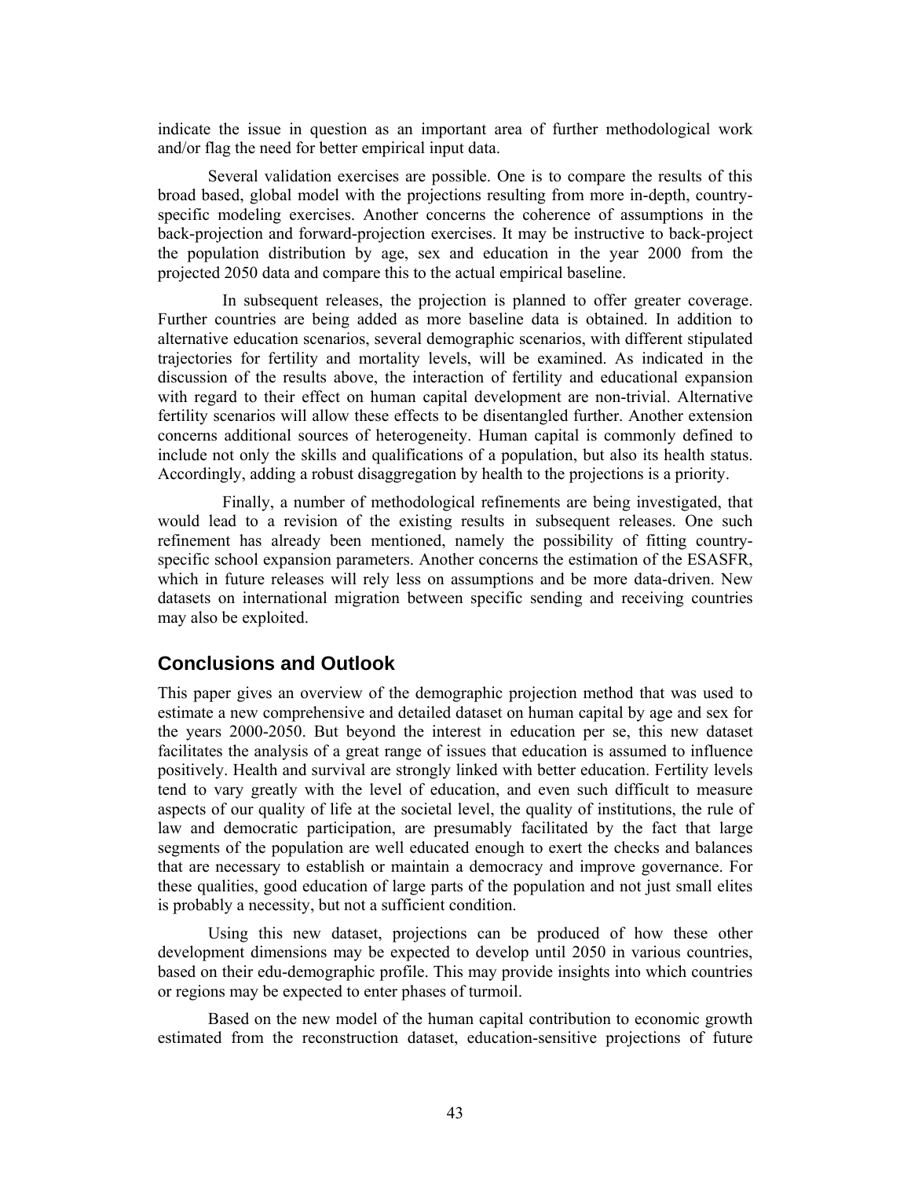indicate the issue in question as an important area of further methodological work and/or flag the need for better empirical input data.

Several validation exercises are possible. One is to compare the results of this broad based, global model with the projections resulting from more in-depth, country-specific modeling exercises. Another concerns the coherence of assumptions in the back-projection and forward-projection exercises. It may be instructive to back-project the population distribution by age, sex and education in the year 2000 from the projected 2050 data and compare this to the actual empirical baseline.

In subsequent releases, the projection is planned to offer greater coverage. Further countries are being added as more baseline data is obtained. In addition to alternative education scenarios, several demographic scenarios, with different stipulated trajectories for fertility and mortality levels, will be examined. As indicated in the discussion of the results above, the interaction of fertility and educational expansion with regard to their effect on human capital development are non-trivial. Alternative fertility scenarios will allow these effects to be disentangled further. Another extension concerns additional sources of heterogeneity. Human capital is commonly defined to include not only the skills and qualifications of a population, but also its health status. Accordingly, adding a robust disaggregation by health to the projections is a priority.

Finally, a number of methodological refinements are being investigated, that would lead to a revision of the existing results in subsequent releases. One such refinement has already been mentioned, namely the possibility of fitting country-specific school expansion parameters. Another concerns the estimation of the ESASFR, which in future releases will rely less on assumptions and be more data-driven. New datasets on international migration between specific sending and receiving countries may also be exploited.

## Conclusions and Outlook

This paper gives an overview of the demographic projection method that was used to estimate a new comprehensive and detailed dataset on human capital by age and sex for the years 2000-2050. But beyond the interest in education per se, this new dataset facilitates the analysis of a great range of issues that education is assumed to influence positively. Health and survival are strongly linked with better education. Fertility levels tend to vary greatly with the level of education, and even such difficult to measure aspects of our quality of life at the societal level, the quality of institutions, the rule of law and democratic participation, are presumably facilitated by the fact that large segments of the population are well educated enough to exert the checks and balances that are necessary to establish or maintain a democracy and improve governance. For these qualities, good education of large parts of the population and not just small elites is probably a necessity, but not a sufficient condition.

Using this new dataset, projections can be produced of how these other development dimensions may be expected to develop until 2050 in various countries, based on their edu-demographic profile. This may provide insights into which countries or regions may be expected to enter phases of turmoil.

Based on the new model of the human capital contribution to economic growth estimated from the reconstruction dataset, education-sensitive projections of future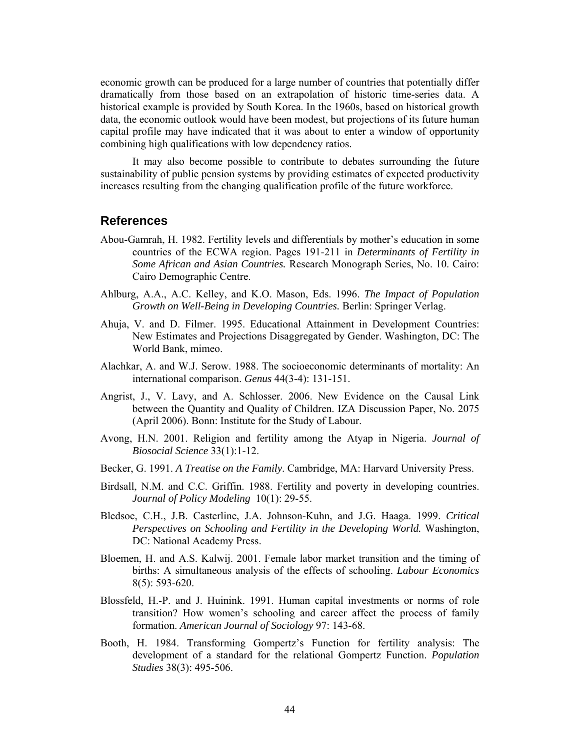economic growth can be produced for a large number of countries that potentially differ dramatically from those based on an extrapolation of historic time-series data. A historical example is provided by South Korea. In the 1960s, based on historical growth data, the economic outlook would have been modest, but projections of its future human capital profile may have indicated that it was about to enter a window of opportunity combining high qualifications with low dependency ratios.

It may also become possible to contribute to debates surrounding the future sustainability of public pension systems by providing estimates of expected productivity increases resulting from the changing qualification profile of the future workforce.

## References

Abou-Gamrah, H. 1982. Fertility levels and differentials by mother's education in some countries of the ECWA region. Pages 191-211 in *Determinants of Fertility in Some African and Asian Countries.* Research Monograph Series, No. 10. Cairo: Cairo Demographic Centre.

Ahlburg, A.A., A.C. Kelley, and K.O. Mason, Eds. 1996. *The Impact of Population Growth on Well-Being in Developing Countries.* Berlin: Springer Verlag.

Ahuja, V. and D. Filmer. 1995. Educational Attainment in Development Countries: New Estimates and Projections Disaggregated by Gender. Washington, DC: The World Bank, mimeo.

Alachkar, A. and W.J. Serow. 1988. The socioeconomic determinants of mortality: An international comparison. *Genus* 44(3-4): 131-151.

Angrist, J., V. Lavy, and A. Schlosser. 2006. New Evidence on the Causal Link between the Quantity and Quality of Children. IZA Discussion Paper, No. 2075 (April 2006). Bonn: Institute for the Study of Labour.

Avong, H.N. 2001. Religion and fertility among the Atyap in Nigeria. *Journal of Biosocial Science* 33(1):1-12.

Becker, G. 1991. *A Treatise on the Family*. Cambridge, MA: Harvard University Press.

Birdsall, N.M. and C.C. Griffin. 1988. Fertility and poverty in developing countries. *Journal of Policy Modeling* 10(1): 29-55.

Bledsoe, C.H., J.B. Casterline, J.A. Johnson-Kuhn, and J.G. Haaga. 1999. *Critical Perspectives on Schooling and Fertility in the Developing World.* Washington, DC: National Academy Press.

Bloemen, H. and A.S. Kalwij. 2001. Female labor market transition and the timing of births: A simultaneous analysis of the effects of schooling. *Labour Economics* 8(5): 593-620.

Blossfeld, H.-P. and J. Huinink. 1991. Human capital investments or norms of role transition? How women's schooling and career affect the process of family formation. *American Journal of Sociology* 97: 143-68.

Booth, H. 1984. Transforming Gompertz's Function for fertility analysis: The development of a standard for the relational Gompertz Function. *Population Studies* 38(3): 495-506.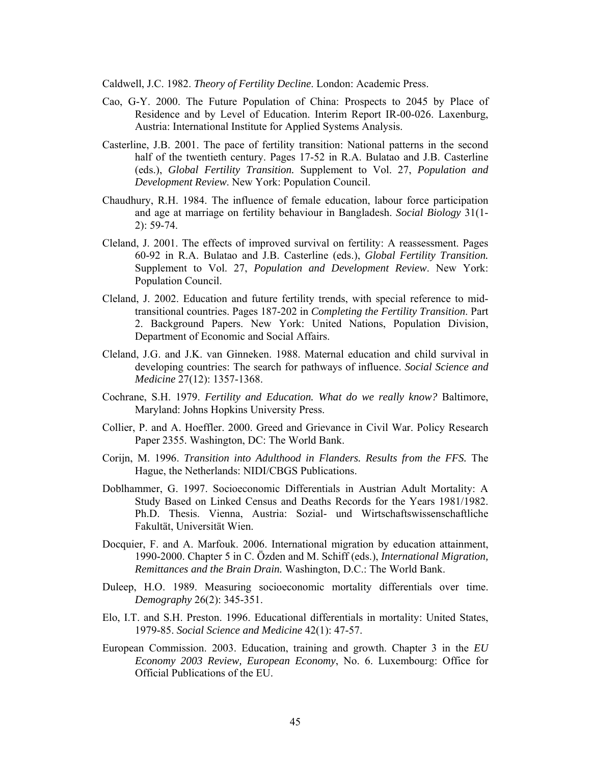Caldwell, J.C. 1982. *Theory of Fertility Decline*. London: Academic Press.

Cao, G-Y. 2000. The Future Population of China: Prospects to 2045 by Place of Residence and by Level of Education. Interim Report IR-00-026. Laxenburg, Austria: International Institute for Applied Systems Analysis.

Casterline, J.B. 2001. The pace of fertility transition: National patterns in the second half of the twentieth century. Pages 17-52 in R.A. Bulatao and J.B. Casterline (eds.), *Global Fertility Transition.* Supplement to Vol. 27, *Population and Development Review*. New York: Population Council.

Chaudhury, R.H. 1984. The influence of female education, labour force participation and age at marriage on fertility behaviour in Bangladesh. *Social Biology* 31(1-2): 59-74.

Cleland, J. 2001. The effects of improved survival on fertility: A reassessment. Pages 60-92 in R.A. Bulatao and J.B. Casterline (eds.), *Global Fertility Transition.* Supplement to Vol. 27, *Population and Development Review*. New York: Population Council.

Cleland, J. 2002. Education and future fertility trends, with special reference to mid-transitional countries. Pages 187-202 in *Completing the Fertility Transition*. Part 2. Background Papers. New York: United Nations, Population Division, Department of Economic and Social Affairs.

Cleland, J.G. and J.K. van Ginneken. 1988. Maternal education and child survival in developing countries: The search for pathways of influence. *Social Science and Medicine* 27(12): 1357-1368.

Cochrane, S.H. 1979. *Fertility and Education. What do we really know?* Baltimore, Maryland: Johns Hopkins University Press.

Collier, P. and A. Hoeffler. 2000. Greed and Grievance in Civil War. Policy Research Paper 2355. Washington, DC: The World Bank.

Corijn, M. 1996. *Transition into Adulthood in Flanders. Results from the FFS.* The Hague, the Netherlands: NIDI/CBGS Publications.

Doblhammer, G. 1997. Socioeconomic Differentials in Austrian Adult Mortality: A Study Based on Linked Census and Deaths Records for the Years 1981/1982. Ph.D. Thesis. Vienna, Austria: Sozial- und Wirtschaftswissenschaftliche Fakultät, Universität Wien.

Docquier, F. and A. Marfouk. 2006. International migration by education attainment, 1990-2000. Chapter 5 in C. Özden and M. Schiff (eds.), *International Migration, Remittances and the Brain Drain.* Washington, D.C.: The World Bank.

Duleep, H.O. 1989. Measuring socioeconomic mortality differentials over time. *Demography* 26(2): 345-351.

Elo, I.T. and S.H. Preston. 1996. Educational differentials in mortality: United States, 1979-85. *Social Science and Medicine* 42(1): 47-57.

European Commission. 2003. Education, training and growth. Chapter 3 in the *EU Economy 2003 Review, European Economy*, No. 6. Luxembourg: Office for Official Publications of the EU.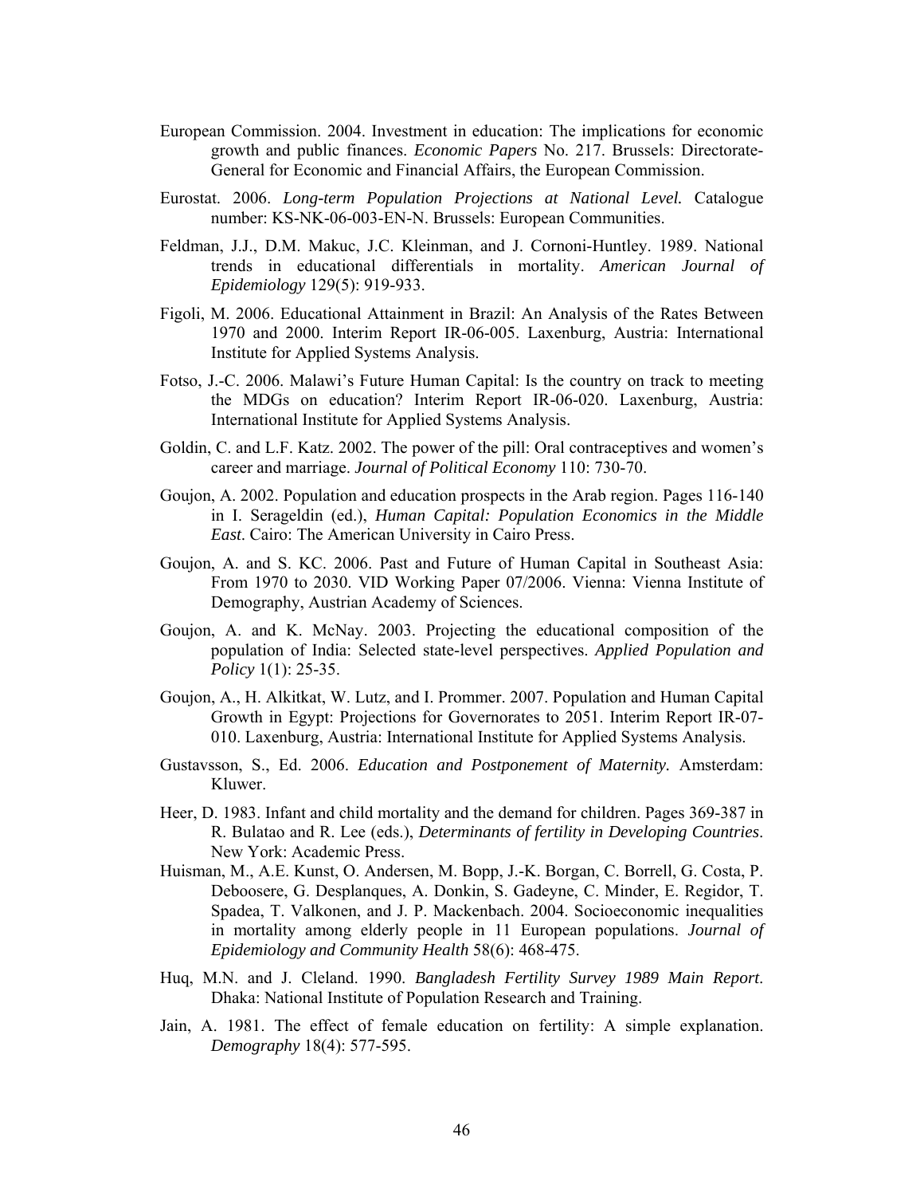European Commission. 2004. Investment in education: The implications for economic growth and public finances. *Economic Papers* No. 217. Brussels: Directorate-General for Economic and Financial Affairs, the European Commission.

Eurostat. 2006. *Long-term Population Projections at National Level.* Catalogue number: KS-NK-06-003-EN-N. Brussels: European Communities.

Feldman, J.J., D.M. Makuc, J.C. Kleinman, and J. Cornoni-Huntley. 1989. National trends in educational differentials in mortality. *American Journal of Epidemiology* 129(5): 919-933.

Figoli, M. 2006. Educational Attainment in Brazil: An Analysis of the Rates Between 1970 and 2000. Interim Report IR-06-005. Laxenburg, Austria: International Institute for Applied Systems Analysis.

Fotso, J.-C. 2006. Malawi's Future Human Capital: Is the country on track to meeting the MDGs on education? Interim Report IR-06-020. Laxenburg, Austria: International Institute for Applied Systems Analysis.

Goldin, C. and L.F. Katz. 2002. The power of the pill: Oral contraceptives and women's career and marriage. *Journal of Political Economy* 110: 730-70.

Goujon, A. 2002. Population and education prospects in the Arab region. Pages 116-140 in I. Serageldin (ed.), *Human Capital: Population Economics in the Middle East*. Cairo: The American University in Cairo Press.

Goujon, A. and S. KC. 2006. Past and Future of Human Capital in Southeast Asia: From 1970 to 2030. VID Working Paper 07/2006. Vienna: Vienna Institute of Demography, Austrian Academy of Sciences.

Goujon, A. and K. McNay. 2003. Projecting the educational composition of the population of India: Selected state-level perspectives. *Applied Population and Policy* 1(1): 25-35.

Goujon, A., H. Alkitkat, W. Lutz, and I. Prommer. 2007. Population and Human Capital Growth in Egypt: Projections for Governorates to 2051. Interim Report IR-07-010. Laxenburg, Austria: International Institute for Applied Systems Analysis.

Gustavsson, S., Ed. 2006. *Education and Postponement of Maternity.* Amsterdam: Kluwer.

Heer, D. 1983. Infant and child mortality and the demand for children. Pages 369-387 in R. Bulatao and R. Lee (eds.), *Determinants of fertility in Developing Countries*. New York: Academic Press.

Huisman, M., A.E. Kunst, O. Andersen, M. Bopp, J.-K. Borgan, C. Borrell, G. Costa, P. Deboosere, G. Desplanques, A. Donkin, S. Gadeyne, C. Minder, E. Regidor, T. Spadea, T. Valkonen, and J. P. Mackenbach. 2004. Socioeconomic inequalities in mortality among elderly people in 11 European populations. *Journal of Epidemiology and Community Health* 58(6): 468-475.

Huq, M.N. and J. Cleland. 1990. *Bangladesh Fertility Survey 1989 Main Report*. Dhaka: National Institute of Population Research and Training.

Jain, A. 1981. The effect of female education on fertility: A simple explanation. *Demography* 18(4): 577-595.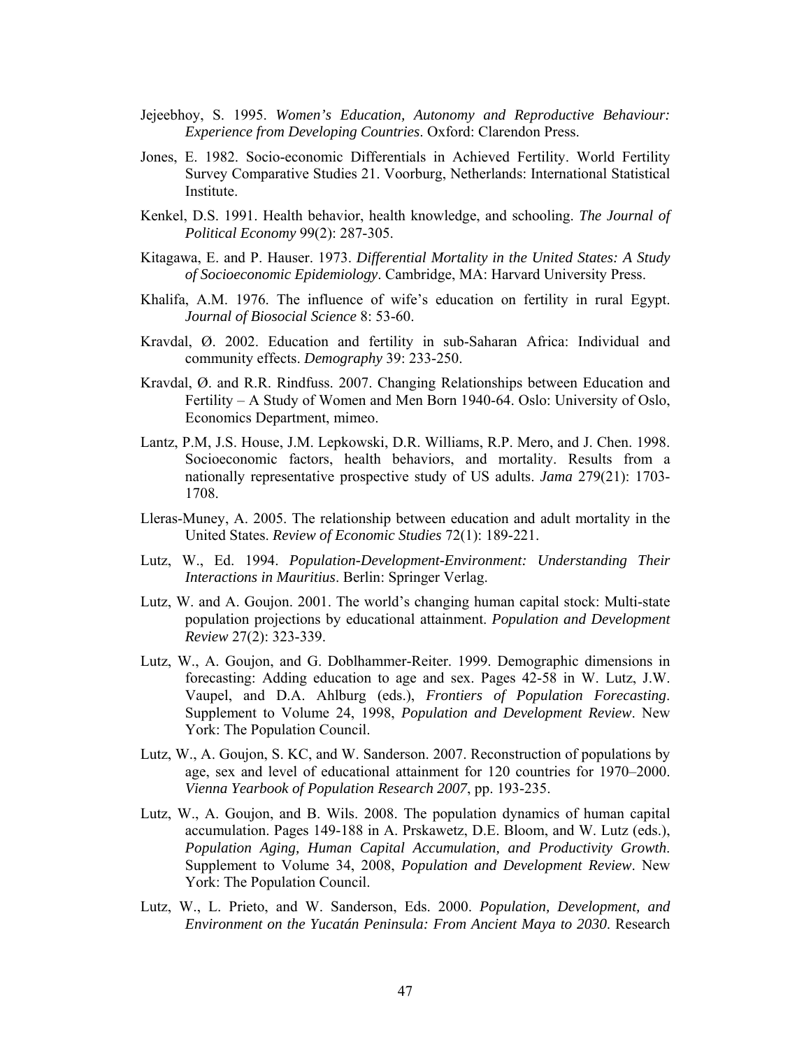Jejeebhoy, S. 1995. *Women's Education, Autonomy and Reproductive Behaviour: Experience from Developing Countries*. Oxford: Clarendon Press.

Jones, E. 1982. Socio-economic Differentials in Achieved Fertility. World Fertility Survey Comparative Studies 21. Voorburg, Netherlands: International Statistical Institute.

Kenkel, D.S. 1991. Health behavior, health knowledge, and schooling. *The Journal of Political Economy* 99(2): 287-305.

Kitagawa, E. and P. Hauser. 1973. *Differential Mortality in the United States: A Study of Socioeconomic Epidemiology*. Cambridge, MA: Harvard University Press.

Khalifa, A.M. 1976. The influence of wife's education on fertility in rural Egypt. *Journal of Biosocial Science* 8: 53-60.

Kravdal, Ø. 2002. Education and fertility in sub-Saharan Africa: Individual and community effects. *Demography* 39: 233-250.

Kravdal, Ø. and R.R. Rindfuss. 2007. Changing Relationships between Education and Fertility – A Study of Women and Men Born 1940-64. Oslo: University of Oslo, Economics Department, mimeo.

Lantz, P.M, J.S. House, J.M. Lepkowski, D.R. Williams, R.P. Mero, and J. Chen. 1998. Socioeconomic factors, health behaviors, and mortality. Results from a nationally representative prospective study of US adults. *Jama* 279(21): 1703-1708.

Lleras-Muney, A. 2005. The relationship between education and adult mortality in the United States. *Review of Economic Studies* 72(1): 189-221.

Lutz, W., Ed. 1994. *Population-Development-Environment: Understanding Their Interactions in Mauritius*. Berlin: Springer Verlag.

Lutz, W. and A. Goujon. 2001. The world's changing human capital stock: Multi-state population projections by educational attainment. *Population and Development Review* 27(2): 323-339.

Lutz, W., A. Goujon, and G. Doblhammer-Reiter. 1999. Demographic dimensions in forecasting: Adding education to age and sex. Pages 42-58 in W. Lutz, J.W. Vaupel, and D.A. Ahlburg (eds.), *Frontiers of Population Forecasting*. Supplement to Volume 24, 1998, *Population and Development Review*. New York: The Population Council.

Lutz, W., A. Goujon, S. KC, and W. Sanderson. 2007. Reconstruction of populations by age, sex and level of educational attainment for 120 countries for 1970–2000. *Vienna Yearbook of Population Research 2007*, pp. 193-235.

Lutz, W., A. Goujon, and B. Wils. 2008. The population dynamics of human capital accumulation. Pages 149-188 in A. Prskawetz, D.E. Bloom, and W. Lutz (eds.), *Population Aging, Human Capital Accumulation, and Productivity Growth*. Supplement to Volume 34, 2008, *Population and Development Review*. New York: The Population Council.

Lutz, W., L. Prieto, and W. Sanderson, Eds. 2000. *Population, Development, and Environment on the Yucatán Peninsula: From Ancient Maya to 2030*. Research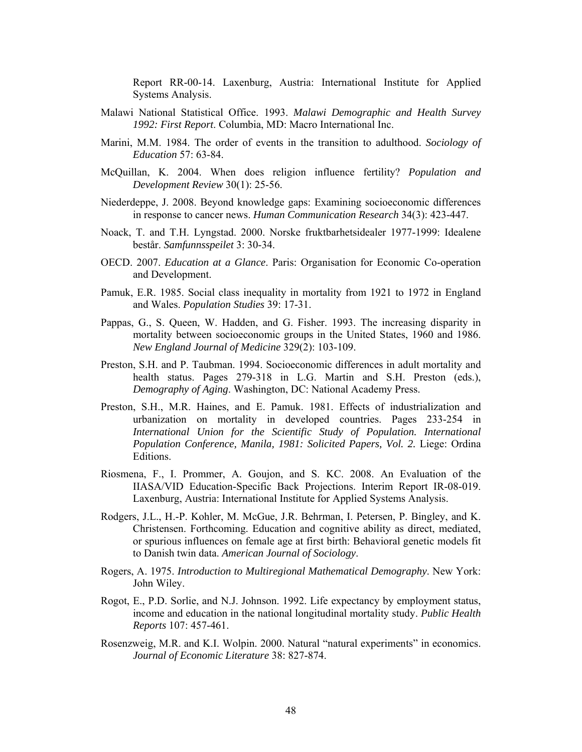Report RR-00-14. Laxenburg, Austria: International Institute for Applied Systems Analysis.

Malawi National Statistical Office. 1993. *Malawi Demographic and Health Survey 1992: First Report*. Columbia, MD: Macro International Inc.

Marini, M.M. 1984. The order of events in the transition to adulthood. *Sociology of Education* 57: 63-84.

McQuillan, K. 2004. When does religion influence fertility? *Population and Development Review* 30(1): 25-56.

Niederdeppe, J. 2008. Beyond knowledge gaps: Examining socioeconomic differences in response to cancer news. *Human Communication Research* 34(3): 423-447.

Noack, T. and T.H. Lyngstad. 2000. Norske fruktbarhetsidealer 1977-1999: Idealene består. *Samfunnsspeilet* 3: 30-34.

OECD. 2007. *Education at a Glance*. Paris: Organisation for Economic Co-operation and Development.

Pamuk, E.R. 1985. Social class inequality in mortality from 1921 to 1972 in England and Wales. *Population Studies* 39: 17-31.

Pappas, G., S. Queen, W. Hadden, and G. Fisher. 1993. The increasing disparity in mortality between socioeconomic groups in the United States, 1960 and 1986. *New England Journal of Medicine* 329(2): 103-109.

Preston, S.H. and P. Taubman. 1994. Socioeconomic differences in adult mortality and health status. Pages 279-318 in L.G. Martin and S.H. Preston (eds.), *Demography of Aging*. Washington, DC: National Academy Press.

Preston, S.H., M.R. Haines, and E. Pamuk. 1981. Effects of industrialization and urbanization on mortality in developed countries. Pages 233-254 in *International Union for the Scientific Study of Population. International Population Conference, Manila, 1981: Solicited Papers, Vol. 2.* Liege: Ordina Editions.

Riosmena, F., I. Prommer, A. Goujon, and S. KC. 2008. An Evaluation of the IIASA/VID Education-Specific Back Projections. Interim Report IR-08-019. Laxenburg, Austria: International Institute for Applied Systems Analysis.

Rodgers, J.L., H.-P. Kohler, M. McGue, J.R. Behrman, I. Petersen, P. Bingley, and K. Christensen. Forthcoming. Education and cognitive ability as direct, mediated, or spurious influences on female age at first birth: Behavioral genetic models fit to Danish twin data. *American Journal of Sociology*.

Rogers, A. 1975. *Introduction to Multiregional Mathematical Demography*. New York: John Wiley.

Rogot, E., P.D. Sorlie, and N.J. Johnson. 1992. Life expectancy by employment status, income and education in the national longitudinal mortality study. *Public Health Reports* 107: 457-461.

Rosenzweig, M.R. and K.I. Wolpin. 2000. Natural "natural experiments" in economics. *Journal of Economic Literature* 38: 827-874.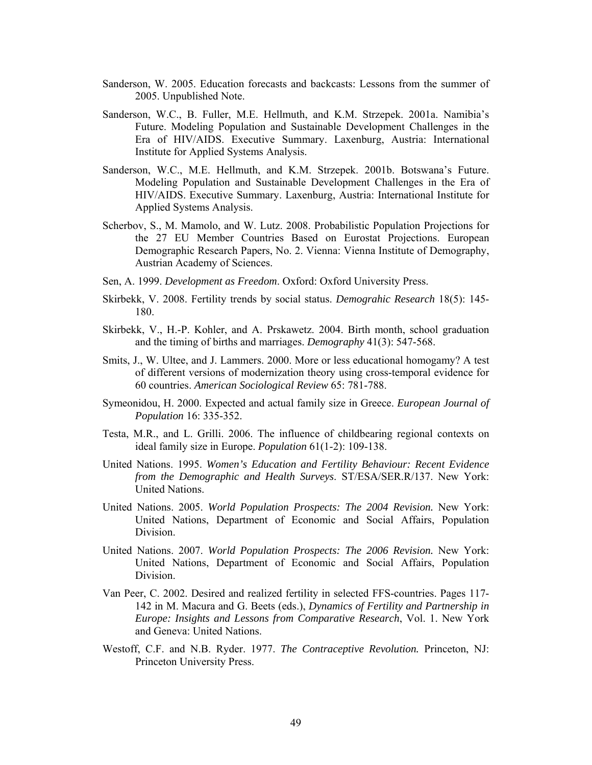Sanderson, W. 2005. Education forecasts and backcasts: Lessons from the summer of 2005. Unpublished Note.

Sanderson, W.C., B. Fuller, M.E. Hellmuth, and K.M. Strzepek. 2001a. Namibia's Future. Modeling Population and Sustainable Development Challenges in the Era of HIV/AIDS. Executive Summary. Laxenburg, Austria: International Institute for Applied Systems Analysis.

Sanderson, W.C., M.E. Hellmuth, and K.M. Strzepek. 2001b. Botswana's Future. Modeling Population and Sustainable Development Challenges in the Era of HIV/AIDS. Executive Summary. Laxenburg, Austria: International Institute for Applied Systems Analysis.

Scherbov, S., M. Mamolo, and W. Lutz. 2008. Probabilistic Population Projections for the 27 EU Member Countries Based on Eurostat Projections. European Demographic Research Papers, No. 2. Vienna: Vienna Institute of Demography, Austrian Academy of Sciences.

Sen, A. 1999. *Development as Freedom*. Oxford: Oxford University Press.

Skirbekk, V. 2008. Fertility trends by social status. *Demograhic Research* 18(5): 145-180.

Skirbekk, V., H.-P. Kohler, and A. Prskawetz. 2004. Birth month, school graduation and the timing of births and marriages. *Demography* 41(3): 547-568.

Smits, J., W. Ultee, and J. Lammers. 2000. More or less educational homogamy? A test of different versions of modernization theory using cross-temporal evidence for 60 countries. *American Sociological Review* 65: 781-788.

Symeonidou, H. 2000. Expected and actual family size in Greece. *European Journal of Population* 16: 335-352.

Testa, M.R., and L. Grilli. 2006. The influence of childbearing regional contexts on ideal family size in Europe. *Population* 61(1-2): 109-138.

United Nations. 1995. *Women's Education and Fertility Behaviour: Recent Evidence from the Demographic and Health Surveys*. ST/ESA/SER.R/137. New York: United Nations.

United Nations. 2005. *World Population Prospects: The 2004 Revision.* New York: United Nations, Department of Economic and Social Affairs, Population Division.

United Nations. 2007. *World Population Prospects: The 2006 Revision.* New York: United Nations, Department of Economic and Social Affairs, Population Division.

Van Peer, C. 2002. Desired and realized fertility in selected FFS-countries. Pages 117-142 in M. Macura and G. Beets (eds.), *Dynamics of Fertility and Partnership in Europe: Insights and Lessons from Comparative Research*, Vol. 1. New York and Geneva: United Nations.

Westoff, C.F. and N.B. Ryder. 1977. *The Contraceptive Revolution.* Princeton, NJ: Princeton University Press.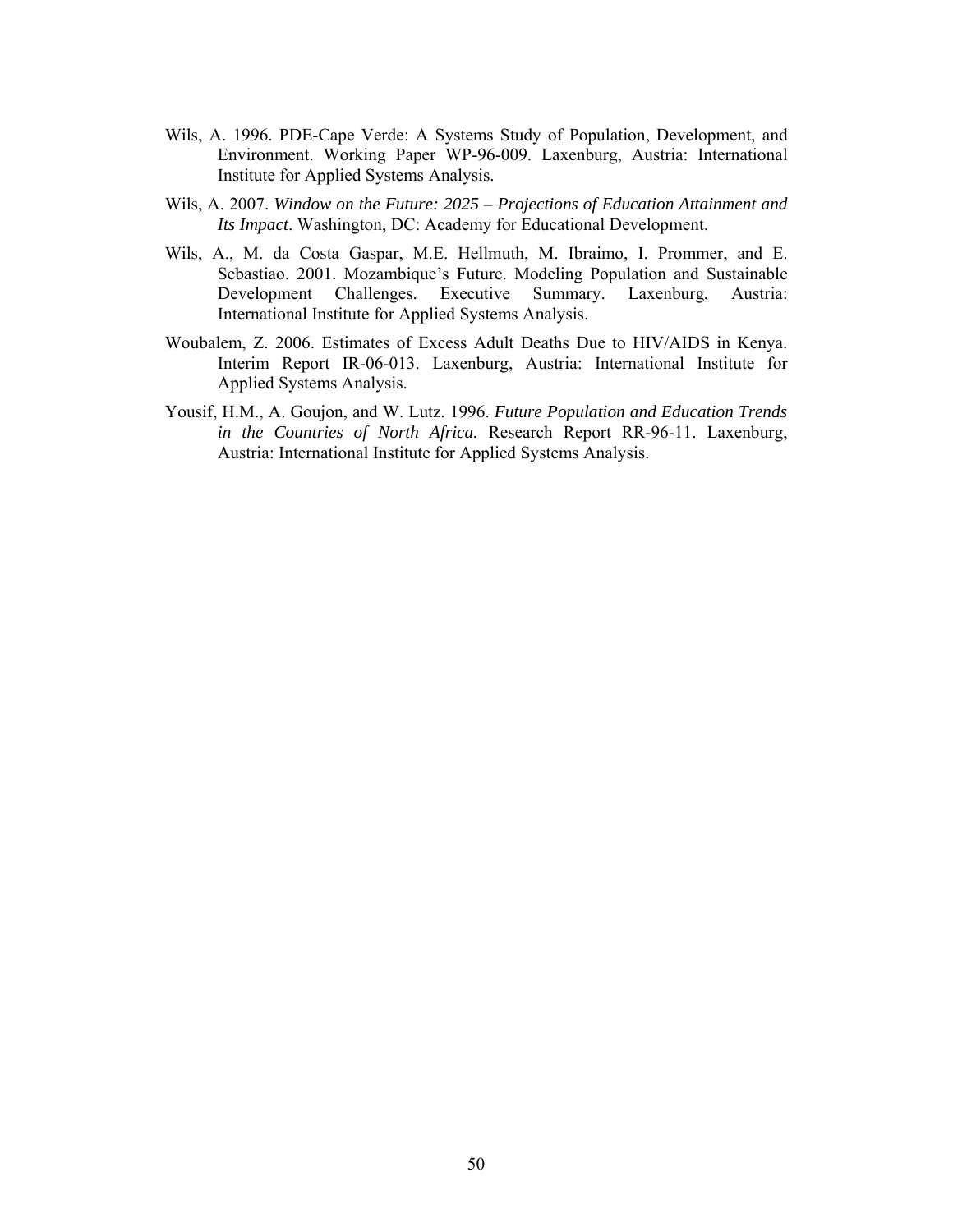Wils, A. 1996. PDE-Cape Verde: A Systems Study of Population, Development, and Environment. Working Paper WP-96-009. Laxenburg, Austria: International Institute for Applied Systems Analysis.

Wils, A. 2007. *Window on the Future: 2025 – Projections of Education Attainment and Its Impact*. Washington, DC: Academy for Educational Development.

Wils, A., M. da Costa Gaspar, M.E. Hellmuth, M. Ibraimo, I. Prommer, and E. Sebastiao. 2001. Mozambique's Future. Modeling Population and Sustainable Development Challenges. Executive Summary. Laxenburg, Austria: International Institute for Applied Systems Analysis.

Woubalem, Z. 2006. Estimates of Excess Adult Deaths Due to HIV/AIDS in Kenya. Interim Report IR-06-013. Laxenburg, Austria: International Institute for Applied Systems Analysis.

Yousif, H.M., A. Goujon, and W. Lutz. 1996. *Future Population and Education Trends in the Countries of North Africa.* Research Report RR-96-11. Laxenburg, Austria: International Institute for Applied Systems Analysis.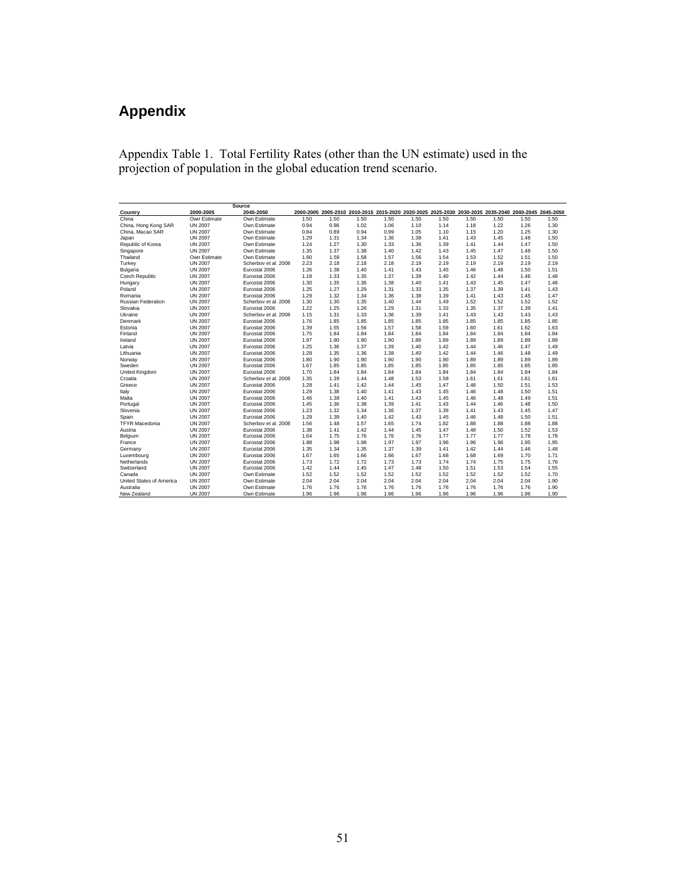# Appendix

Appendix Table 1. Total Fertility Rates (other than the UN estimate) used in the projection of population in the global education trend scenario.

| Country | Source 2000-2005 | Source 2045-2050 | 2000-2005 | 2005-2010 | 2010-2015 | 2015-2020 | 2020-2025 | 2025-2030 | 2030-2035 | 2035-2040 | 2040-2045 | 2045-2050 |
|---|---|---|---|---|---|---|---|---|---|---|---|---|
| China | Own Estimate | Own Estimate | 1.50 | 1.50 | 1.50 | 1.50 | 1.50 | 1.50 | 1.50 | 1.50 | 1.50 | 1.50 |
| China, Hong Kong SAR | UN 2007 | Own Estimate | 0.94 | 0.98 | 1.02 | 1.06 | 1.10 | 1.14 | 1.18 | 1.22 | 1.26 | 1.30 |
| China, Macao SAR | UN 2007 | Own Estimate | 0.84 | 0.89 | 0.94 | 0.99 | 1.05 | 1.10 | 1.15 | 1.20 | 1.25 | 1.30 |
| Japan | UN 2007 | Own Estimate | 1.29 | 1.31 | 1.34 | 1.36 | 1.38 | 1.41 | 1.43 | 1.45 | 1.48 | 1.50 |
| Republic of Korea | UN 2007 | Own Estimate | 1.24 | 1.27 | 1.30 | 1.33 | 1.36 | 1.39 | 1.41 | 1.44 | 1.47 | 1.50 |
| Singapore | UN 2007 | Own Estimate | 1.35 | 1.37 | 1.38 | 1.40 | 1.42 | 1.43 | 1.45 | 1.47 | 1.48 | 1.50 |
| Thailand | Own Estimate | Own Estimate | 1.60 | 1.59 | 1.58 | 1.57 | 1.56 | 1.54 | 1.53 | 1.52 | 1.51 | 1.50 |
| Turkey | UN 2007 | Scherbov et al. 2008 | 2.23 | 2.18 | 2.18 | 2.18 | 2.19 | 2.19 | 2.19 | 2.19 | 2.19 | 2.19 |
| Bulgaria | UN 2007 | Eurostat 2006 | 1.26 | 1.38 | 1.40 | 1.41 | 1.43 | 1.45 | 1.46 | 1.48 | 1.50 | 1.51 |
| Czech Republic | UN 2007 | Eurostat 2006 | 1.18 | 1.33 | 1.35 | 1.37 | 1.39 | 1.40 | 1.42 | 1.44 | 1.46 | 1.48 |
| Hungary | UN 2007 | Eurostat 2006 | 1.30 | 1.35 | 1.36 | 1.38 | 1.40 | 1.41 | 1.43 | 1.45 | 1.47 | 1.48 |
| Poland | UN 2007 | Eurostat 2006 | 1.25 | 1.27 | 1.29 | 1.31 | 1.33 | 1.35 | 1.37 | 1.39 | 1.41 | 1.43 |
| Romania | UN 2007 | Eurostat 2006 | 1.29 | 1.32 | 1.34 | 1.36 | 1.38 | 1.39 | 1.41 | 1.43 | 1.45 | 1.47 |
| Russian Federation | UN 2007 | Scherbov et al. 2008 | 1.30 | 1.30 | 1.35 | 1.40 | 1.44 | 1.49 | 1.52 | 1.52 | 1.52 | 1.52 |
| Slovakia | UN 2007 | Eurostat 2006 | 1.22 | 1.25 | 1.26 | 1.29 | 1.31 | 1.33 | 1.35 | 1.37 | 1.39 | 1.41 |
| Ukraine | UN 2007 | Scherbov et al. 2008 | 1.15 | 1.31 | 1.33 | 1.36 | 1.39 | 1.41 | 1.43 | 1.43 | 1.43 | 1.43 |
| Denmark | UN 2007 | Eurostat 2006 | 1.76 | 1.85 | 1.85 | 1.85 | 1.85 | 1.85 | 1.85 | 1.85 | 1.85 | 1.85 |
| Estonia | UN 2007 | Eurostat 2006 | 1.39 | 1.55 | 1.56 | 1.57 | 1.58 | 1.59 | 1.60 | 1.61 | 1.62 | 1.63 |
| Finland | UN 2007 | Eurostat 2006 | 1.75 | 1.84 | 1.84 | 1.84 | 1.84 | 1.84 | 1.84 | 1.84 | 1.84 | 1.84 |
| Ireland | UN 2007 | Eurostat 2006 | 1.97 | 1.90 | 1.90 | 1.90 | 1.89 | 1.89 | 1.89 | 1.89 | 1.89 | 1.89 |
| Latvia | UN 2007 | Eurostat 2006 | 1.25 | 1.36 | 1.37 | 1.39 | 1.40 | 1.42 | 1.44 | 1.46 | 1.47 | 1.49 |
| Lithuania | UN 2007 | Eurostat 2006 | 1.28 | 1.35 | 1.36 | 1.38 | 1.40 | 1.42 | 1.44 | 1.46 | 1.48 | 1.49 |
| Norway | UN 2007 | Eurostat 2006 | 1.80 | 1.90 | 1.90 | 1.90 | 1.90 | 1.90 | 1.89 | 1.89 | 1.89 | 1.89 |
| Sweden | UN 2007 | Eurostat 2006 | 1.67 | 1.85 | 1.85 | 1.85 | 1.85 | 1.85 | 1.85 | 1.85 | 1.85 | 1.85 |
| United Kingdom | UN 2007 | Eurostat 2006 | 1.70 | 1.84 | 1.84 | 1.84 | 1.84 | 1.84 | 1.84 | 1.84 | 1.84 | 1.84 |
| Croatia | UN 2007 | Scherbov et al. 2008 | 1.35 | 1.39 | 1.44 | 1.48 | 1.53 | 1.58 | 1.61 | 1.61 | 1.61 | 1.61 |
| Greece | UN 2007 | Eurostat 2006 | 1.28 | 1.41 | 1.42 | 1.44 | 1.45 | 1.47 | 1.48 | 1.50 | 1.51 | 1.53 |
| Italy | UN 2007 | Eurostat 2006 | 1.29 | 1.38 | 1.40 | 1.41 | 1.43 | 1.45 | 1.46 | 1.48 | 1.50 | 1.51 |
| Malta | UN 2007 | Eurostat 2006 | 1.46 | 1.38 | 1.40 | 1.41 | 1.43 | 1.45 | 1.46 | 1.48 | 1.49 | 1.51 |
| Portugal | UN 2007 | Eurostat 2006 | 1.45 | 1.36 | 1.38 | 1.39 | 1.41 | 1.43 | 1.44 | 1.46 | 1.48 | 1.50 |
| Slovenia | UN 2007 | Eurostat 2006 | 1.23 | 1.32 | 1.34 | 1.36 | 1.37 | 1.39 | 1.41 | 1.43 | 1.45 | 1.47 |
| Spain | UN 2007 | Eurostat 2006 | 1.29 | 1.39 | 1.40 | 1.42 | 1.43 | 1.45 | 1.46 | 1.48 | 1.50 | 1.51 |
| TFYR Macedonia | UN 2007 | Scherbov et al. 2008 | 1.56 | 1.48 | 1.57 | 1.65 | 1.74 | 1.82 | 1.88 | 1.88 | 1.88 | 1.88 |
| Austria | UN 2007 | Eurostat 2006 | 1.38 | 1.41 | 1.42 | 1.44 | 1.45 | 1.47 | 1.48 | 1.50 | 1.52 | 1.53 |
| Belgium | UN 2007 | Eurostat 2006 | 1.64 | 1.75 | 1.76 | 1.76 | 1.76 | 1.77 | 1.77 | 1.77 | 1.78 | 1.78 |
| France | UN 2007 | Eurostat 2006 | 1.88 | 1.98 | 1.98 | 1.97 | 1.97 | 1.96 | 1.96 | 1.96 | 1.95 | 1.95 |
| Germany | UN 2007 | Eurostat 2006 | 1.35 | 1.34 | 1.35 | 1.37 | 1.39 | 1.41 | 1.42 | 1.44 | 1.46 | 1.48 |
| Luxembourg | UN 2007 | Eurostat 2006 | 1.67 | 1.65 | 1.66 | 1.66 | 1.67 | 1.68 | 1.68 | 1.69 | 1.70 | 1.71 |
| Netherlands | UN 2007 | Eurostat 2006 | 1.73 | 1.72 | 1.72 | 1.73 | 1.73 | 1.74 | 1.74 | 1.75 | 1.75 | 1.76 |
| Switzerland | UN 2007 | Eurostat 2006 | 1.42 | 1.44 | 1.45 | 1.47 | 1.48 | 1.50 | 1.51 | 1.53 | 1.54 | 1.55 |
| Canada | UN 2007 | Own Estimate | 1.52 | 1.52 | 1.52 | 1.52 | 1.52 | 1.52 | 1.52 | 1.52 | 1.52 | 1.70 |
| United States of America | UN 2007 | Own Estimate | 2.04 | 2.04 | 2.04 | 2.04 | 2.04 | 2.04 | 2.04 | 2.04 | 2.04 | 1.90 |
| Australia | UN 2007 | Own Estimate | 1.76 | 1.76 | 1.76 | 1.76 | 1.76 | 1.76 | 1.76 | 1.76 | 1.76 | 1.90 |
| New Zealand | UN 2007 | Own Estimate | 1.96 | 1.96 | 1.96 | 1.96 | 1.96 | 1.96 | 1.96 | 1.96 | 1.96 | 1.90 |